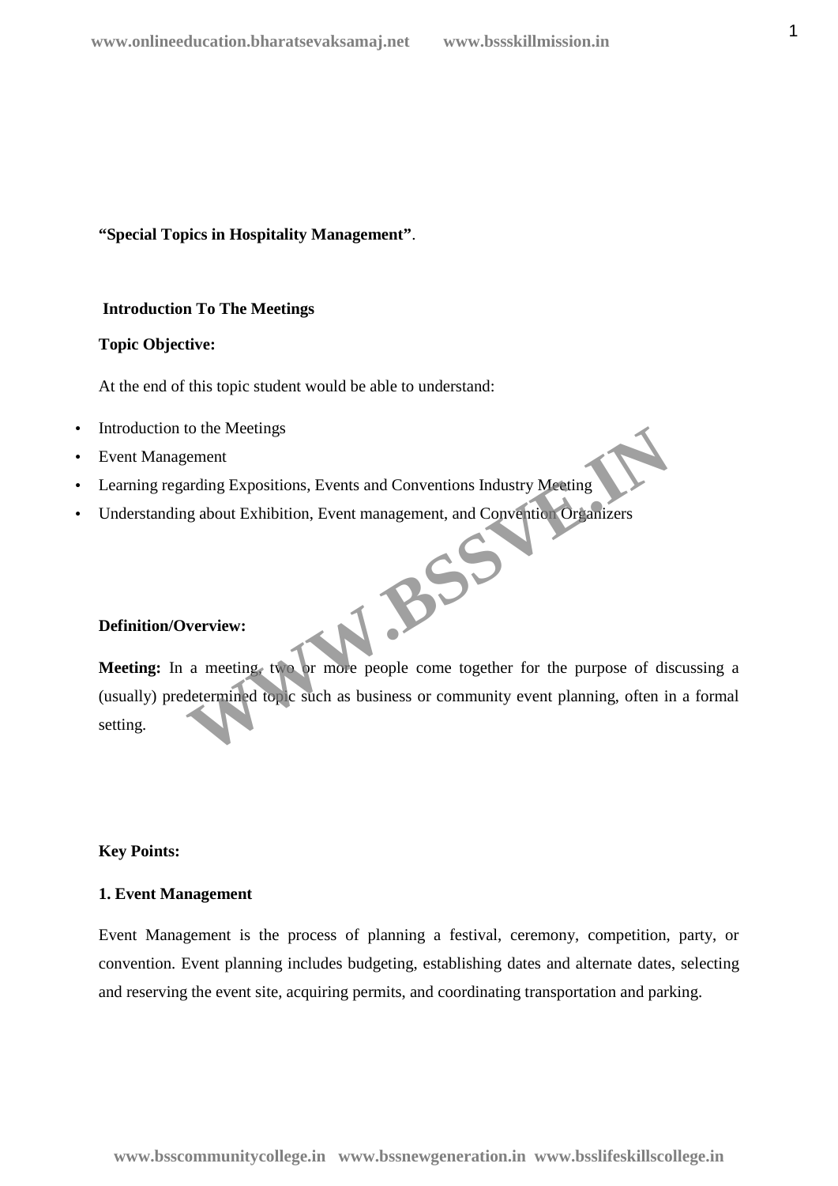**“Special Topics in Hospitality Management”**.

## Introduction To The Meetings

**Topic Objective:**

At the end of this topic student would be able to understand:

- Introduction to the Meetings
- Event Management
- Learning regarding Expositions, Events and Conventions Industry Meeting
- Understanding about Exhibition, Event management, and Convention Organizers

**Definition/Overview:**

**Meeting:** In a meeting, two or more people come together for the purpose of discussing a (usually) predetermined topic such as business or community event planning, often in a formal setting.

**Key Points:**

**1. Event Management**

Event Management is the process of planning a festival, ceremony, competition, party, or convention. Event planning includes budgeting, establishing dates and alternate dates, selecting and reserving the event site, acquiring permits, and coordinating transportation and parking.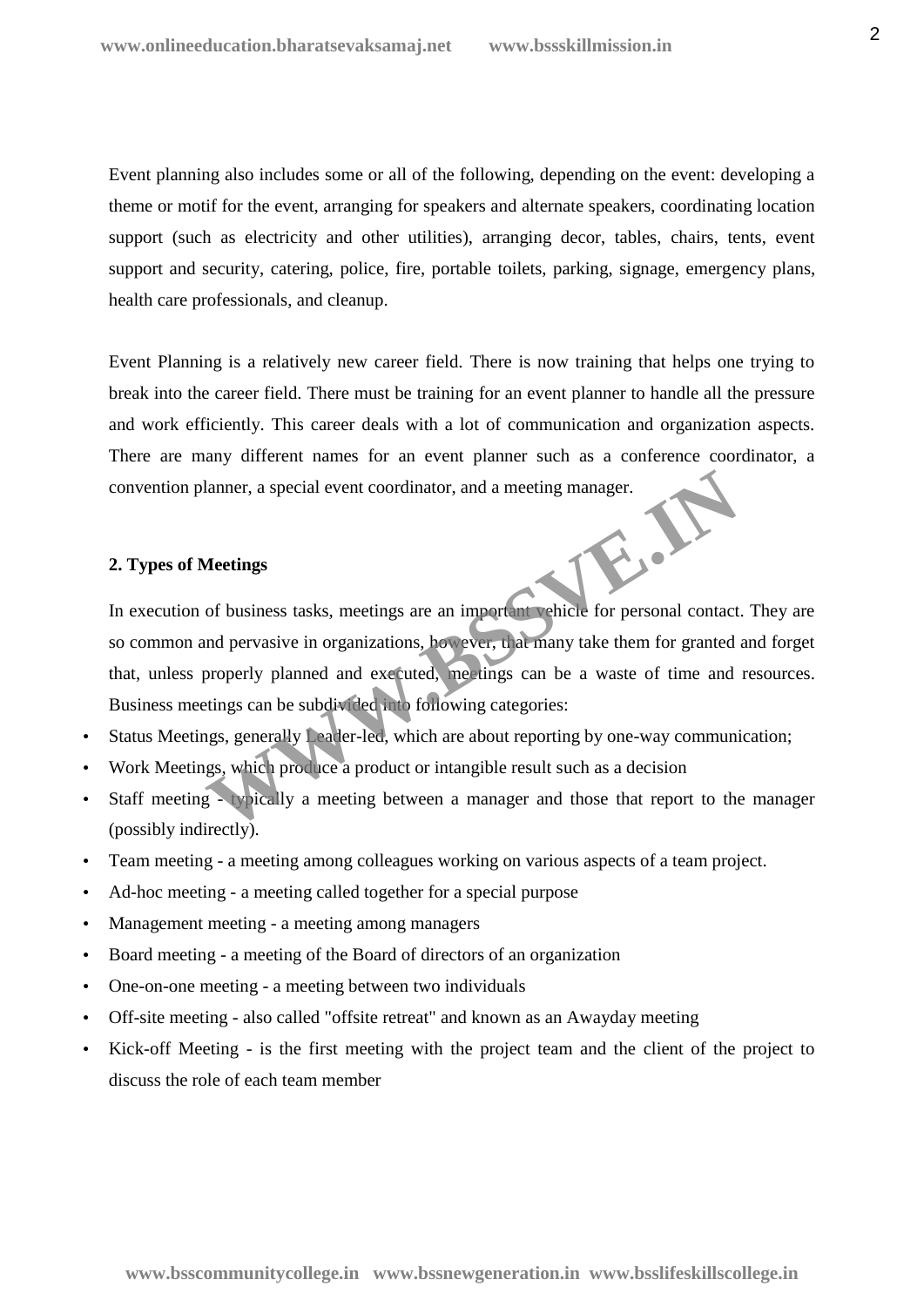Event planning also includes some or all of the following, depending on the event: developing a theme or motif for the event, arranging for speakers and alternate speakers, coordinating location support (such as electricity and other utilities), arranging decor, tables, chairs, tents, event support and security, catering, police, fire, portable toilets, parking, signage, emergency plans, health care professionals, and cleanup.

Event Planning is a relatively new career field. There is now training that helps one trying to break into the career field. There must be training for an event planner to handle all the pressure and work efficiently. This career deals with a lot of communication and organization aspects. There are many different names for an event planner such as a conference coordinator, a convention planner, a special event coordinator, and a meeting manager.

## 2. Types of Meetings

In execution of business tasks, meetings are an important vehicle for personal contact. They are so common and pervasive in organizations, however, that many take them for granted and forget that, unless properly planned and executed, meetings can be a waste of time and resources. Business meetings can be subdivided into following categories:

- Status Meetings, generally Leader-led, which are about reporting by one-way communication;
- Work Meetings, which produce a product or intangible result such as a decision
- Staff meeting - typically a meeting between a manager and those that report to the manager (possibly indirectly).
- Team meeting - a meeting among colleagues working on various aspects of a team project.
- Ad-hoc meeting - a meeting called together for a special purpose
- Management meeting - a meeting among managers
- Board meeting - a meeting of the Board of directors of an organization
- One-on-one meeting - a meeting between two individuals
- Off-site meeting - also called "offsite retreat" and known as an Awayday meeting
- Kick-off Meeting - is the first meeting with the project team and the client of the project to discuss the role of each team member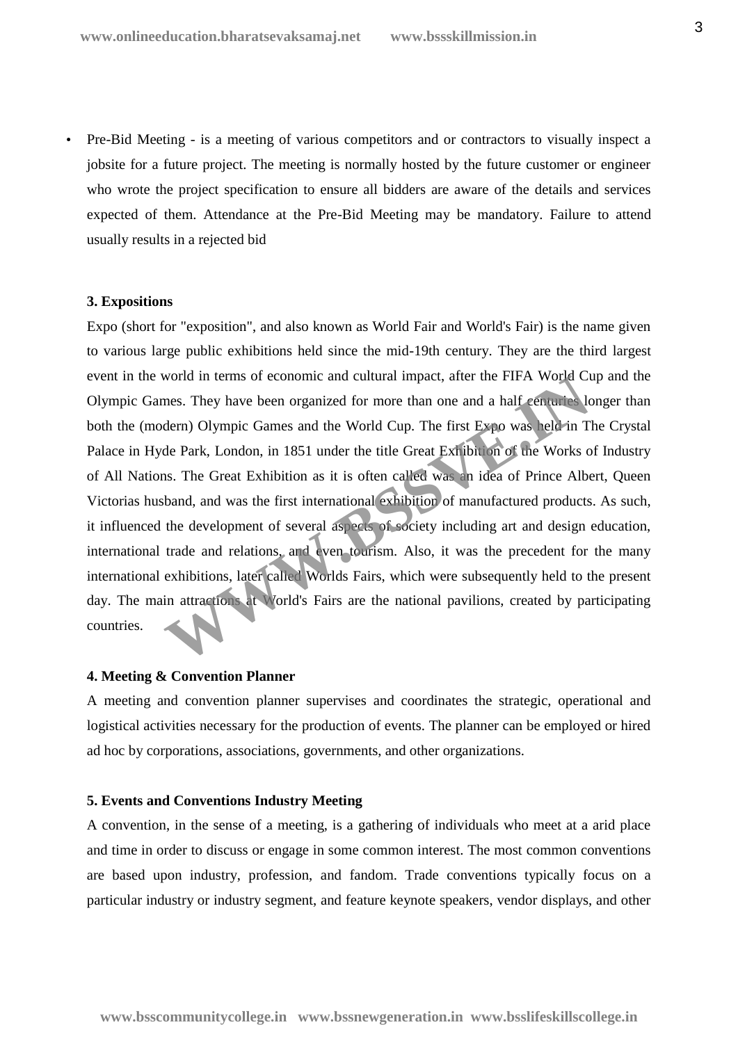- Pre-Bid Meeting - is a meeting of various competitors and or contractors to visually inspect a jobsite for a future project. The meeting is normally hosted by the future customer or engineer who wrote the project specification to ensure all bidders are aware of the details and services expected of them. Attendance at the Pre-Bid Meeting may be mandatory. Failure to attend usually results in a rejected bid

**3. Expositions**

Expo (short for "exposition", and also known as World Fair and World's Fair) is the name given to various large public exhibitions held since the mid-19th century. They are the third largest event in the world in terms of economic and cultural impact, after the FIFA World Cup and the Olympic Games. They have been organized for more than one and a half centuries longer than both the (modern) Olympic Games and the World Cup. The first Expo was held in The Crystal Palace in Hyde Park, London, in 1851 under the title Great Exhibition of the Works of Industry of All Nations. The Great Exhibition as it is often called was an idea of Prince Albert, Queen Victorias husband, and was the first international exhibition of manufactured products. As such, it influenced the development of several aspects of society including art and design education, international trade and relations, and even tourism. Also, it was the precedent for the many international exhibitions, later called Worlds Fairs, which were subsequently held to the present day. The main attractions at World's Fairs are the national pavilions, created by participating countries.

**4. Meeting & Convention Planner**

A meeting and convention planner supervises and coordinates the strategic, operational and logistical activities necessary for the production of events. The planner can be employed or hired ad hoc by corporations, associations, governments, and other organizations.

**5. Events and Conventions Industry Meeting**

A convention, in the sense of a meeting, is a gathering of individuals who meet at a arid place and time in order to discuss or engage in some common interest. The most common conventions are based upon industry, profession, and fandom. Trade conventions typically focus on a particular industry or industry segment, and feature keynote speakers, vendor displays, and other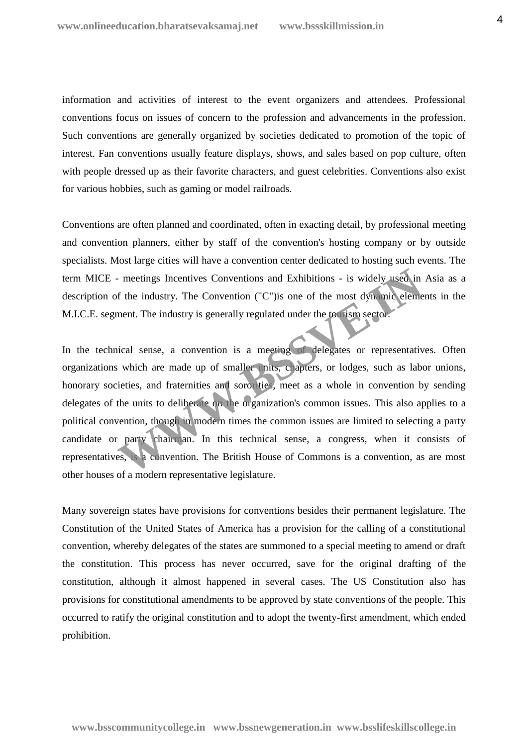information and activities of interest to the event organizers and attendees. Professional conventions focus on issues of concern to the profession and advancements in the profession. Such conventions are generally organized by societies dedicated to promotion of the topic of interest. Fan conventions usually feature displays, shows, and sales based on pop culture, often with people dressed up as their favorite characters, and guest celebrities. Conventions also exist for various hobbies, such as gaming or model railroads.

Conventions are often planned and coordinated, often in exacting detail, by professional meeting and convention planners, either by staff of the convention's hosting company or by outside specialists. Most large cities will have a convention center dedicated to hosting such events. The term MICE - meetings Incentives Conventions and Exhibitions - is widely used in Asia as a description of the industry. The Convention ("C")is one of the most dynamic elements in the M.I.C.E. segment. The industry is generally regulated under the tourism sector.

In the technical sense, a convention is a meeting of delegates or representatives. Often organizations which are made up of smaller units, chapters, or lodges, such as labor unions, honorary societies, and fraternities and sororities, meet as a whole in convention by sending delegates of the units to deliberate on the organization's common issues. This also applies to a political convention, though in modern times the common issues are limited to selecting a party candidate or party chairman. In this technical sense, a congress, when it consists of representatives, is a convention. The British House of Commons is a convention, as are most other houses of a modern representative legislature.

Many sovereign states have provisions for conventions besides their permanent legislature. The Constitution of the United States of America has a provision for the calling of a constitutional convention, whereby delegates of the states are summoned to a special meeting to amend or draft the constitution. This process has never occurred, save for the original drafting of the constitution, although it almost happened in several cases. The US Constitution also has provisions for constitutional amendments to be approved by state conventions of the people. This occurred to ratify the original constitution and to adopt the twenty-first amendment, which ended prohibition.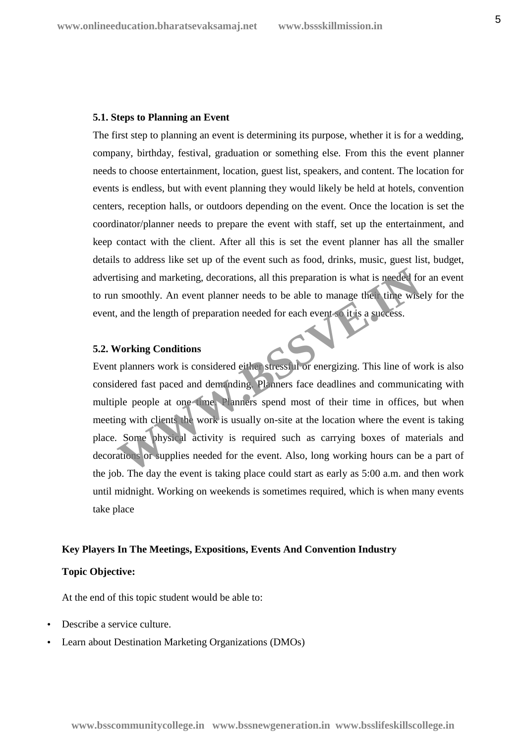### 5.1. Steps to Planning an Event

The first step to planning an event is determining its purpose, whether it is for a wedding, company, birthday, festival, graduation or something else. From this the event planner needs to choose entertainment, location, guest list, speakers, and content. The location for events is endless, but with event planning they would likely be held at hotels, convention centers, reception halls, or outdoors depending on the event. Once the location is set the coordinator/planner needs to prepare the event with staff, set up the entertainment, and keep contact with the client. After all this is set the event planner has all the smaller details to address like set up of the event such as food, drinks, music, guest list, budget, advertising and marketing, decorations, all this preparation is what is needed for an event to run smoothly. An event planner needs to be able to manage their time wisely for the event, and the length of preparation needed for each event so it is a success.

### 5.2. Working Conditions

Event planners work is considered either stressful or energizing. This line of work is also considered fast paced and demanding. Planners face deadlines and communicating with multiple people at one time. Planners spend most of their time in offices, but when meeting with clients the work is usually on-site at the location where the event is taking place. Some physical activity is required such as carrying boxes of materials and decorations or supplies needed for the event. Also, long working hours can be a part of the job. The day the event is taking place could start as early as 5:00 a.m. and then work until midnight. Working on weekends is sometimes required, which is when many events take place

**Key Players In The Meetings, Expositions, Events And Convention Industry**

**Topic Objective:**

At the end of this topic student would be able to:

- Describe a service culture.
- Learn about Destination Marketing Organizations (DMOs)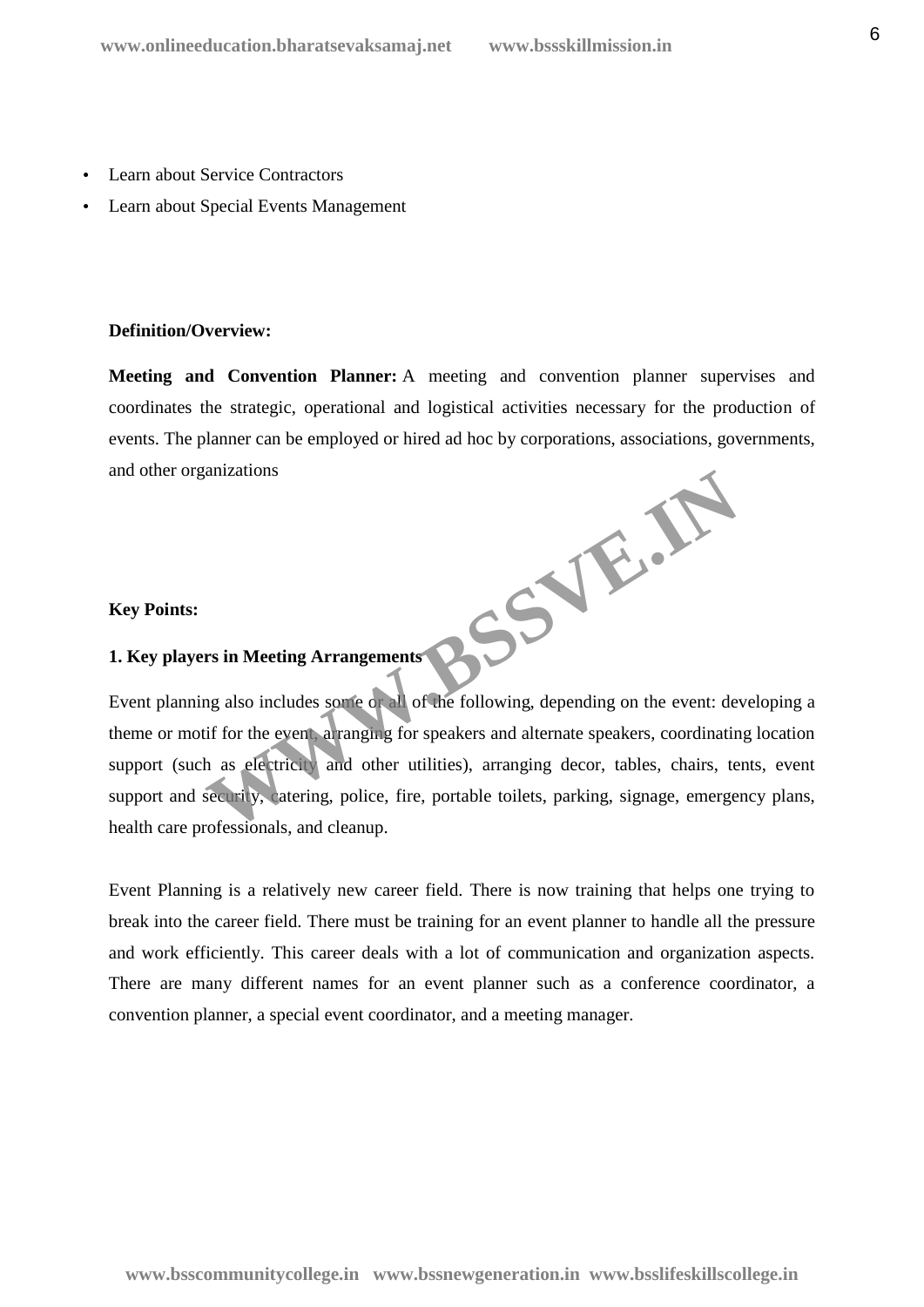- Learn about Service Contractors
- Learn about Special Events Management

**Definition/Overview:**

**Meeting and Convention Planner:** A meeting and convention planner supervises and coordinates the strategic, operational and logistical activities necessary for the production of events. The planner can be employed or hired ad hoc by corporations, associations, governments, and other organizations

**Key Points:**

**1. Key players in Meeting Arrangements**

Event planning also includes some or all of the following, depending on the event: developing a theme or motif for the event, arranging for speakers and alternate speakers, coordinating location support (such as electricity and other utilities), arranging decor, tables, chairs, tents, event support and security, catering, police, fire, portable toilets, parking, signage, emergency plans, health care professionals, and cleanup.

Event Planning is a relatively new career field. There is now training that helps one trying to break into the career field. There must be training for an event planner to handle all the pressure and work efficiently. This career deals with a lot of communication and organization aspects. There are many different names for an event planner such as a conference coordinator, a convention planner, a special event coordinator, and a meeting manager.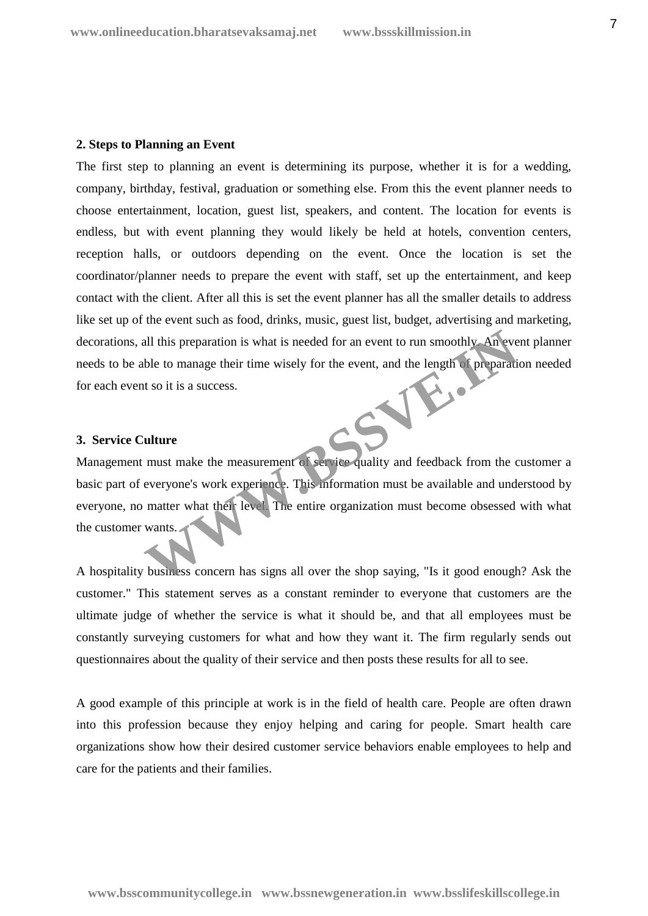**2. Steps to Planning an Event**

The first step to planning an event is determining its purpose, whether it is for a wedding, company, birthday, festival, graduation or something else. From this the event planner needs to choose entertainment, location, guest list, speakers, and content. The location for events is endless, but with event planning they would likely be held at hotels, convention centers, reception halls, or outdoors depending on the event. Once the location is set the coordinator/planner needs to prepare the event with staff, set up the entertainment, and keep contact with the client. After all this is set the event planner has all the smaller details to address like set up of the event such as food, drinks, music, guest list, budget, advertising and marketing, decorations, all this preparation is what is needed for an event to run smoothly. An event planner needs to be able to manage their time wisely for the event, and the length of preparation needed for each event so it is a success.

**3. Service Culture**

Management must make the measurement of service quality and feedback from the customer a basic part of everyone's work experience. This information must be available and understood by everyone, no matter what their level. The entire organization must become obsessed with what the customer wants.

A hospitality business concern has signs all over the shop saying, "Is it good enough? Ask the customer." This statement serves as a constant reminder to everyone that customers are the ultimate judge of whether the service is what it should be, and that all employees must be constantly surveying customers for what and how they want it. The firm regularly sends out questionnaires about the quality of their service and then posts these results for all to see.

A good example of this principle at work is in the field of health care. People are often drawn into this profession because they enjoy helping and caring for people. Smart health care organizations show how their desired customer service behaviors enable employees to help and care for the patients and their families.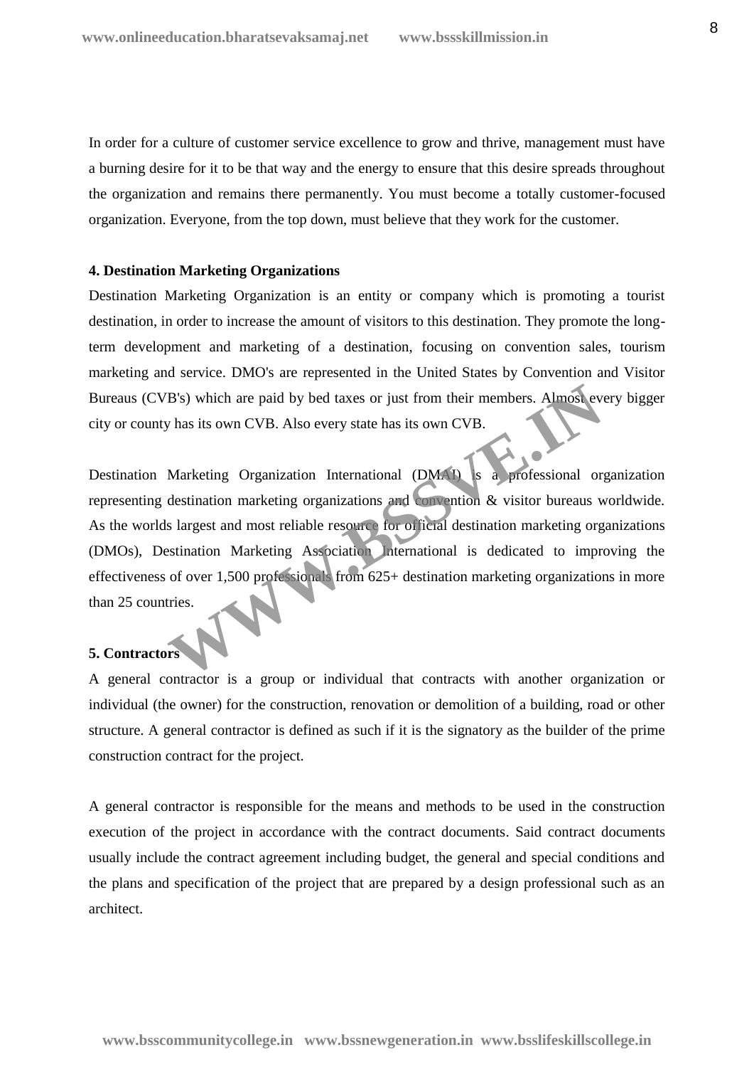In order for a culture of customer service excellence to grow and thrive, management must have a burning desire for it to be that way and the energy to ensure that this desire spreads throughout the organization and remains there permanently. You must become a totally customer-focused organization. Everyone, from the top down, must believe that they work for the customer.

**4. Destination Marketing Organizations**

Destination Marketing Organization is an entity or company which is promoting a tourist destination, in order to increase the amount of visitors to this destination. They promote the long-term development and marketing of a destination, focusing on convention sales, tourism marketing and service. DMO's are represented in the United States by Convention and Visitor Bureaus (CVB's) which are paid by bed taxes or just from their members. Almost every bigger city or county has its own CVB. Also every state has its own CVB.

Destination Marketing Organization International (DMAI) is a professional organization representing destination marketing organizations and convention & visitor bureaus worldwide. As the worlds largest and most reliable resource for official destination marketing organizations (DMOs), Destination Marketing Association International is dedicated to improving the effectiveness of over 1,500 professionals from 625+ destination marketing organizations in more than 25 countries.

**5. Contractors**

A general contractor is a group or individual that contracts with another organization or individual (the owner) for the construction, renovation or demolition of a building, road or other structure. A general contractor is defined as such if it is the signatory as the builder of the prime construction contract for the project.

A general contractor is responsible for the means and methods to be used in the construction execution of the project in accordance with the contract documents. Said contract documents usually include the contract agreement including budget, the general and special conditions and the plans and specification of the project that are prepared by a design professional such as an architect.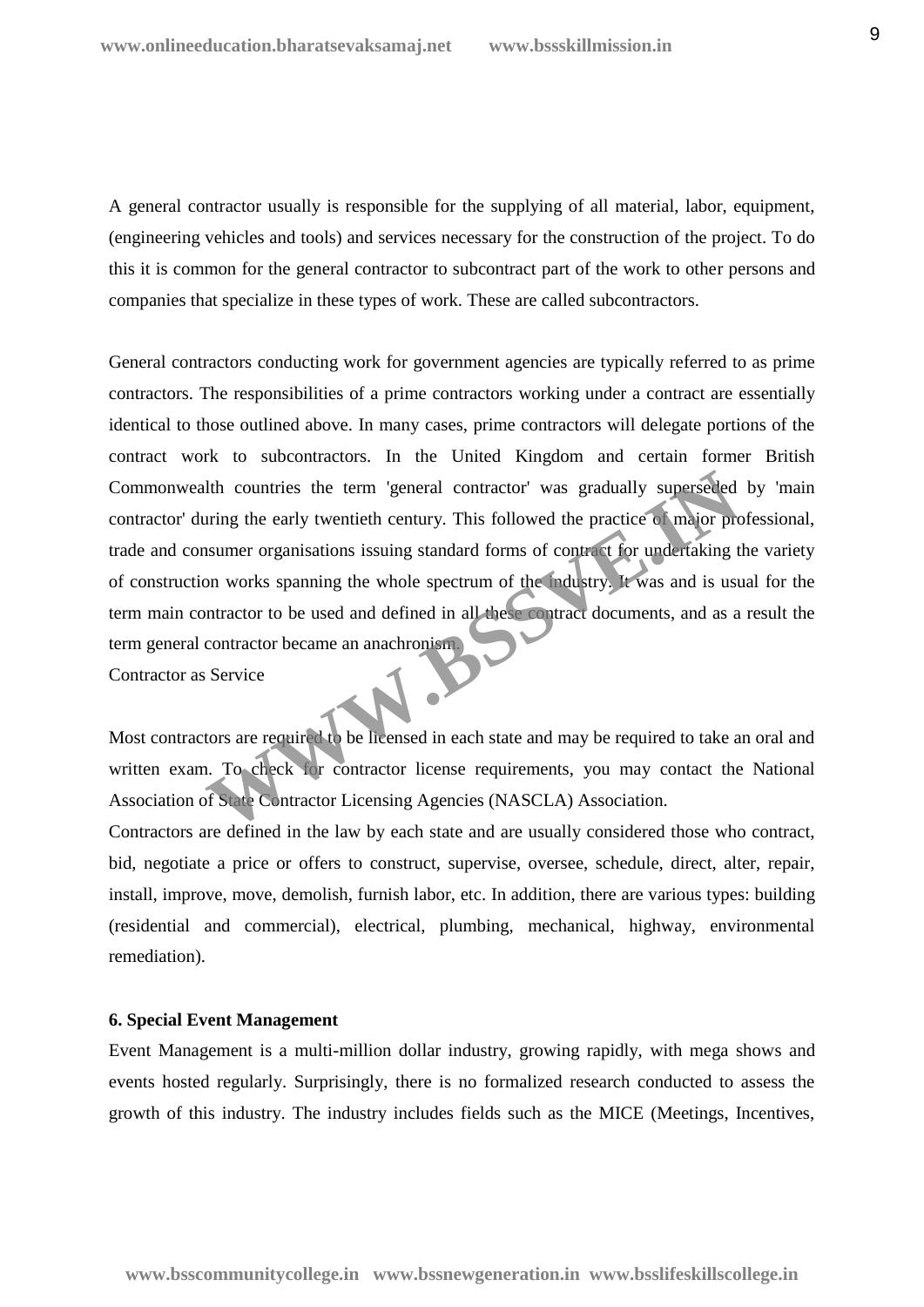A general contractor usually is responsible for the supplying of all material, labor, equipment, (engineering vehicles and tools) and services necessary for the construction of the project. To do this it is common for the general contractor to subcontract part of the work to other persons and companies that specialize in these types of work. These are called subcontractors.

General contractors conducting work for government agencies are typically referred to as prime contractors. The responsibilities of a prime contractors working under a contract are essentially identical to those outlined above. In many cases, prime contractors will delegate portions of the contract work to subcontractors. In the United Kingdom and certain former British Commonwealth countries the term 'general contractor' was gradually superseded by 'main contractor' during the early twentieth century. This followed the practice of major professional, trade and consumer organisations issuing standard forms of contract for undertaking the variety of construction works spanning the whole spectrum of the industry. It was and is usual for the term main contractor to be used and defined in all these contract documents, and as a result the term general contractor became an anachronism.

Contractor as Service

Most contractors are required to be licensed in each state and may be required to take an oral and written exam. To check for contractor license requirements, you may contact the National Association of State Contractor Licensing Agencies (NASCLA) Association.

Contractors are defined in the law by each state and are usually considered those who contract, bid, negotiate a price or offers to construct, supervise, oversee, schedule, direct, alter, repair, install, improve, move, demolish, furnish labor, etc. In addition, there are various types: building (residential and commercial), electrical, plumbing, mechanical, highway, environmental remediation).

**6. Special Event Management**

Event Management is a multi-million dollar industry, growing rapidly, with mega shows and events hosted regularly. Surprisingly, there is no formalized research conducted to assess the growth of this industry. The industry includes fields such as the MICE (Meetings, Incentives,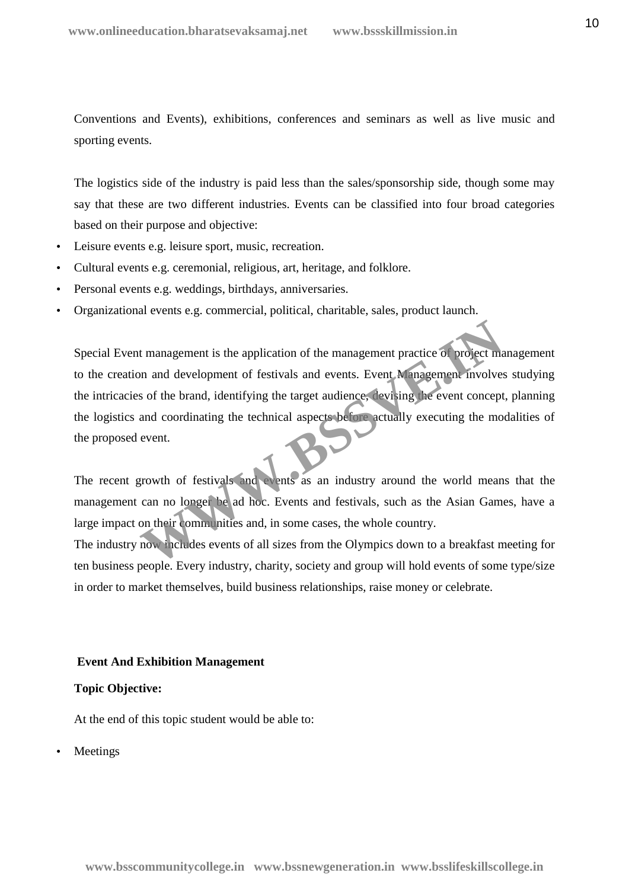Conventions and Events), exhibitions, conferences and seminars as well as live music and sporting events.

The logistics side of the industry is paid less than the sales/sponsorship side, though some may say that these are two different industries. Events can be classified into four broad categories based on their purpose and objective:

- Leisure events e.g. leisure sport, music, recreation.
- Cultural events e.g. ceremonial, religious, art, heritage, and folklore.
- Personal events e.g. weddings, birthdays, anniversaries.
- Organizational events e.g. commercial, political, charitable, sales, product launch.

Special Event management is the application of the management practice of project management to the creation and development of festivals and events. Event Management involves studying the intricacies of the brand, identifying the target audience, devising the event concept, planning the logistics and coordinating the technical aspects before actually executing the modalities of the proposed event.

The recent growth of festivals and events as an industry around the world means that the management can no longer be ad hoc. Events and festivals, such as the Asian Games, have a large impact on their communities and, in some cases, the whole country.
The industry now includes events of all sizes from the Olympics down to a breakfast meeting for ten business people. Every industry, charity, society and group will hold events of some type/size in order to market themselves, build business relationships, raise money or celebrate.

**Event And Exhibition Management**

**Topic Objective:**

At the end of this topic student would be able to:

- Meetings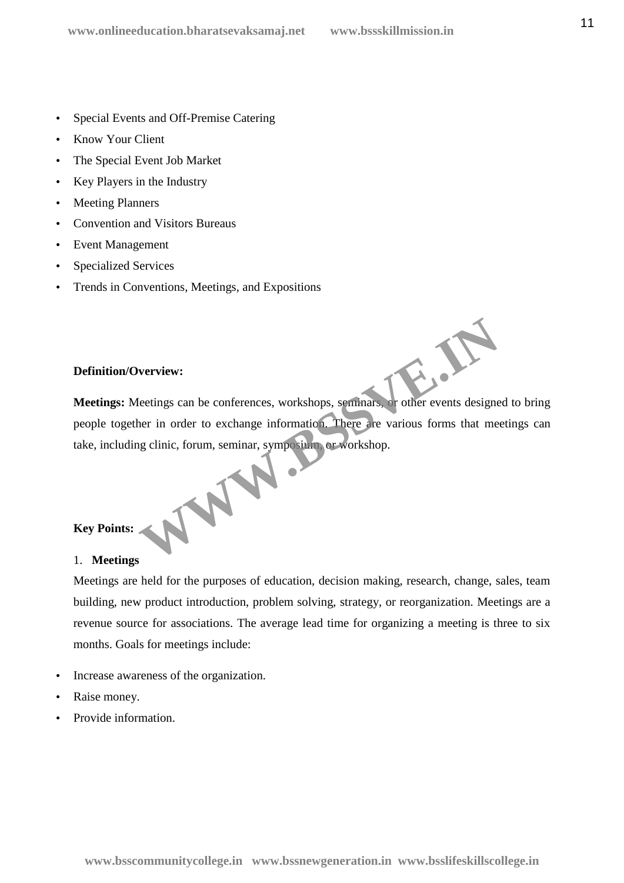- Special Events and Off-Premise Catering
- Know Your Client
- The Special Event Job Market
- Key Players in the Industry
- Meeting Planners
- Convention and Visitors Bureaus
- Event Management
- Specialized Services
- Trends in Conventions, Meetings, and Expositions

**Definition/Overview:**

**Meetings:** Meetings can be conferences, workshops, seminars, or other events designed to bring people together in order to exchange information. There are various forms that meetings can take, including clinic, forum, seminar, symposium, or workshop.

**Key Points:**

1. **Meetings**

Meetings are held for the purposes of education, decision making, research, change, sales, team building, new product introduction, problem solving, strategy, or reorganization. Meetings are a revenue source for associations. The average lead time for organizing a meeting is three to six months. Goals for meetings include:

- Increase awareness of the organization.
- Raise money.
- Provide information.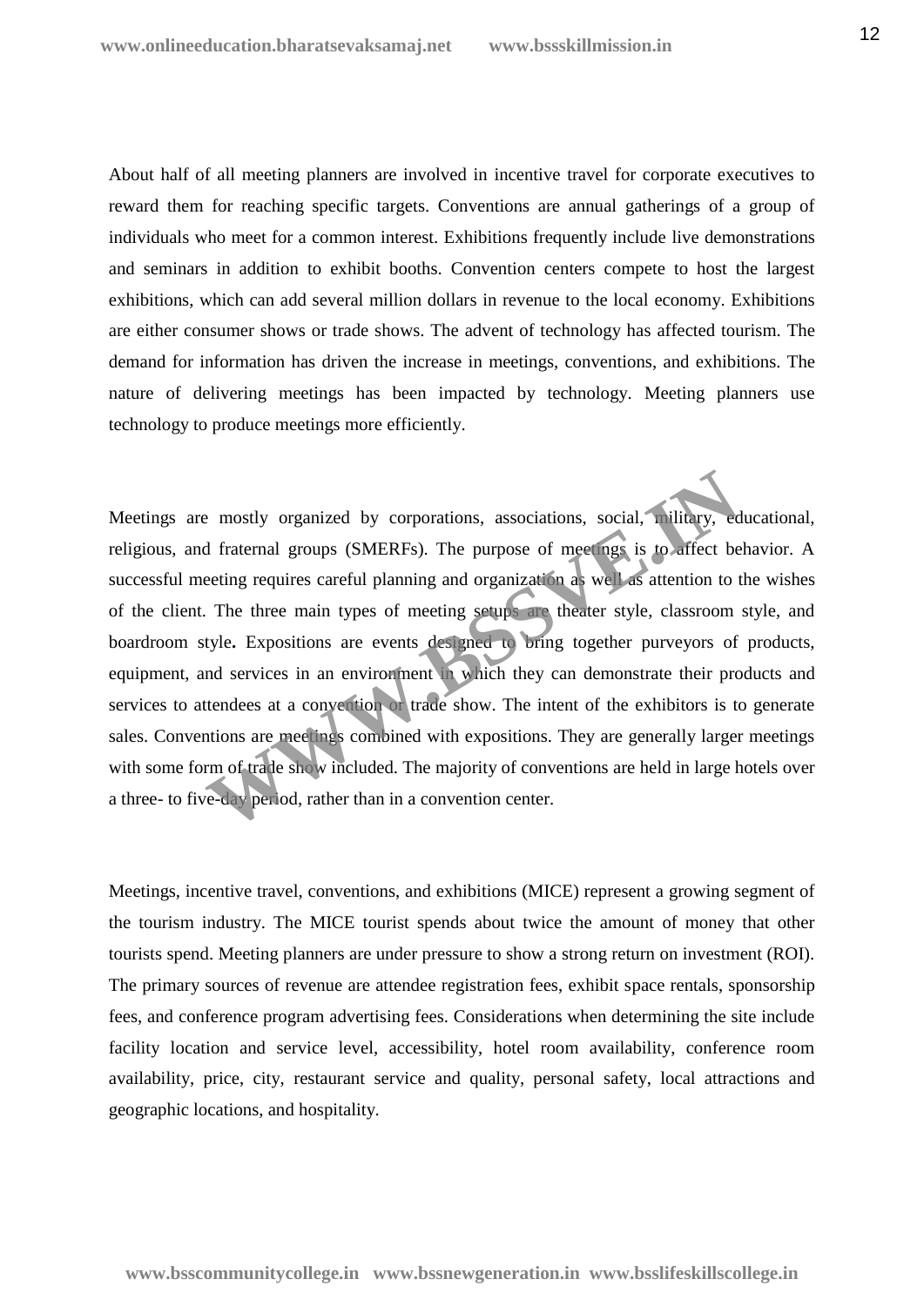About half of all meeting planners are involved in incentive travel for corporate executives to reward them for reaching specific targets. Conventions are annual gatherings of a group of individuals who meet for a common interest. Exhibitions frequently include live demonstrations and seminars in addition to exhibit booths. Convention centers compete to host the largest exhibitions, which can add several million dollars in revenue to the local economy. Exhibitions are either consumer shows or trade shows. The advent of technology has affected tourism. The demand for information has driven the increase in meetings, conventions, and exhibitions. The nature of delivering meetings has been impacted by technology. Meeting planners use technology to produce meetings more efficiently.

Meetings are mostly organized by corporations, associations, social, military, educational, religious, and fraternal groups (SMERFs). The purpose of meetings is to affect behavior. A successful meeting requires careful planning and organization as well as attention to the wishes of the client. The three main types of meeting setups are theater style, classroom style, and boardroom style**.** Expositions are events designed to bring together purveyors of products, equipment, and services in an environment in which they can demonstrate their products and services to attendees at a convention or trade show. The intent of the exhibitors is to generate sales. Conventions are meetings combined with expositions. They are generally larger meetings with some form of trade show included. The majority of conventions are held in large hotels over a three- to five-day period, rather than in a convention center.

Meetings, incentive travel, conventions, and exhibitions (MICE) represent a growing segment of the tourism industry. The MICE tourist spends about twice the amount of money that other tourists spend. Meeting planners are under pressure to show a strong return on investment (ROI). The primary sources of revenue are attendee registration fees, exhibit space rentals, sponsorship fees, and conference program advertising fees. Considerations when determining the site include facility location and service level, accessibility, hotel room availability, conference room availability, price, city, restaurant service and quality, personal safety, local attractions and geographic locations, and hospitality.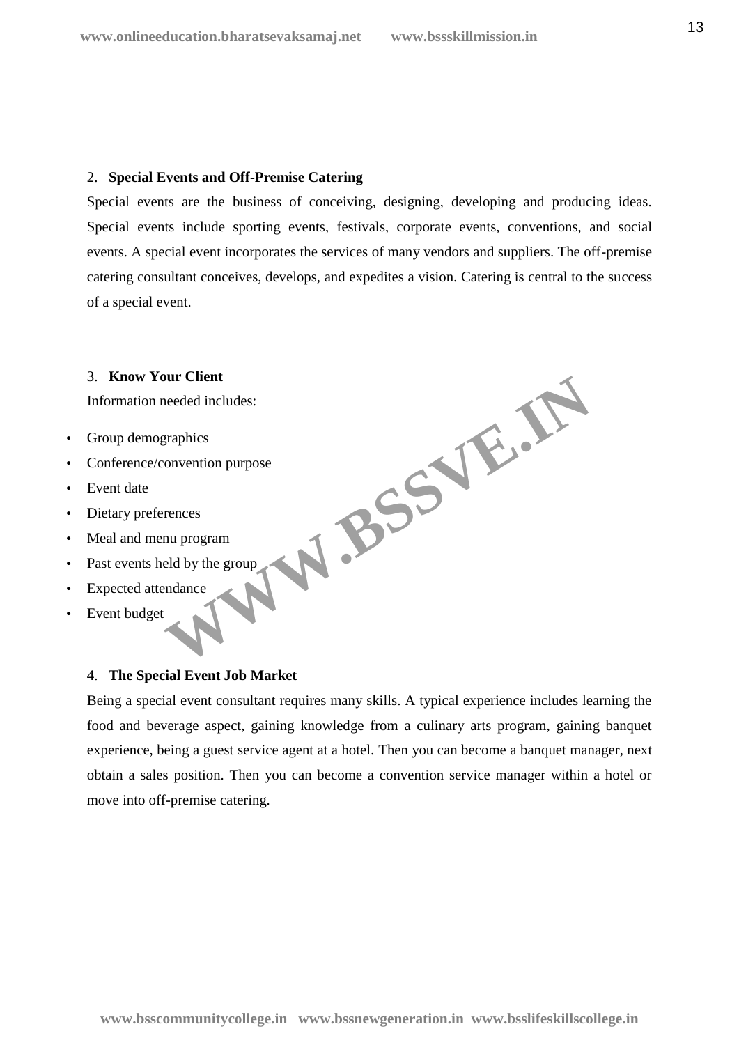2. **Special Events and Off-Premise Catering**

Special events are the business of conceiving, designing, developing and producing ideas. Special events include sporting events, festivals, corporate events, conventions, and social events. A special event incorporates the services of many vendors and suppliers. The off-premise catering consultant conceives, develops, and expedites a vision. Catering is central to the success of a special event.

3. **Know Your Client**

Information needed includes:

- Group demographics
- Conference/convention purpose
- Event date
- Dietary preferences
- Meal and menu program
- Past events held by the group
- Expected attendance
- Event budget

4. **The Special Event Job Market**

Being a special event consultant requires many skills. A typical experience includes learning the food and beverage aspect, gaining knowledge from a culinary arts program, gaining banquet experience, being a guest service agent at a hotel. Then you can become a banquet manager, next obtain a sales position. Then you can become a convention service manager within a hotel or move into off-premise catering.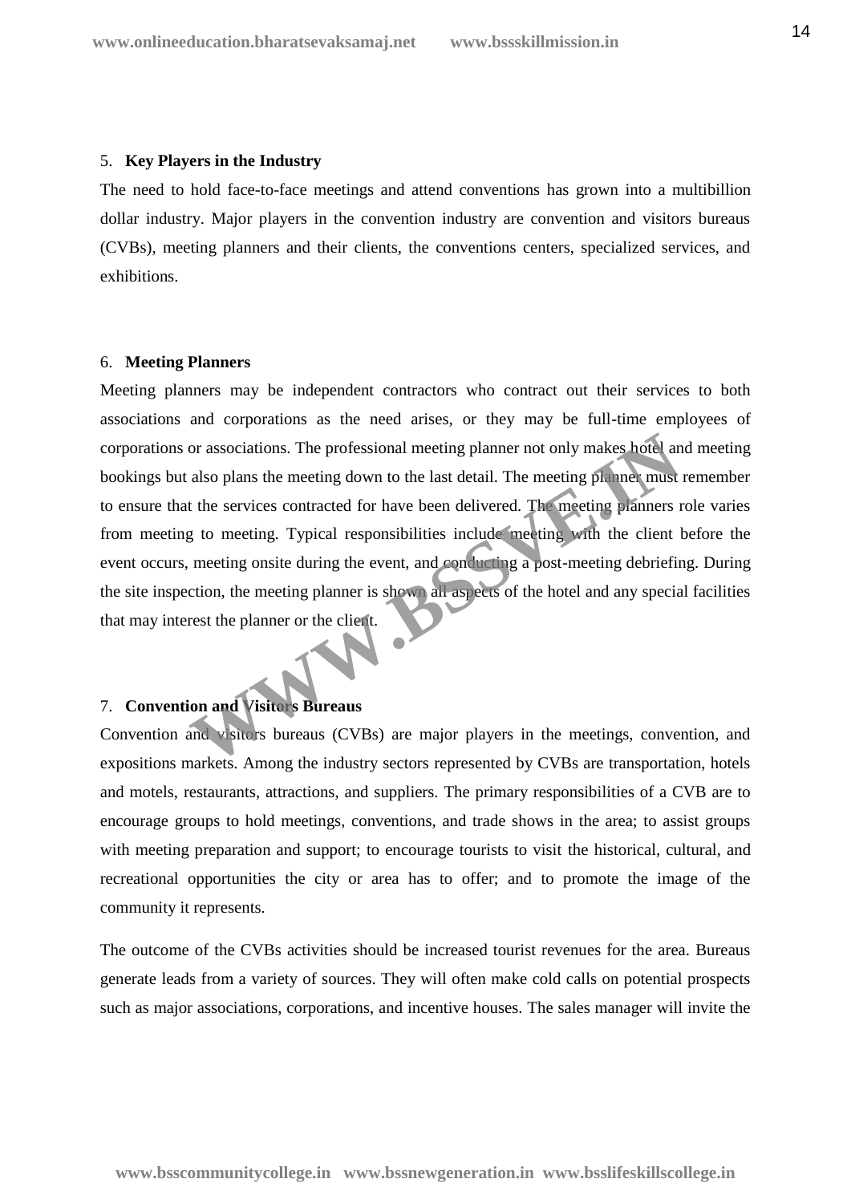## 5. Key Players in the Industry

The need to hold face-to-face meetings and attend conventions has grown into a multibillion dollar industry. Major players in the convention industry are convention and visitors bureaus (CVBs), meeting planners and their clients, the conventions centers, specialized services, and exhibitions.

## 6. Meeting Planners

Meeting planners may be independent contractors who contract out their services to both associations and corporations as the need arises, or they may be full-time employees of corporations or associations. The professional meeting planner not only makes hotel and meeting bookings but also plans the meeting down to the last detail. The meeting planner must remember to ensure that the services contracted for have been delivered. The meeting planners role varies from meeting to meeting. Typical responsibilities include meeting with the client before the event occurs, meeting onsite during the event, and conducting a post-meeting debriefing. During the site inspection, the meeting planner is shown all aspects of the hotel and any special facilities that may interest the planner or the client.

## 7. Convention and Visitors Bureaus

Convention and visitors bureaus (CVBs) are major players in the meetings, convention, and expositions markets. Among the industry sectors represented by CVBs are transportation, hotels and motels, restaurants, attractions, and suppliers. The primary responsibilities of a CVB are to encourage groups to hold meetings, conventions, and trade shows in the area; to assist groups with meeting preparation and support; to encourage tourists to visit the historical, cultural, and recreational opportunities the city or area has to offer; and to promote the image of the community it represents.

The outcome of the CVBs activities should be increased tourist revenues for the area. Bureaus generate leads from a variety of sources. They will often make cold calls on potential prospects such as major associations, corporations, and incentive houses. The sales manager will invite the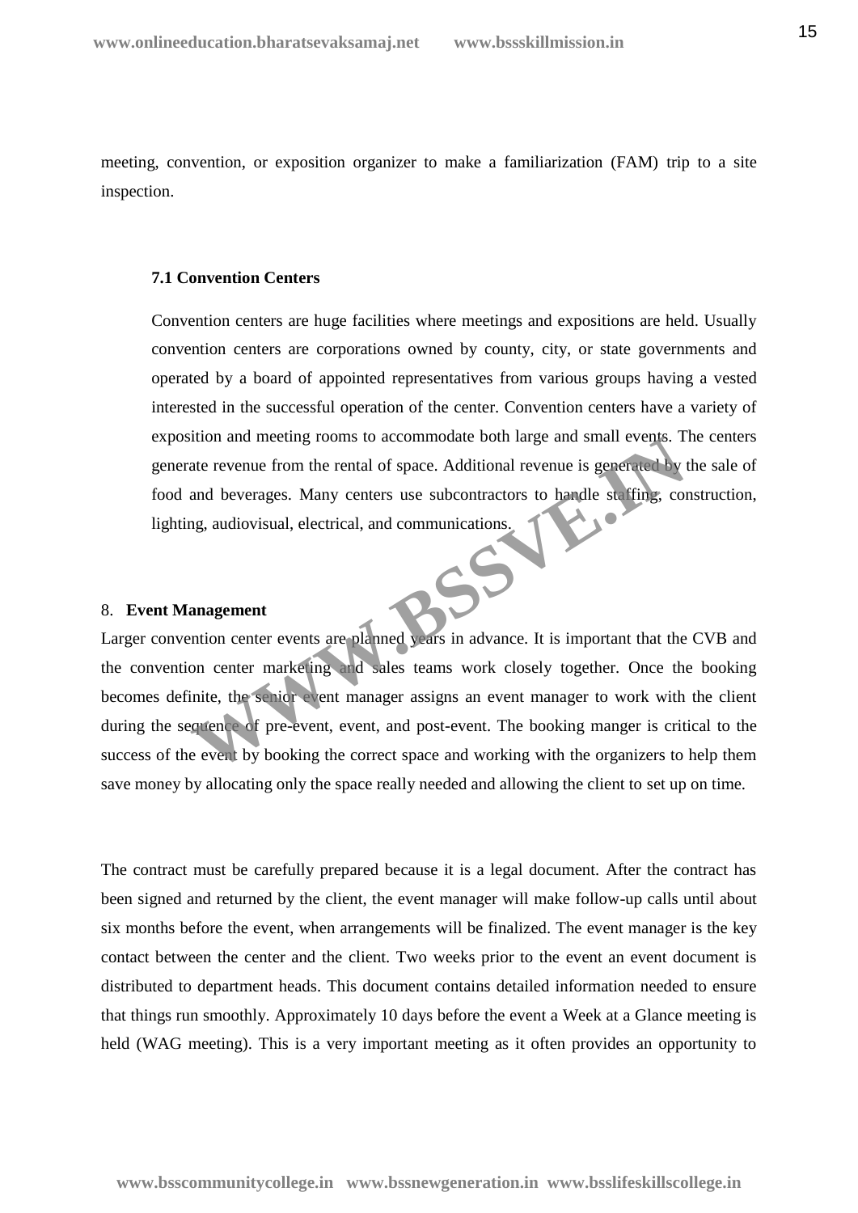meeting, convention, or exposition organizer to make a familiarization (FAM) trip to a site inspection.

### 7.1 Convention Centers

Convention centers are huge facilities where meetings and expositions are held. Usually convention centers are corporations owned by county, city, or state governments and operated by a board of appointed representatives from various groups having a vested interested in the successful operation of the center. Convention centers have a variety of exposition and meeting rooms to accommodate both large and small events. The centers generate revenue from the rental of space. Additional revenue is generated by the sale of food and beverages. Many centers use subcontractors to handle staffing, construction, lighting, audiovisual, electrical, and communications.

## 8. Event Management

Larger convention center events are planned years in advance. It is important that the CVB and the convention center marketing and sales teams work closely together. Once the booking becomes definite, the senior event manager assigns an event manager to work with the client during the sequence of pre-event, event, and post-event. The booking manger is critical to the success of the event by booking the correct space and working with the organizers to help them save money by allocating only the space really needed and allowing the client to set up on time.

The contract must be carefully prepared because it is a legal document. After the contract has been signed and returned by the client, the event manager will make follow-up calls until about six months before the event, when arrangements will be finalized. The event manager is the key contact between the center and the client. Two weeks prior to the event an event document is distributed to department heads. This document contains detailed information needed to ensure that things run smoothly. Approximately 10 days before the event a Week at a Glance meeting is held (WAG meeting). This is a very important meeting as it often provides an opportunity to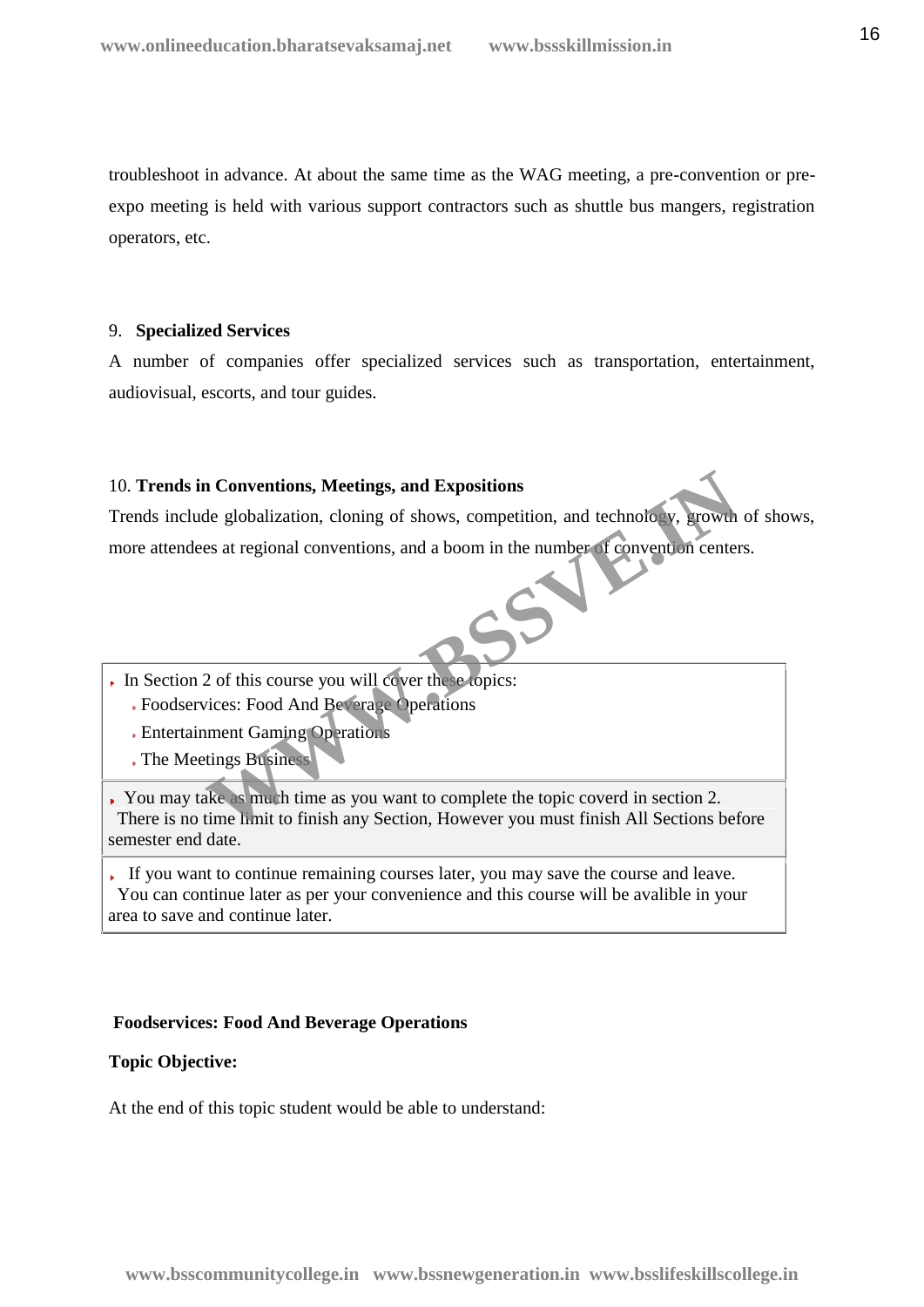troubleshoot in advance. At about the same time as the WAG meeting, a pre-convention or pre-expo meeting is held with various support contractors such as shuttle bus mangers, registration operators, etc.

9. **Specialized Services**

A number of companies offer specialized services such as transportation, entertainment, audiovisual, escorts, and tour guides.

10. **Trends in Conventions, Meetings, and Expositions**

Trends include globalization, cloning of shows, competition, and technology, growth of shows, more attendees at regional conventions, and a boom in the number of convention centers.

- In Section 2 of this course you will cover these topics:
  - Foodservices: Food And Beverage Operations
  - Entertainment Gaming Operations
  - The Meetings Business
- You may take as much time as you want to complete the topic coverd in section 2. There is no time limit to finish any Section, However you must finish All Sections before semester end date.
- If you want to continue remaining courses later, you may save the course and leave. You can continue later as per your convenience and this course will be avalible in your area to save and continue later.

**Foodservices: Food And Beverage Operations**

**Topic Objective:**

At the end of this topic student would be able to understand: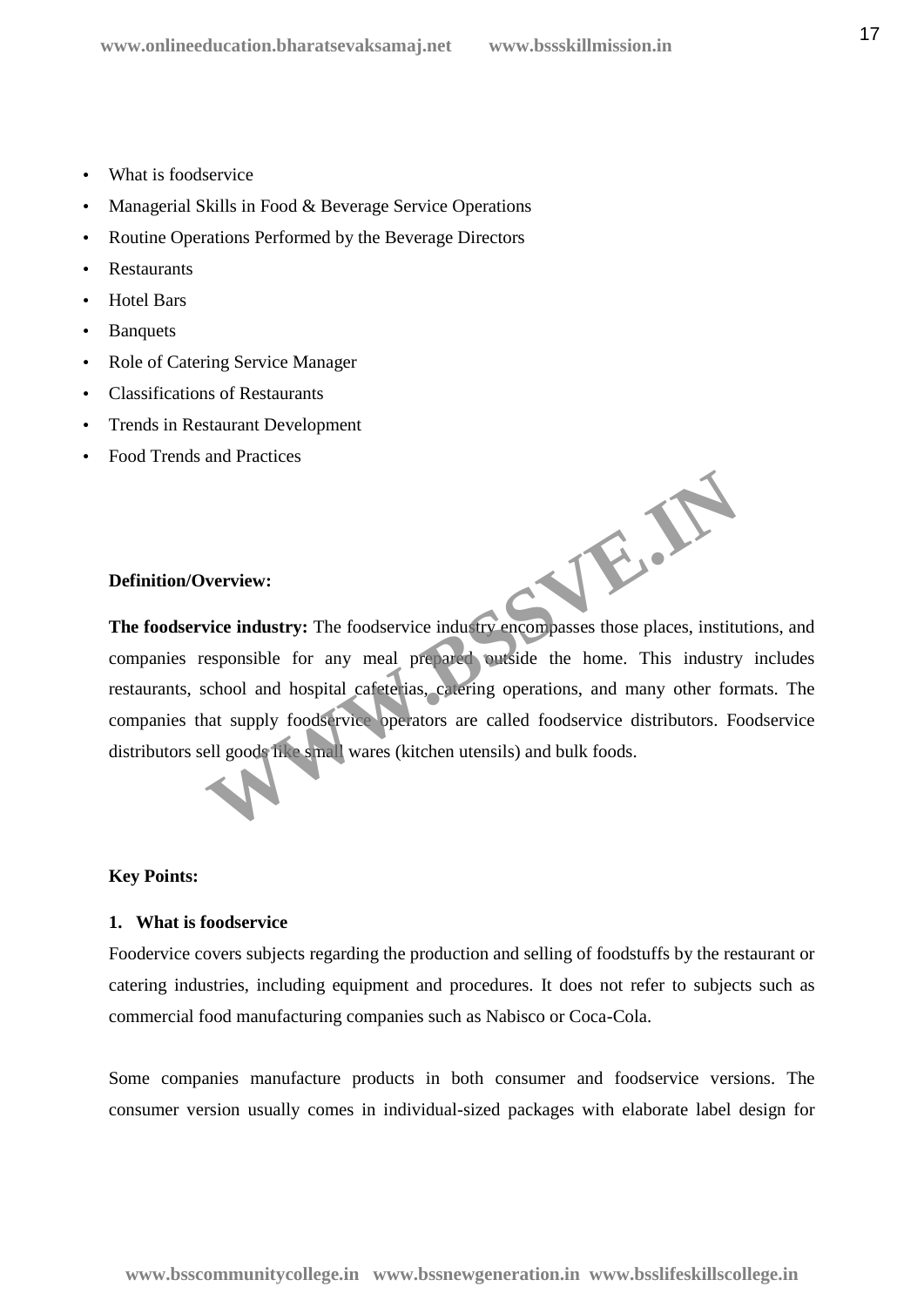- What is foodservice
- Managerial Skills in Food & Beverage Service Operations
- Routine Operations Performed by the Beverage Directors
- Restaurants
- Hotel Bars
- Banquets
- Role of Catering Service Manager
- Classifications of Restaurants
- Trends in Restaurant Development
- Food Trends and Practices

**Definition/Overview:**

**The foodservice industry:** The foodservice industry encompasses those places, institutions, and companies responsible for any meal prepared outside the home. This industry includes restaurants, school and hospital cafeterias, catering operations, and many other formats. The companies that supply foodservice operators are called foodservice distributors. Foodservice distributors sell goods like small wares (kitchen utensils) and bulk foods.

**Key Points:**

**1. What is foodservice**

Foodervice covers subjects regarding the production and selling of foodstuffs by the restaurant or catering industries, including equipment and procedures. It does not refer to subjects such as commercial food manufacturing companies such as Nabisco or Coca-Cola.

Some companies manufacture products in both consumer and foodservice versions. The consumer version usually comes in individual-sized packages with elaborate label design for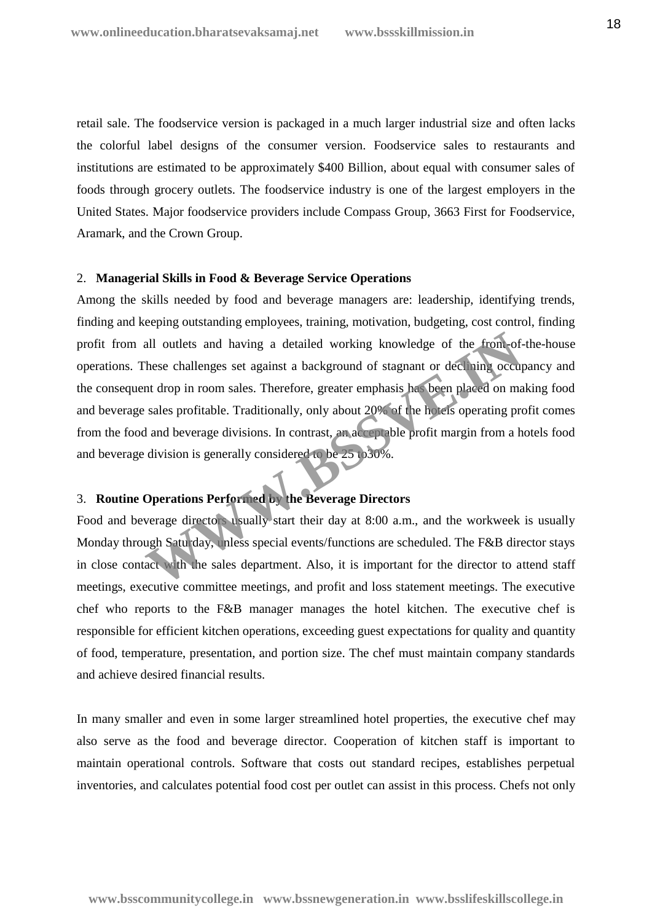retail sale. The foodservice version is packaged in a much larger industrial size and often lacks the colorful label designs of the consumer version. Foodservice sales to restaurants and institutions are estimated to be approximately $400 Billion, about equal with consumer sales of foods through grocery outlets. The foodservice industry is one of the largest employers in the United States. Major foodservice providers include Compass Group, 3663 First for Foodservice, Aramark, and the Crown Group.

2. **Managerial Skills in Food & Beverage Service Operations**

Among the skills needed by food and beverage managers are: leadership, identifying trends, finding and keeping outstanding employees, training, motivation, budgeting, cost control, finding profit from all outlets and having a detailed working knowledge of the front-of-the-house operations. These challenges set against a background of stagnant or declining occupancy and the consequent drop in room sales. Therefore, greater emphasis has been placed on making food and beverage sales profitable. Traditionally, only about 20% of the hotels operating profit comes from the food and beverage divisions. In contrast, an acceptable profit margin from a hotels food and beverage division is generally considered to be 25 to30%.

3. **Routine Operations Performed by the Beverage Directors**

Food and beverage directors usually start their day at 8:00 a.m., and the workweek is usually Monday through Saturday, unless special events/functions are scheduled. The F&B director stays in close contact with the sales department. Also, it is important for the director to attend staff meetings, executive committee meetings, and profit and loss statement meetings. The executive chef who reports to the F&B manager manages the hotel kitchen. The executive chef is responsible for efficient kitchen operations, exceeding guest expectations for quality and quantity of food, temperature, presentation, and portion size. The chef must maintain company standards and achieve desired financial results.

In many smaller and even in some larger streamlined hotel properties, the executive chef may also serve as the food and beverage director. Cooperation of kitchen staff is important to maintain operational controls. Software that costs out standard recipes, establishes perpetual inventories, and calculates potential food cost per outlet can assist in this process. Chefs not only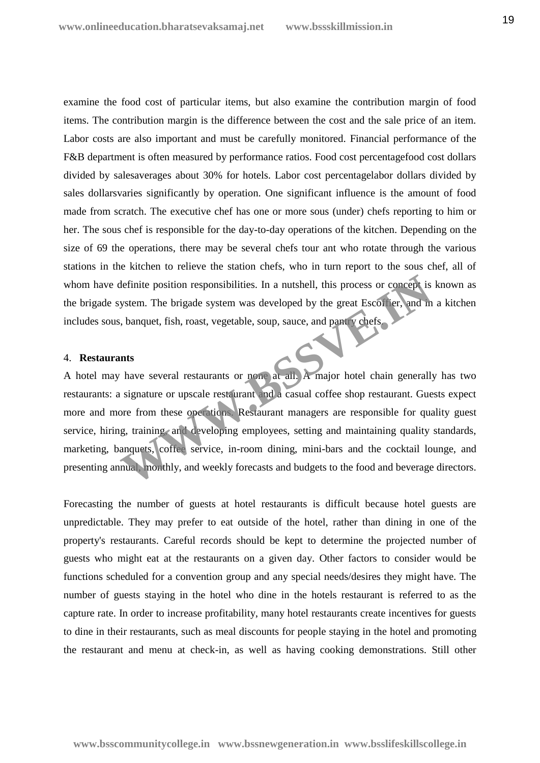examine the food cost of particular items, but also examine the contribution margin of food items. The contribution margin is the difference between the cost and the sale price of an item. Labor costs are also important and must be carefully monitored. Financial performance of the F&B department is often measured by performance ratios. Food cost percentagefood cost dollars divided by salesaverages about 30% for hotels. Labor cost percentagelabor dollars divided by sales dollarsvaries significantly by operation. One significant influence is the amount of food made from scratch. The executive chef has one or more sous (under) chefs reporting to him or her. The sous chef is responsible for the day-to-day operations of the kitchen. Depending on the size of 69 the operations, there may be several chefs tour ant who rotate through the various stations in the kitchen to relieve the station chefs, who in turn report to the sous chef, all of whom have definite position responsibilities. In a nutshell, this process or concept is known as the brigade system. The brigade system was developed by the great Escoffier, and in a kitchen includes sous, banquet, fish, roast, vegetable, soup, sauce, and pantry chefs.

4. **Restaurants**

A hotel may have several restaurants or none at all. A major hotel chain generally has two restaurants: a signature or upscale restaurant and a casual coffee shop restaurant. Guests expect more and more from these operations. Restaurant managers are responsible for quality guest service, hiring, training, and developing employees, setting and maintaining quality standards, marketing, banquets, coffee service, in-room dining, mini-bars and the cocktail lounge, and presenting annual, monthly, and weekly forecasts and budgets to the food and beverage directors.

Forecasting the number of guests at hotel restaurants is difficult because hotel guests are unpredictable. They may prefer to eat outside of the hotel, rather than dining in one of the property's restaurants. Careful records should be kept to determine the projected number of guests who might eat at the restaurants on a given day. Other factors to consider would be functions scheduled for a convention group and any special needs/desires they might have. The number of guests staying in the hotel who dine in the hotels restaurant is referred to as the capture rate. In order to increase profitability, many hotel restaurants create incentives for guests to dine in their restaurants, such as meal discounts for people staying in the hotel and promoting the restaurant and menu at check-in, as well as having cooking demonstrations. Still other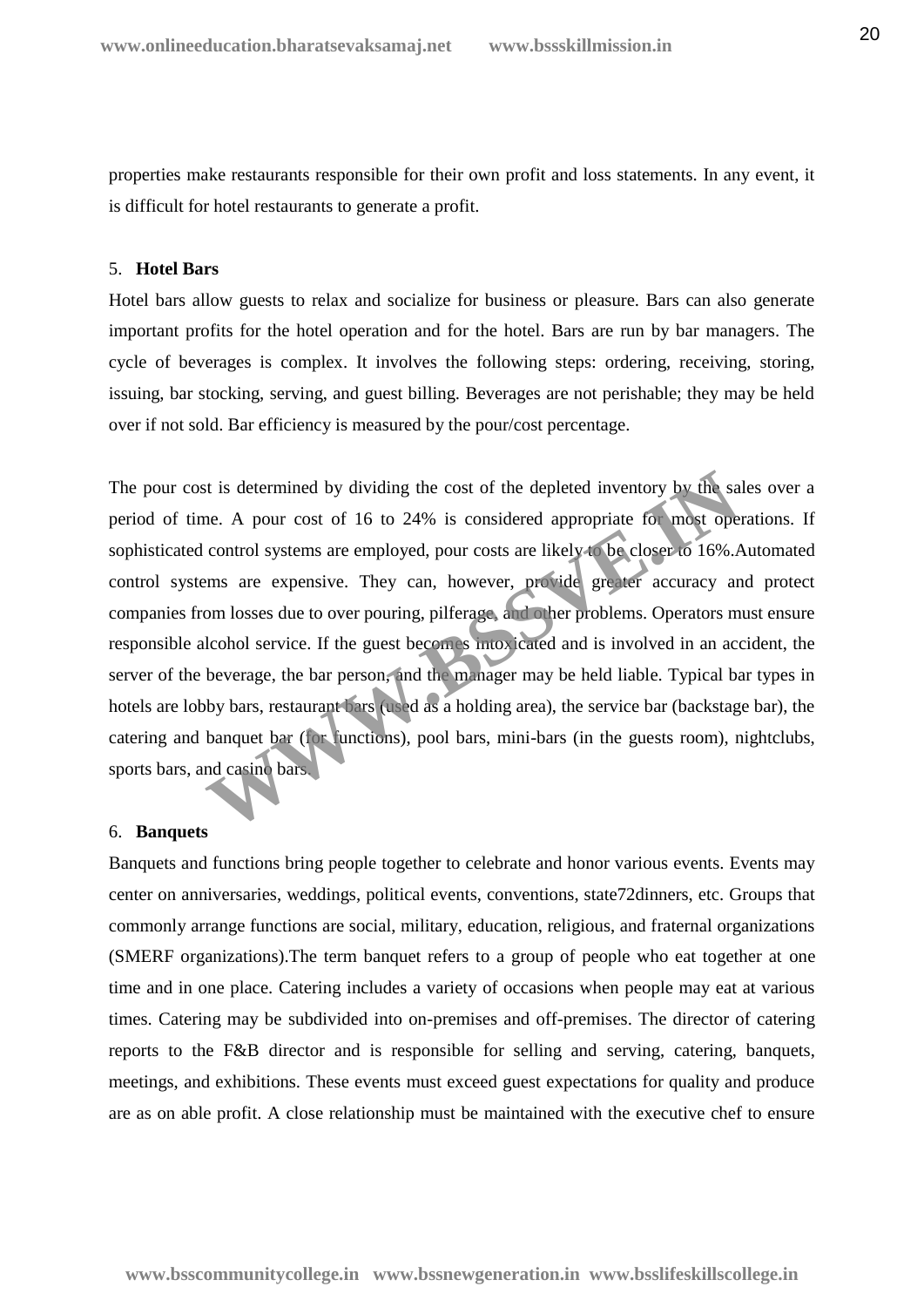properties make restaurants responsible for their own profit and loss statements. In any event, it is difficult for hotel restaurants to generate a profit.

5. **Hotel Bars**

Hotel bars allow guests to relax and socialize for business or pleasure. Bars can also generate important profits for the hotel operation and for the hotel. Bars are run by bar managers. The cycle of beverages is complex. It involves the following steps: ordering, receiving, storing, issuing, bar stocking, serving, and guest billing. Beverages are not perishable; they may be held over if not sold. Bar efficiency is measured by the pour/cost percentage.

The pour cost is determined by dividing the cost of the depleted inventory by the sales over a period of time. A pour cost of 16 to 24% is considered appropriate for most operations. If sophisticated control systems are employed, pour costs are likely to be closer to 16%.Automated control systems are expensive. They can, however, provide greater accuracy and protect companies from losses due to over pouring, pilferage, and other problems. Operators must ensure responsible alcohol service. If the guest becomes intoxicated and is involved in an accident, the server of the beverage, the bar person, and the manager may be held liable. Typical bar types in hotels are lobby bars, restaurant bars (used as a holding area), the service bar (backstage bar), the catering and banquet bar (for functions), pool bars, mini-bars (in the guests room), nightclubs, sports bars, and casino bars.

6. **Banquets**

Banquets and functions bring people together to celebrate and honor various events. Events may center on anniversaries, weddings, political events, conventions, state72dinners, etc. Groups that commonly arrange functions are social, military, education, religious, and fraternal organizations (SMERF organizations).The term banquet refers to a group of people who eat together at one time and in one place. Catering includes a variety of occasions when people may eat at various times. Catering may be subdivided into on-premises and off-premises. The director of catering reports to the F&B director and is responsible for selling and serving, catering, banquets, meetings, and exhibitions. These events must exceed guest expectations for quality and produce are as on able profit. A close relationship must be maintained with the executive chef to ensure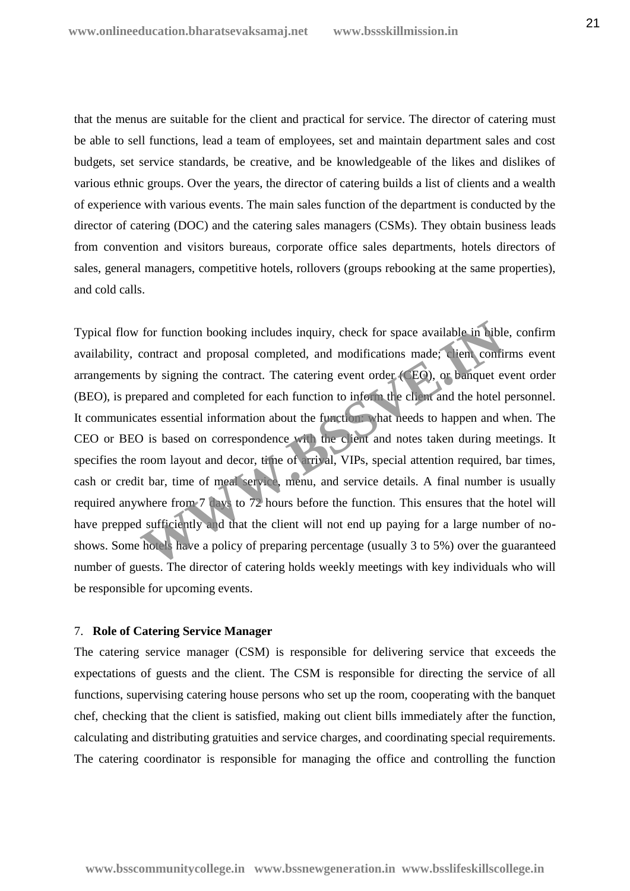that the menus are suitable for the client and practical for service. The director of catering must be able to sell functions, lead a team of employees, set and maintain department sales and cost budgets, set service standards, be creative, and be knowledgeable of the likes and dislikes of various ethnic groups. Over the years, the director of catering builds a list of clients and a wealth of experience with various events. The main sales function of the department is conducted by the director of catering (DOC) and the catering sales managers (CSMs). They obtain business leads from convention and visitors bureaus, corporate office sales departments, hotels directors of sales, general managers, competitive hotels, rollovers (groups rebooking at the same properties), and cold calls.

Typical flow for function booking includes inquiry, check for space available in bible, confirm availability, contract and proposal completed, and modifications made; client confirms event arrangements by signing the contract. The catering event order (CEO), or banquet event order (BEO), is prepared and completed for each function to inform the client and the hotel personnel. It communicates essential information about the function: what needs to happen and when. The CEO or BEO is based on correspondence with the client and notes taken during meetings. It specifies the room layout and decor, time of arrival, VIPs, special attention required, bar times, cash or credit bar, time of meal service, menu, and service details. A final number is usually required anywhere from 7 days to 72 hours before the function. This ensures that the hotel will have prepped sufficiently and that the client will not end up paying for a large number of no-shows. Some hotels have a policy of preparing percentage (usually 3 to 5%) over the guaranteed number of guests. The director of catering holds weekly meetings with key individuals who will be responsible for upcoming events.

7. **Role of Catering Service Manager**

The catering service manager (CSM) is responsible for delivering service that exceeds the expectations of guests and the client. The CSM is responsible for directing the service of all functions, supervising catering house persons who set up the room, cooperating with the banquet chef, checking that the client is satisfied, making out client bills immediately after the function, calculating and distributing gratuities and service charges, and coordinating special requirements. The catering coordinator is responsible for managing the office and controlling the function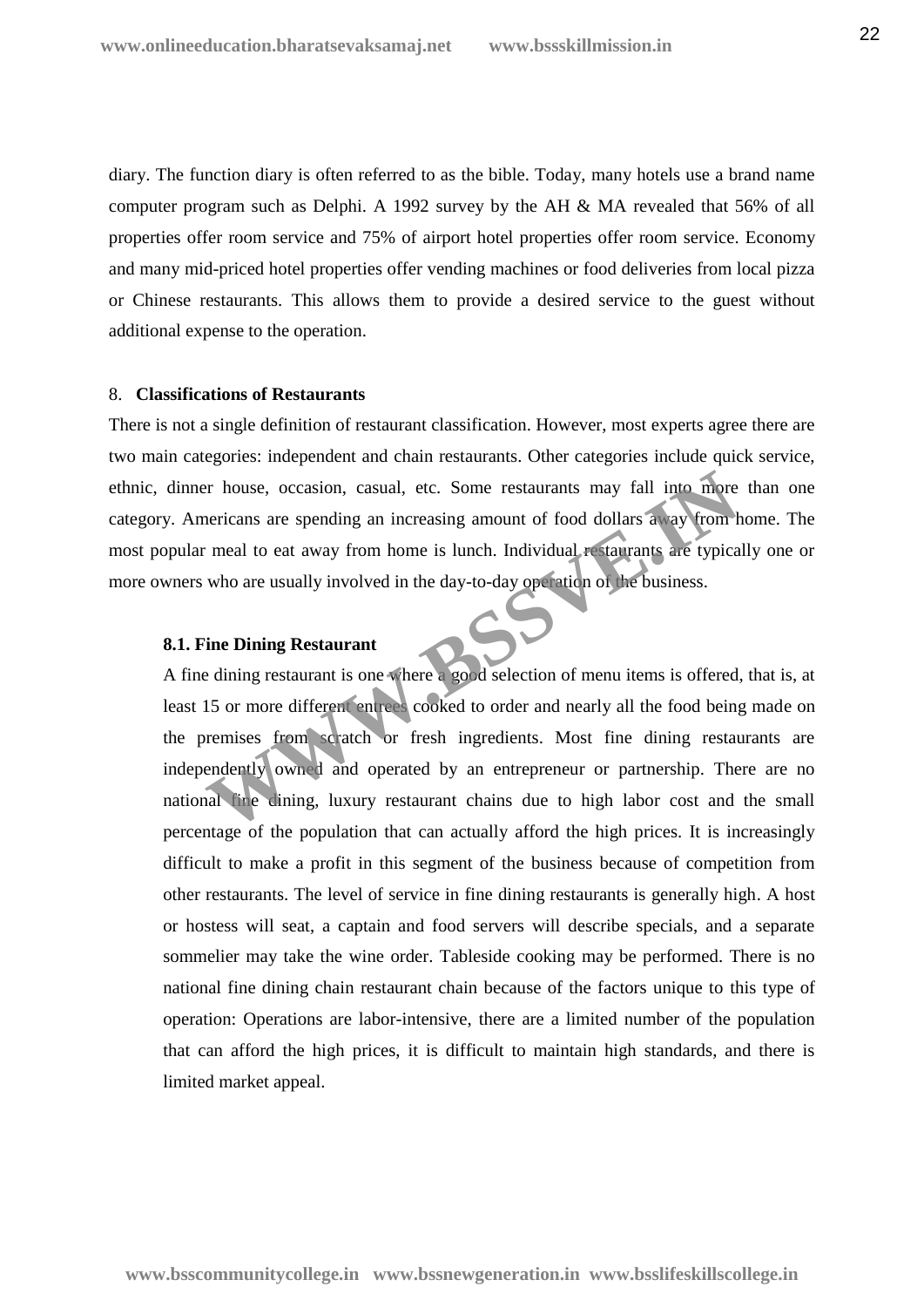diary. The function diary is often referred to as the bible. Today, many hotels use a brand name computer program such as Delphi. A 1992 survey by the AH & MA revealed that 56% of all properties offer room service and 75% of airport hotel properties offer room service. Economy and many mid-priced hotel properties offer vending machines or food deliveries from local pizza or Chinese restaurants. This allows them to provide a desired service to the guest without additional expense to the operation.

## 8. Classifications of Restaurants

There is not a single definition of restaurant classification. However, most experts agree there are two main categories: independent and chain restaurants. Other categories include quick service, ethnic, dinner house, occasion, casual, etc. Some restaurants may fall into more than one category. Americans are spending an increasing amount of food dollars away from home. The most popular meal to eat away from home is lunch. Individual restaurants are typically one or more owners who are usually involved in the day-to-day operation of the business.

### 8.1. Fine Dining Restaurant

A fine dining restaurant is one where a good selection of menu items is offered, that is, at least 15 or more different entrees cooked to order and nearly all the food being made on the premises from scratch or fresh ingredients. Most fine dining restaurants are independently owned and operated by an entrepreneur or partnership. There are no national fine dining, luxury restaurant chains due to high labor cost and the small percentage of the population that can actually afford the high prices. It is increasingly difficult to make a profit in this segment of the business because of competition from other restaurants. The level of service in fine dining restaurants is generally high. A host or hostess will seat, a captain and food servers will describe specials, and a separate sommelier may take the wine order. Tableside cooking may be performed. There is no national fine dining chain restaurant chain because of the factors unique to this type of operation: Operations are labor-intensive, there are a limited number of the population that can afford the high prices, it is difficult to maintain high standards, and there is limited market appeal.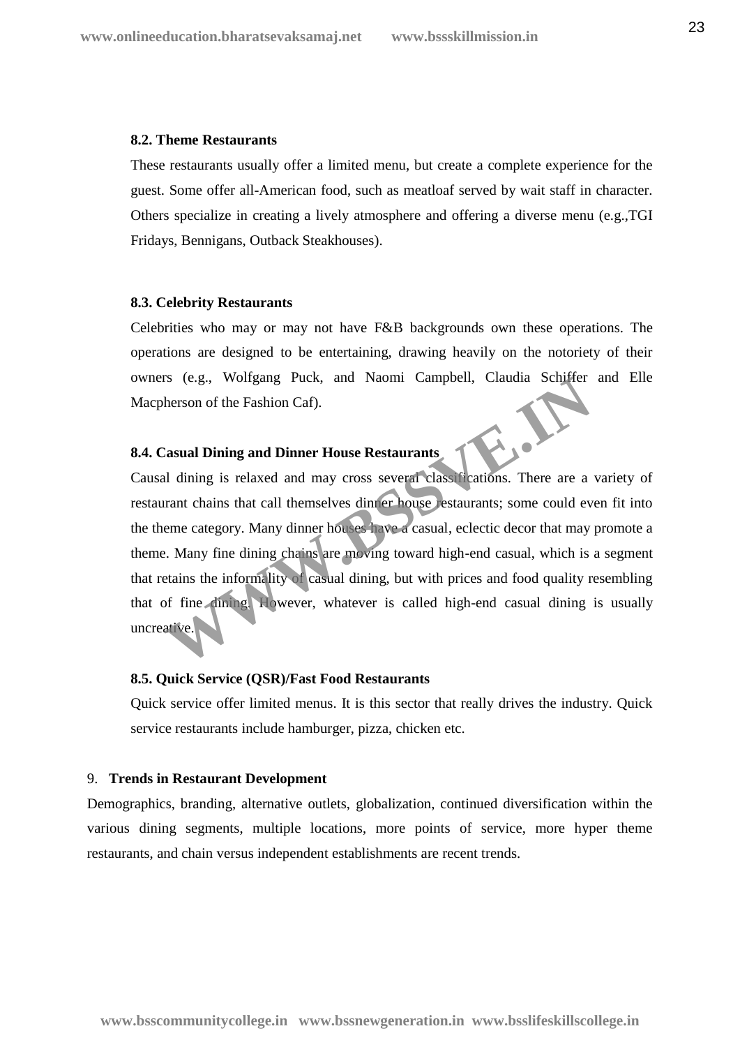### 8.2. Theme Restaurants

These restaurants usually offer a limited menu, but create a complete experience for the guest. Some offer all-American food, such as meatloaf served by wait staff in character. Others specialize in creating a lively atmosphere and offering a diverse menu (e.g.,TGI Fridays, Bennigans, Outback Steakhouses).

### 8.3. Celebrity Restaurants

Celebrities who may or may not have F&B backgrounds own these operations. The operations are designed to be entertaining, drawing heavily on the notoriety of their owners (e.g., Wolfgang Puck, and Naomi Campbell, Claudia Schiffer and Elle Macpherson of the Fashion Caf).

### 8.4. Casual Dining and Dinner House Restaurants

Causal dining is relaxed and may cross several classifications. There are a variety of restaurant chains that call themselves dinner house restaurants; some could even fit into the theme category. Many dinner houses have a casual, eclectic decor that may promote a theme. Many fine dining chains are moving toward high-end casual, which is a segment that retains the informality of casual dining, but with prices and food quality resembling that of fine dining. However, whatever is called high-end casual dining is usually uncreative.

### 8.5. Quick Service (QSR)/Fast Food Restaurants

Quick service offer limited menus. It is this sector that really drives the industry. Quick service restaurants include hamburger, pizza, chicken etc.

## 9. Trends in Restaurant Development

Demographics, branding, alternative outlets, globalization, continued diversification within the various dining segments, multiple locations, more points of service, more hyper theme restaurants, and chain versus independent establishments are recent trends.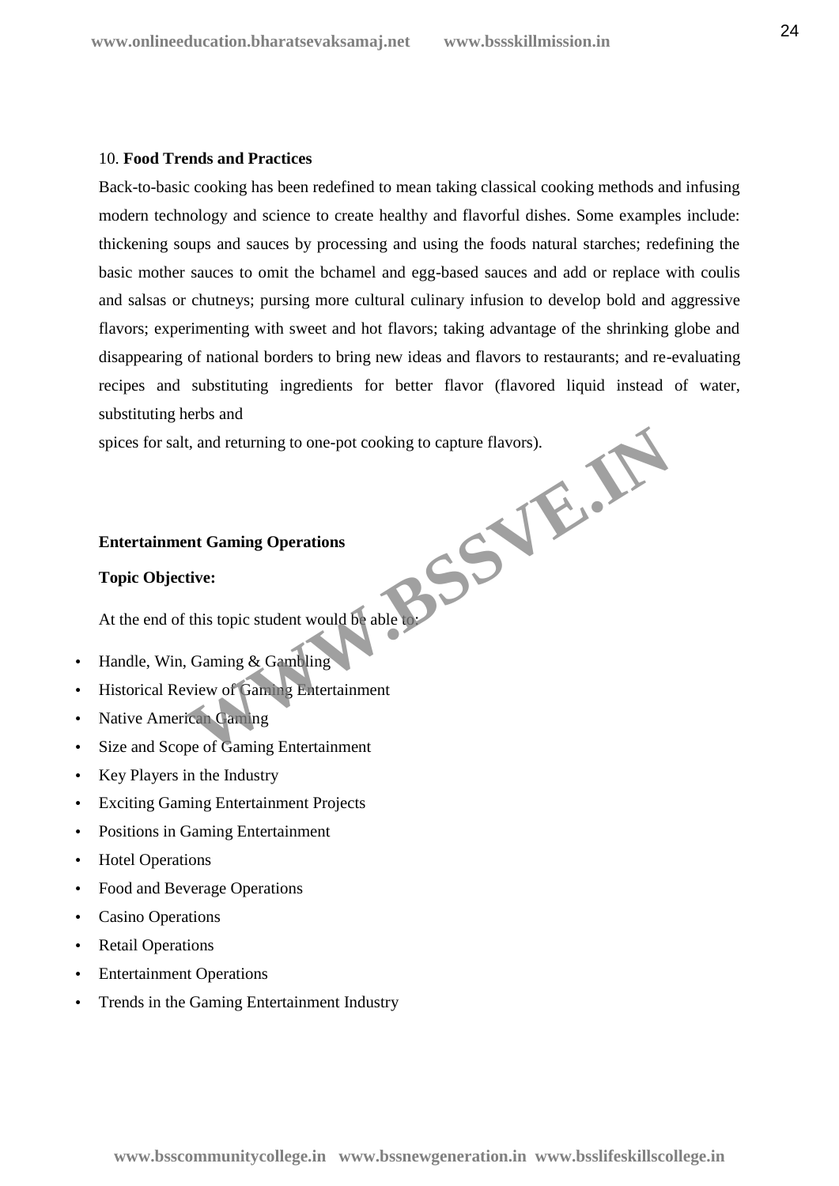10. **Food Trends and Practices**

Back-to-basic cooking has been redefined to mean taking classical cooking methods and infusing modern technology and science to create healthy and flavorful dishes. Some examples include: thickening soups and sauces by processing and using the foods natural starches; redefining the basic mother sauces to omit the bchamel and egg-based sauces and add or replace with coulis and salsas or chutneys; pursing more cultural culinary infusion to develop bold and aggressive flavors; experimenting with sweet and hot flavors; taking advantage of the shrinking globe and disappearing of national borders to bring new ideas and flavors to restaurants; and re-evaluating recipes and substituting ingredients for better flavor (flavored liquid instead of water, substituting herbs and spices for salt, and returning to one-pot cooking to capture flavors).

**Entertainment Gaming Operations**

**Topic Objective:**

At the end of this topic student would be able to:

- Handle, Win, Gaming & Gambling
- Historical Review of Gaming Entertainment
- Native American Gaming
- Size and Scope of Gaming Entertainment
- Key Players in the Industry
- Exciting Gaming Entertainment Projects
- Positions in Gaming Entertainment
- Hotel Operations
- Food and Beverage Operations
- Casino Operations
- Retail Operations
- Entertainment Operations
- Trends in the Gaming Entertainment Industry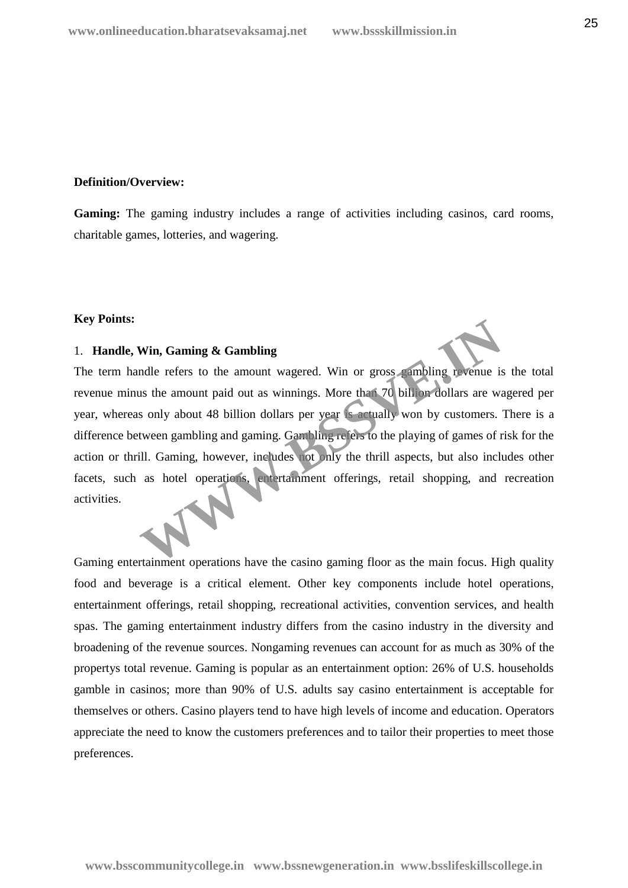**Definition/Overview:**

**Gaming:** The gaming industry includes a range of activities including casinos, card rooms, charitable games, lotteries, and wagering.

**Key Points:**

1. **Handle, Win, Gaming & Gambling**

The term handle refers to the amount wagered. Win or gross gambling revenue is the total revenue minus the amount paid out as winnings. More than 70 billion dollars are wagered per year, whereas only about 48 billion dollars per year is actually won by customers. There is a difference between gambling and gaming. Gambling refers to the playing of games of risk for the action or thrill. Gaming, however, includes not only the thrill aspects, but also includes other facets, such as hotel operations, entertainment offerings, retail shopping, and recreation activities.

Gaming entertainment operations have the casino gaming floor as the main focus. High quality food and beverage is a critical element. Other key components include hotel operations, entertainment offerings, retail shopping, recreational activities, convention services, and health spas. The gaming entertainment industry differs from the casino industry in the diversity and broadening of the revenue sources. Nongaming revenues can account for as much as 30% of the propertys total revenue. Gaming is popular as an entertainment option: 26% of U.S. households gamble in casinos; more than 90% of U.S. adults say casino entertainment is acceptable for themselves or others. Casino players tend to have high levels of income and education. Operators appreciate the need to know the customers preferences and to tailor their properties to meet those preferences.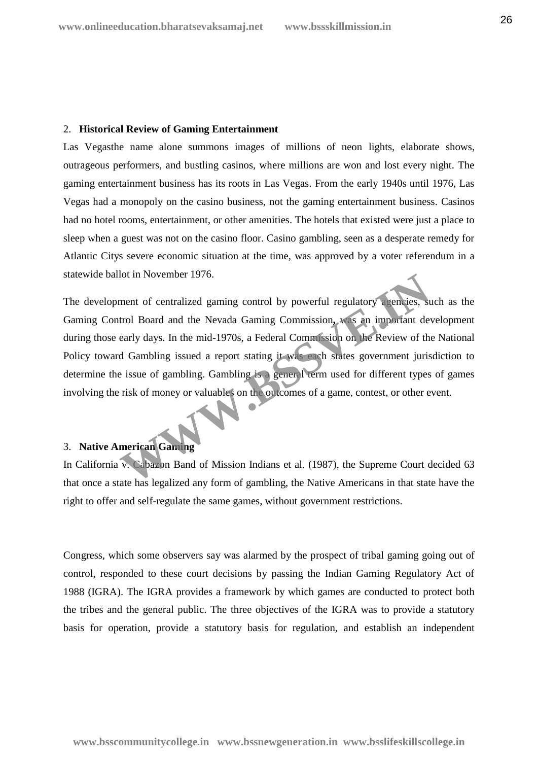2. **Historical Review of Gaming Entertainment**

Las Vegasthe name alone summons images of millions of neon lights, elaborate shows, outrageous performers, and bustling casinos, where millions are won and lost every night. The gaming entertainment business has its roots in Las Vegas. From the early 1940s until 1976, Las Vegas had a monopoly on the casino business, not the gaming entertainment business. Casinos had no hotel rooms, entertainment, or other amenities. The hotels that existed were just a place to sleep when a guest was not on the casino floor. Casino gambling, seen as a desperate remedy for Atlantic Citys severe economic situation at the time, was approved by a voter referendum in a statewide ballot in November 1976.

The development of centralized gaming control by powerful regulatory agencies, such as the Gaming Control Board and the Nevada Gaming Commission, was an important development during those early days. In the mid-1970s, a Federal Commission on the Review of the National Policy toward Gambling issued a report stating it was each states government jurisdiction to determine the issue of gambling. Gambling is a general term used for different types of games involving the risk of money or valuables on the outcomes of a game, contest, or other event.

3. **Native American Gaming**

In California v. Cabazon Band of Mission Indians et al. (1987), the Supreme Court decided 63 that once a state has legalized any form of gambling, the Native Americans in that state have the right to offer and self-regulate the same games, without government restrictions.

Congress, which some observers say was alarmed by the prospect of tribal gaming going out of control, responded to these court decisions by passing the Indian Gaming Regulatory Act of 1988 (IGRA). The IGRA provides a framework by which games are conducted to protect both the tribes and the general public. The three objectives of the IGRA was to provide a statutory basis for operation, provide a statutory basis for regulation, and establish an independent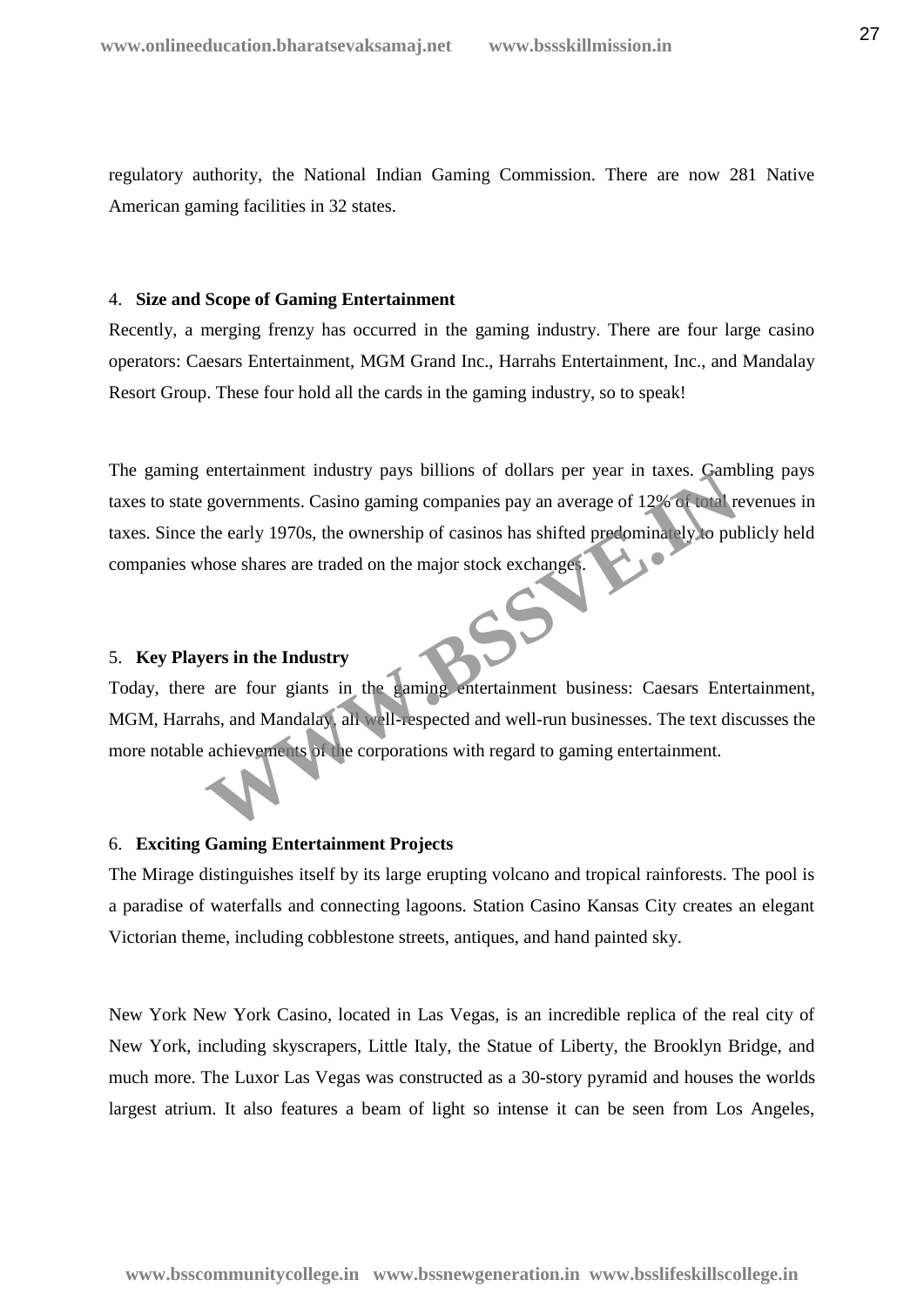regulatory authority, the National Indian Gaming Commission. There are now 281 Native American gaming facilities in 32 states.

4. **Size and Scope of Gaming Entertainment**

Recently, a merging frenzy has occurred in the gaming industry. There are four large casino operators: Caesars Entertainment, MGM Grand Inc., Harrahs Entertainment, Inc., and Mandalay Resort Group. These four hold all the cards in the gaming industry, so to speak!

The gaming entertainment industry pays billions of dollars per year in taxes. Gambling pays taxes to state governments. Casino gaming companies pay an average of 12% of total revenues in taxes. Since the early 1970s, the ownership of casinos has shifted predominately to publicly held companies whose shares are traded on the major stock exchanges.

5. **Key Players in the Industry**

Today, there are four giants in the gaming entertainment business: Caesars Entertainment, MGM, Harrahs, and Mandalay, all well-respected and well-run businesses. The text discusses the more notable achievements of the corporations with regard to gaming entertainment.

6. **Exciting Gaming Entertainment Projects**

The Mirage distinguishes itself by its large erupting volcano and tropical rainforests. The pool is a paradise of waterfalls and connecting lagoons. Station Casino Kansas City creates an elegant Victorian theme, including cobblestone streets, antiques, and hand painted sky.

New York New York Casino, located in Las Vegas, is an incredible replica of the real city of New York, including skyscrapers, Little Italy, the Statue of Liberty, the Brooklyn Bridge, and much more. The Luxor Las Vegas was constructed as a 30-story pyramid and houses the worlds largest atrium. It also features a beam of light so intense it can be seen from Los Angeles,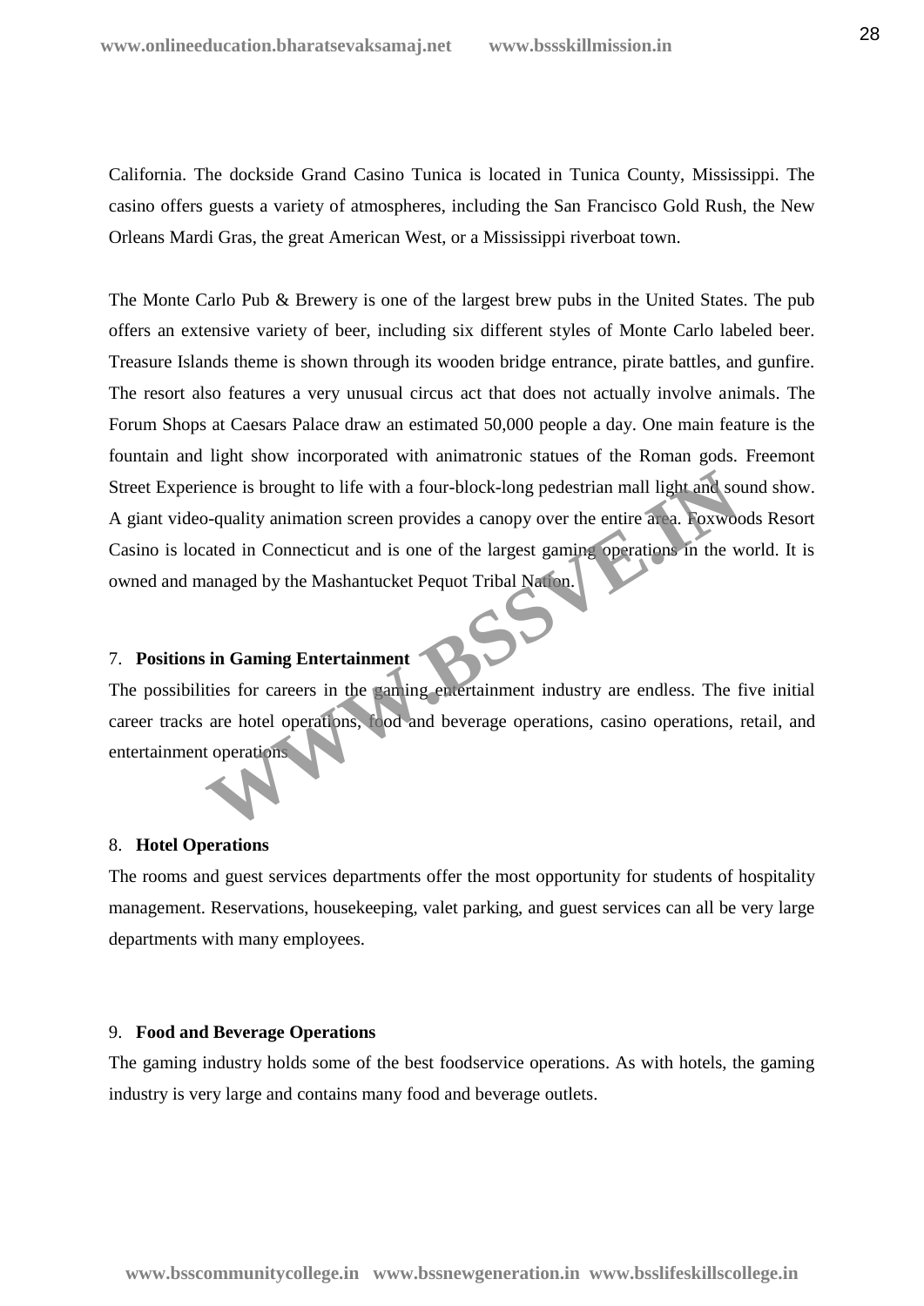California. The dockside Grand Casino Tunica is located in Tunica County, Mississippi. The casino offers guests a variety of atmospheres, including the San Francisco Gold Rush, the New Orleans Mardi Gras, the great American West, or a Mississippi riverboat town.

The Monte Carlo Pub & Brewery is one of the largest brew pubs in the United States. The pub offers an extensive variety of beer, including six different styles of Monte Carlo labeled beer. Treasure Islands theme is shown through its wooden bridge entrance, pirate battles, and gunfire. The resort also features a very unusual circus act that does not actually involve animals. The Forum Shops at Caesars Palace draw an estimated 50,000 people a day. One main feature is the fountain and light show incorporated with animatronic statues of the Roman gods. Freemont Street Experience is brought to life with a four-block-long pedestrian mall light and sound show. A giant video-quality animation screen provides a canopy over the entire area. Foxwoods Resort Casino is located in Connecticut and is one of the largest gaming operations in the world. It is owned and managed by the Mashantucket Pequot Tribal Nation.

7. **Positions in Gaming Entertainment**

The possibilities for careers in the gaming entertainment industry are endless. The five initial career tracks are hotel operations, food and beverage operations, casino operations, retail, and entertainment operations.

8. **Hotel Operations**

The rooms and guest services departments offer the most opportunity for students of hospitality management. Reservations, housekeeping, valet parking, and guest services can all be very large departments with many employees.

9. **Food and Beverage Operations**

The gaming industry holds some of the best foodservice operations. As with hotels, the gaming industry is very large and contains many food and beverage outlets.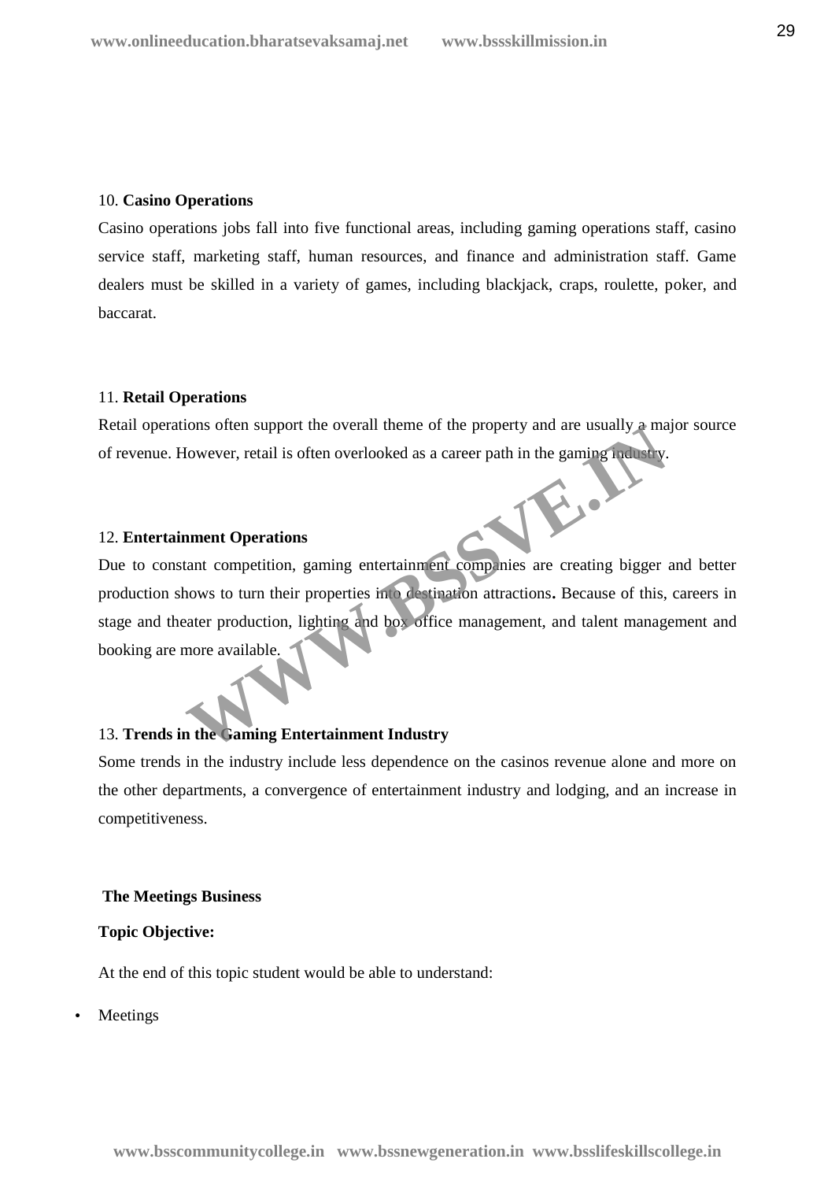10. **Casino Operations**

Casino operations jobs fall into five functional areas, including gaming operations staff, casino service staff, marketing staff, human resources, and finance and administration staff. Game dealers must be skilled in a variety of games, including blackjack, craps, roulette, poker, and baccarat.

11. **Retail Operations**

Retail operations often support the overall theme of the property and are usually a major source of revenue. However, retail is often overlooked as a career path in the gaming industry.

12. **Entertainment Operations**

Due to constant competition, gaming entertainment companies are creating bigger and better production shows to turn their properties into destination attractions**.** Because of this, careers in stage and theater production, lighting and box office management, and talent management and booking are more available.

13. **Trends in the Gaming Entertainment Industry**

Some trends in the industry include less dependence on the casinos revenue alone and more on the other departments, a convergence of entertainment industry and lodging, and an increase in competitiveness.

**The Meetings Business**

**Topic Objective:**

At the end of this topic student would be able to understand:

- Meetings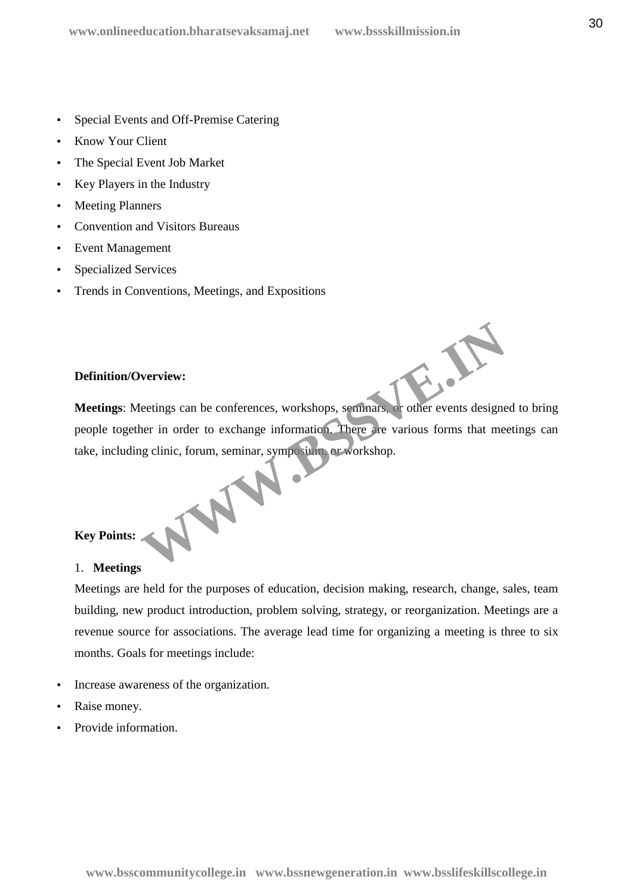- Special Events and Off-Premise Catering
- Know Your Client
- The Special Event Job Market
- Key Players in the Industry
- Meeting Planners
- Convention and Visitors Bureaus
- Event Management
- Specialized Services
- Trends in Conventions, Meetings, and Expositions

**Definition/Overview:**

**Meetings**: Meetings can be conferences, workshops, seminars, or other events designed to bring people together in order to exchange information. There are various forms that meetings can take, including clinic, forum, seminar, symposium, or workshop.

**Key Points:**

1. **Meetings**

Meetings are held for the purposes of education, decision making, research, change, sales, team building, new product introduction, problem solving, strategy, or reorganization. Meetings are a revenue source for associations. The average lead time for organizing a meeting is three to six months. Goals for meetings include:

- Increase awareness of the organization.
- Raise money.
- Provide information.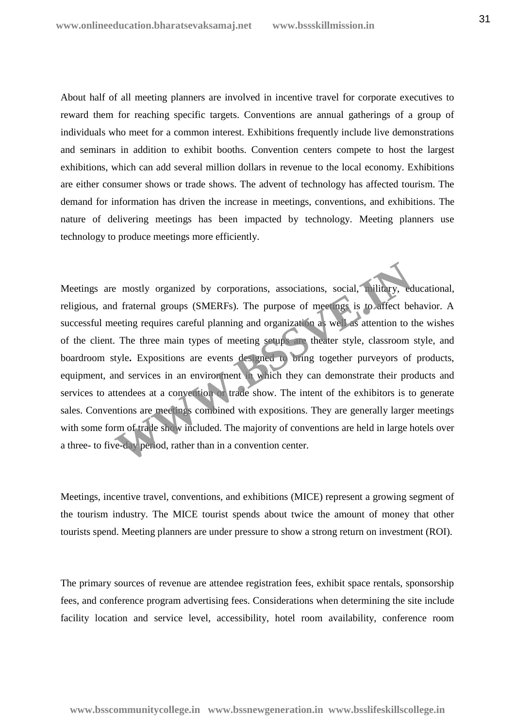About half of all meeting planners are involved in incentive travel for corporate executives to reward them for reaching specific targets. Conventions are annual gatherings of a group of individuals who meet for a common interest. Exhibitions frequently include live demonstrations and seminars in addition to exhibit booths. Convention centers compete to host the largest exhibitions, which can add several million dollars in revenue to the local economy. Exhibitions are either consumer shows or trade shows. The advent of technology has affected tourism. The demand for information has driven the increase in meetings, conventions, and exhibitions. The nature of delivering meetings has been impacted by technology. Meeting planners use technology to produce meetings more efficiently.

Meetings are mostly organized by corporations, associations, social, military, educational, religious, and fraternal groups (SMERFs). The purpose of meetings is to affect behavior. A successful meeting requires careful planning and organization as well as attention to the wishes of the client. The three main types of meeting setups are theater style, classroom style, and boardroom style**.** Expositions are events designed to bring together purveyors of products, equipment, and services in an environment in which they can demonstrate their products and services to attendees at a convention or trade show. The intent of the exhibitors is to generate sales. Conventions are meetings combined with expositions. They are generally larger meetings with some form of trade show included. The majority of conventions are held in large hotels over a three- to five-day period, rather than in a convention center.

Meetings, incentive travel, conventions, and exhibitions (MICE) represent a growing segment of the tourism industry. The MICE tourist spends about twice the amount of money that other tourists spend. Meeting planners are under pressure to show a strong return on investment (ROI).

The primary sources of revenue are attendee registration fees, exhibit space rentals, sponsorship fees, and conference program advertising fees. Considerations when determining the site include facility location and service level, accessibility, hotel room availability, conference room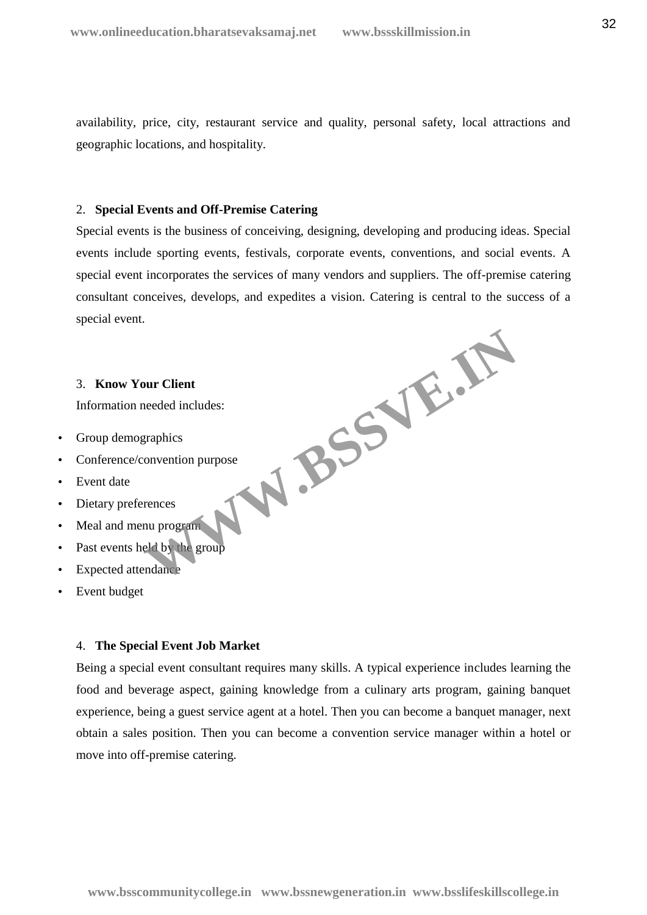availability, price, city, restaurant service and quality, personal safety, local attractions and geographic locations, and hospitality.

2. **Special Events and Off-Premise Catering**

Special events is the business of conceiving, designing, developing and producing ideas. Special events include sporting events, festivals, corporate events, conventions, and social events. A special event incorporates the services of many vendors and suppliers. The off-premise catering consultant conceives, develops, and expedites a vision. Catering is central to the success of a special event.

3. **Know Your Client**

Information needed includes:

- Group demographics
- Conference/convention purpose
- Event date
- Dietary preferences
- Meal and menu program
- Past events held by the group
- Expected attendance
- Event budget

4. **The Special Event Job Market**

Being a special event consultant requires many skills. A typical experience includes learning the food and beverage aspect, gaining knowledge from a culinary arts program, gaining banquet experience, being a guest service agent at a hotel. Then you can become a banquet manager, next obtain a sales position. Then you can become a convention service manager within a hotel or move into off-premise catering.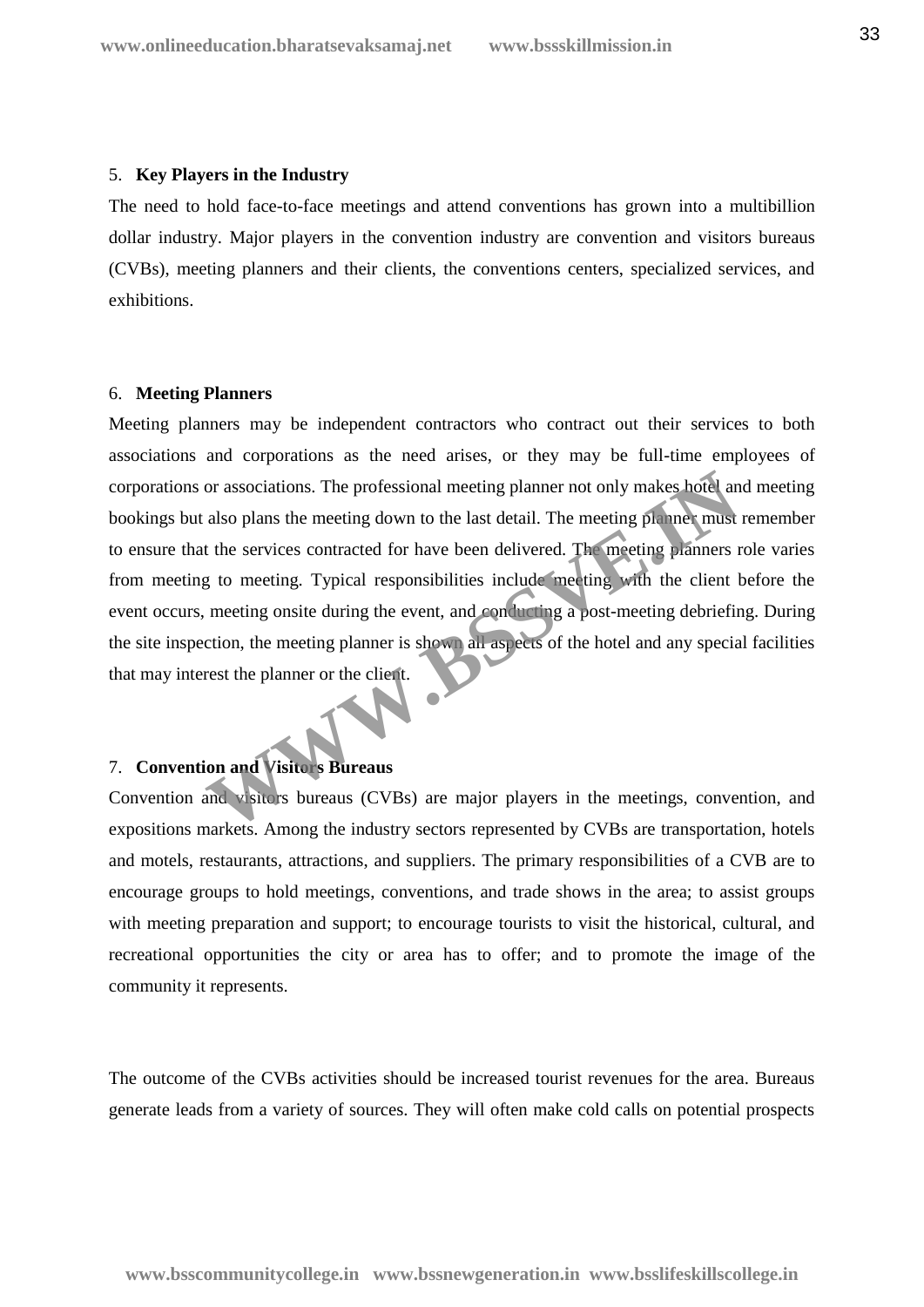5. **Key Players in the Industry**

The need to hold face-to-face meetings and attend conventions has grown into a multibillion dollar industry. Major players in the convention industry are convention and visitors bureaus (CVBs), meeting planners and their clients, the conventions centers, specialized services, and exhibitions.

6. **Meeting Planners**

Meeting planners may be independent contractors who contract out their services to both associations and corporations as the need arises, or they may be full-time employees of corporations or associations. The professional meeting planner not only makes hotel and meeting bookings but also plans the meeting down to the last detail. The meeting planner must remember to ensure that the services contracted for have been delivered. The meeting planners role varies from meeting to meeting. Typical responsibilities include meeting with the client before the event occurs, meeting onsite during the event, and conducting a post-meeting debriefing. During the site inspection, the meeting planner is shown all aspects of the hotel and any special facilities that may interest the planner or the client.

7. **Convention and Visitors Bureaus**

Convention and visitors bureaus (CVBs) are major players in the meetings, convention, and expositions markets. Among the industry sectors represented by CVBs are transportation, hotels and motels, restaurants, attractions, and suppliers. The primary responsibilities of a CVB are to encourage groups to hold meetings, conventions, and trade shows in the area; to assist groups with meeting preparation and support; to encourage tourists to visit the historical, cultural, and recreational opportunities the city or area has to offer; and to promote the image of the community it represents.

The outcome of the CVBs activities should be increased tourist revenues for the area. Bureaus generate leads from a variety of sources. They will often make cold calls on potential prospects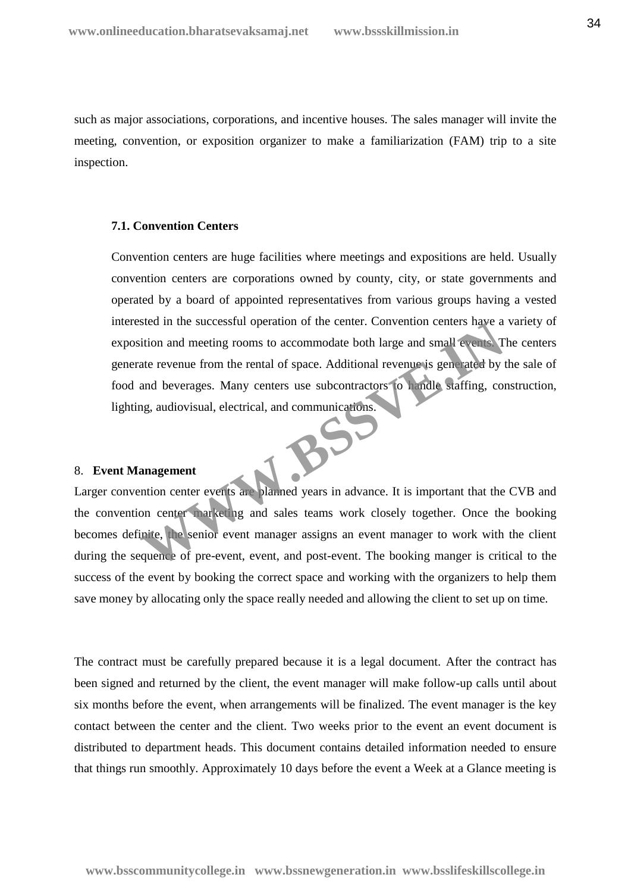such as major associations, corporations, and incentive houses. The sales manager will invite the meeting, convention, or exposition organizer to make a familiarization (FAM) trip to a site inspection.

### 7.1. Convention Centers

Convention centers are huge facilities where meetings and expositions are held. Usually convention centers are corporations owned by county, city, or state governments and operated by a board of appointed representatives from various groups having a vested interested in the successful operation of the center. Convention centers have a variety of exposition and meeting rooms to accommodate both large and small events. The centers generate revenue from the rental of space. Additional revenue is generated by the sale of food and beverages. Many centers use subcontractors to handle staffing, construction, lighting, audiovisual, electrical, and communications.

## 8. Event Management

Larger convention center events are planned years in advance. It is important that the CVB and the convention center marketing and sales teams work closely together. Once the booking becomes definite, the senior event manager assigns an event manager to work with the client during the sequence of pre-event, event, and post-event. The booking manger is critical to the success of the event by booking the correct space and working with the organizers to help them save money by allocating only the space really needed and allowing the client to set up on time.

The contract must be carefully prepared because it is a legal document. After the contract has been signed and returned by the client, the event manager will make follow-up calls until about six months before the event, when arrangements will be finalized. The event manager is the key contact between the center and the client. Two weeks prior to the event an event document is distributed to department heads. This document contains detailed information needed to ensure that things run smoothly. Approximately 10 days before the event a Week at a Glance meeting is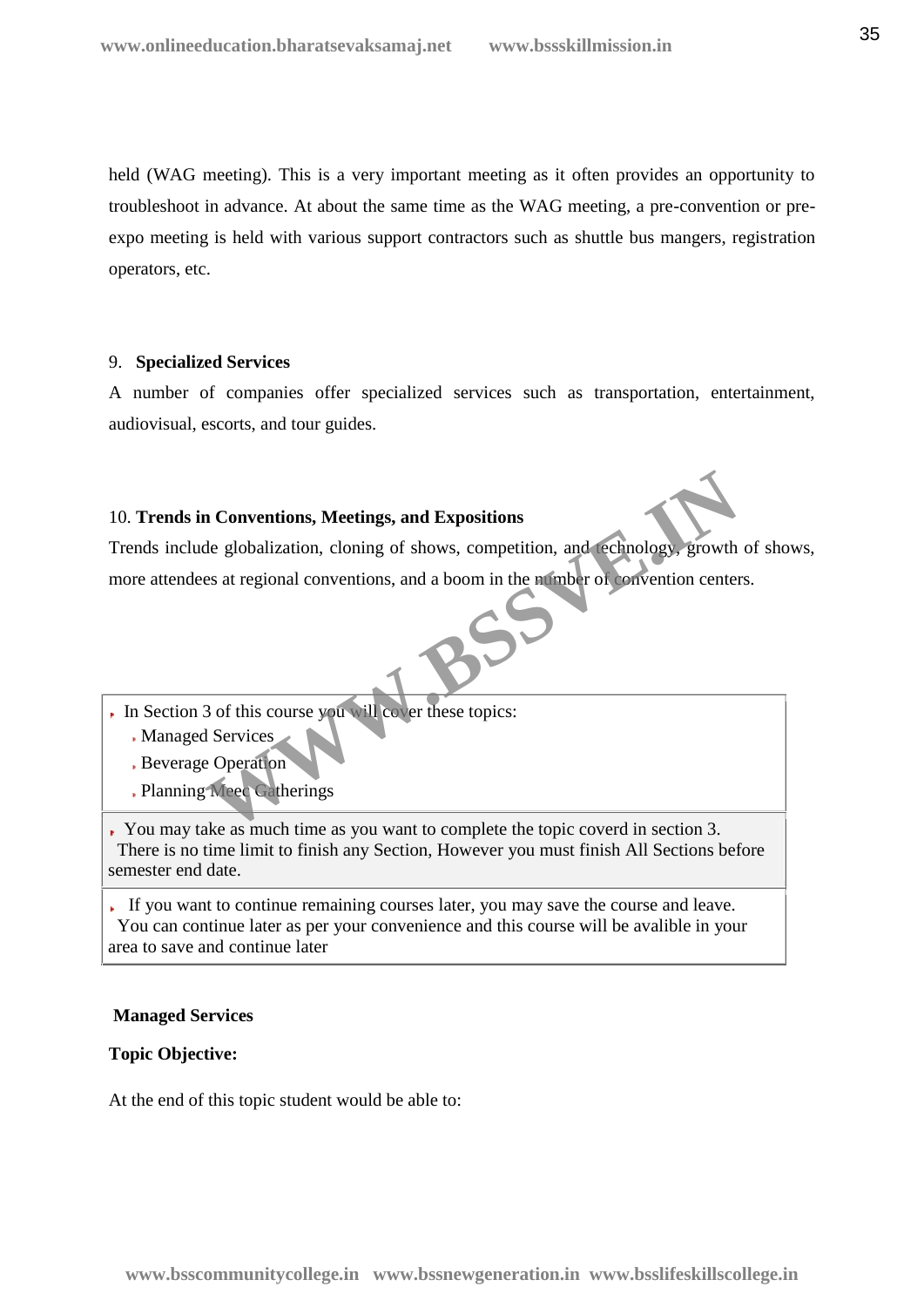held (WAG meeting). This is a very important meeting as it often provides an opportunity to troubleshoot in advance. At about the same time as the WAG meeting, a pre-convention or pre-expo meeting is held with various support contractors such as shuttle bus mangers, registration operators, etc.

9. **Specialized Services**

A number of companies offer specialized services such as transportation, entertainment, audiovisual, escorts, and tour guides.

10. **Trends in Conventions, Meetings, and Expositions**

Trends include globalization, cloning of shows, competition, and technology, growth of shows, more attendees at regional conventions, and a boom in the number of convention centers.

- In Section 3 of this course you will cover these topics:
  - Managed Services
  - Beverage Operation
  - Planning Meec Gatherings

- You may take as much time as you want to complete the topic coverd in section 3.
  There is no time limit to finish any Section, However you must finish All Sections before semester end date.

- If you want to continue remaining courses later, you may save the course and leave.
  You can continue later as per your convenience and this course will be avalible in your area to save and continue later

**Managed Services**

**Topic Objective:**

At the end of this topic student would be able to: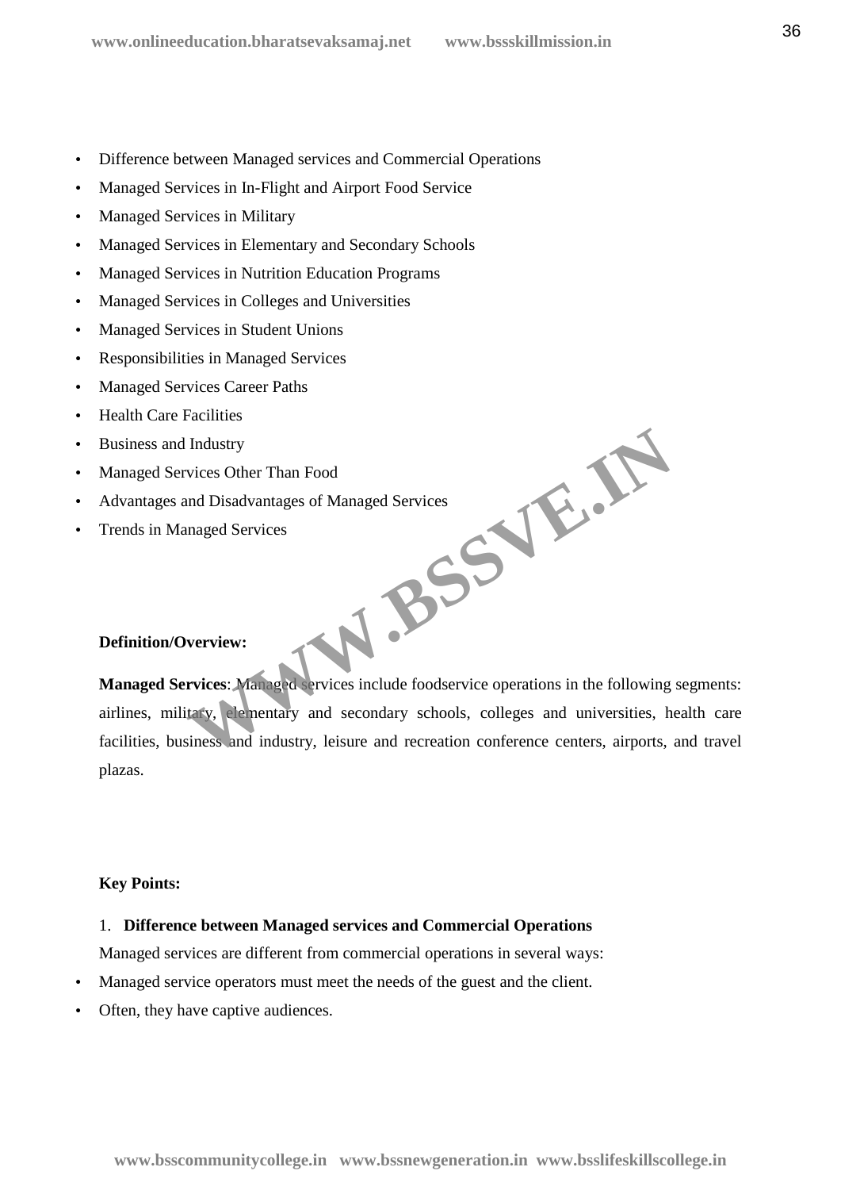- Difference between Managed services and Commercial Operations
- Managed Services in In-Flight and Airport Food Service
- Managed Services in Military
- Managed Services in Elementary and Secondary Schools
- Managed Services in Nutrition Education Programs
- Managed Services in Colleges and Universities
- Managed Services in Student Unions
- Responsibilities in Managed Services
- Managed Services Career Paths
- Health Care Facilities
- Business and Industry
- Managed Services Other Than Food
- Advantages and Disadvantages of Managed Services
- Trends in Managed Services

**Definition/Overview:**

**Managed Services**: Managed services include foodservice operations in the following segments: airlines, military, elementary and secondary schools, colleges and universities, health care facilities, business and industry, leisure and recreation conference centers, airports, and travel plazas.

**Key Points:**

1. **Difference between Managed services and Commercial Operations**

Managed services are different from commercial operations in several ways:

- Managed service operators must meet the needs of the guest and the client.
- Often, they have captive audiences.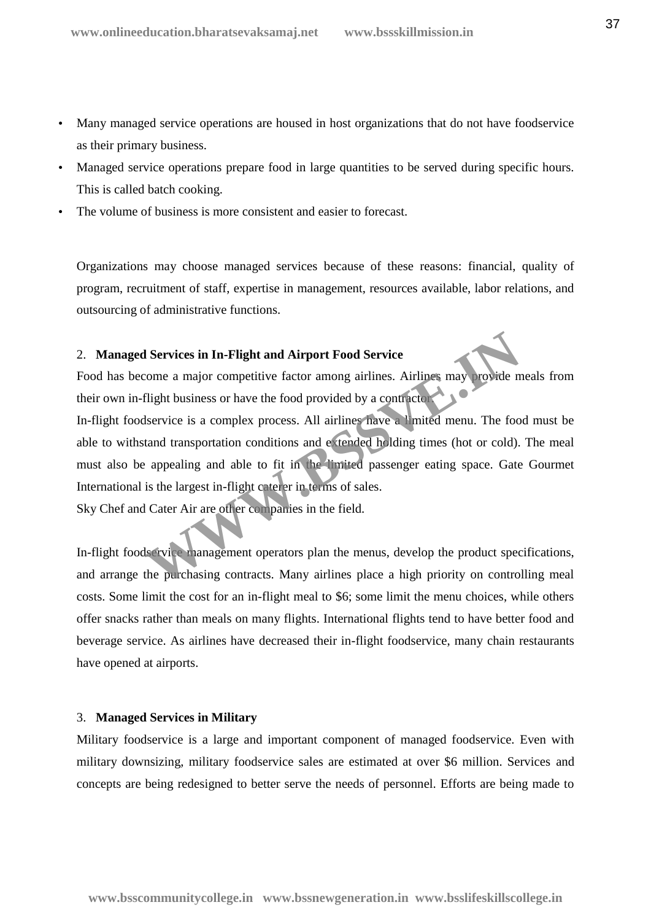- Many managed service operations are housed in host organizations that do not have foodservice as their primary business.
- Managed service operations prepare food in large quantities to be served during specific hours. This is called batch cooking.
- The volume of business is more consistent and easier to forecast.

Organizations may choose managed services because of these reasons: financial, quality of program, recruitment of staff, expertise in management, resources available, labor relations, and outsourcing of administrative functions.

2. **Managed Services in In-Flight and Airport Food Service**

Food has become a major competitive factor among airlines. Airlines may provide meals from their own in-flight business or have the food provided by a contractor.

In-flight foodservice is a complex process. All airlines have a limited menu. The food must be able to withstand transportation conditions and extended holding times (hot or cold). The meal must also be appealing and able to fit in the limited passenger eating space. Gate Gourmet International is the largest in-flight caterer in terms of sales.

Sky Chef and Cater Air are other companies in the field.

In-flight foodservice management operators plan the menus, develop the product specifications, and arrange the purchasing contracts. Many airlines place a high priority on controlling meal costs. Some limit the cost for an in-flight meal to $6; some limit the menu choices, while others offer snacks rather than meals on many flights. International flights tend to have better food and beverage service. As airlines have decreased their in-flight foodservice, many chain restaurants have opened at airports.

3. **Managed Services in Military**

Military foodservice is a large and important component of managed foodservice. Even with military downsizing, military foodservice sales are estimated at over $6 million. Services and concepts are being redesigned to better serve the needs of personnel. Efforts are being made to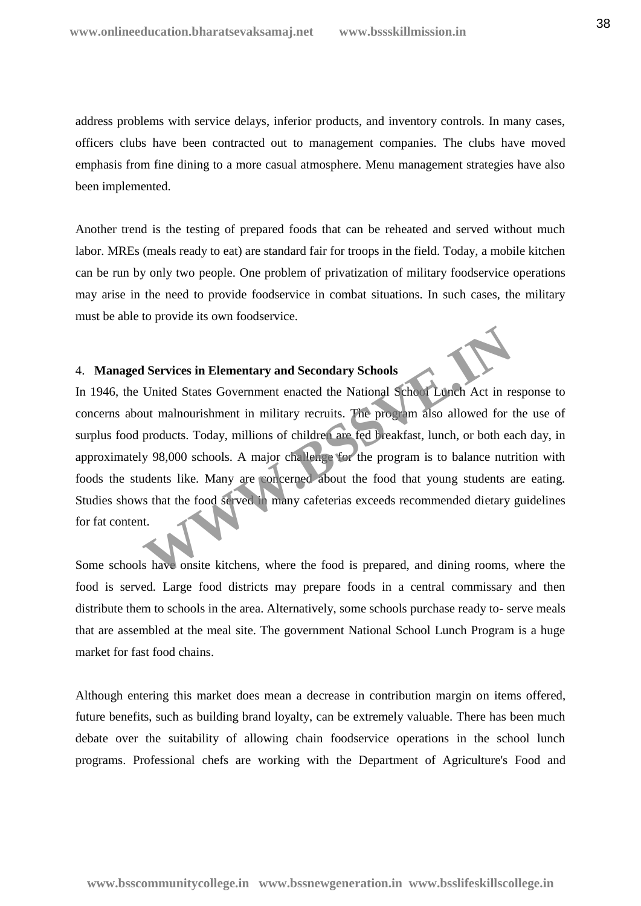address problems with service delays, inferior products, and inventory controls. In many cases, officers clubs have been contracted out to management companies. The clubs have moved emphasis from fine dining to a more casual atmosphere. Menu management strategies have also been implemented.

Another trend is the testing of prepared foods that can be reheated and served without much labor. MREs (meals ready to eat) are standard fair for troops in the field. Today, a mobile kitchen can be run by only two people. One problem of privatization of military foodservice operations may arise in the need to provide foodservice in combat situations. In such cases, the military must be able to provide its own foodservice.

4. **Managed Services in Elementary and Secondary Schools**

In 1946, the United States Government enacted the National School Lunch Act in response to concerns about malnourishment in military recruits. The program also allowed for the use of surplus food products. Today, millions of children are fed breakfast, lunch, or both each day, in approximately 98,000 schools. A major challenge for the program is to balance nutrition with foods the students like. Many are concerned about the food that young students are eating. Studies shows that the food served in many cafeterias exceeds recommended dietary guidelines for fat content.

Some schools have onsite kitchens, where the food is prepared, and dining rooms, where the food is served. Large food districts may prepare foods in a central commissary and then distribute them to schools in the area. Alternatively, some schools purchase ready to- serve meals that are assembled at the meal site. The government National School Lunch Program is a huge market for fast food chains.

Although entering this market does mean a decrease in contribution margin on items offered, future benefits, such as building brand loyalty, can be extremely valuable. There has been much debate over the suitability of allowing chain foodservice operations in the school lunch programs. Professional chefs are working with the Department of Agriculture's Food and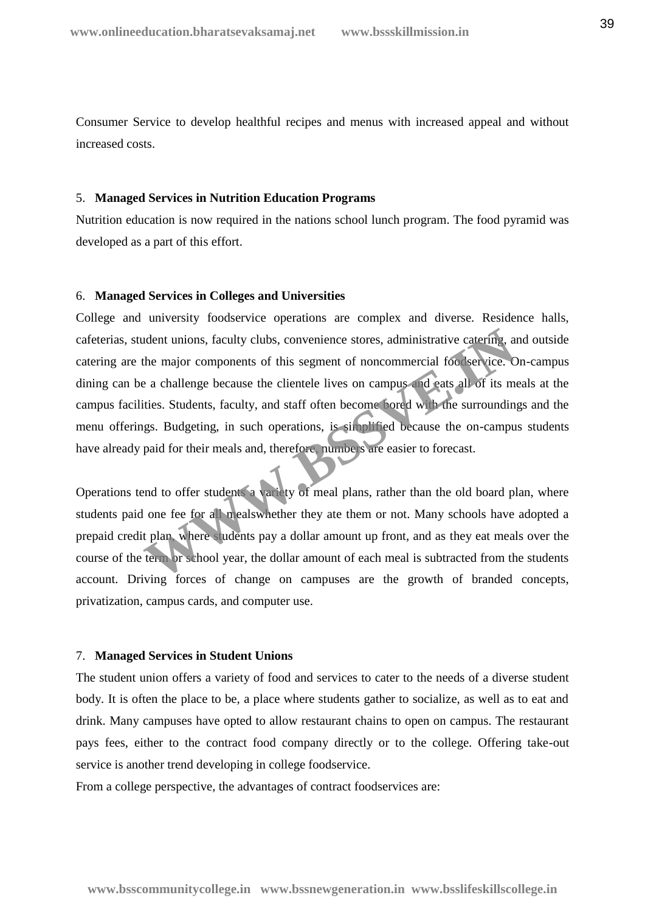Consumer Service to develop healthful recipes and menus with increased appeal and without increased costs.

5. **Managed Services in Nutrition Education Programs**

Nutrition education is now required in the nations school lunch program. The food pyramid was developed as a part of this effort.

6. **Managed Services in Colleges and Universities**

College and university foodservice operations are complex and diverse. Residence halls, cafeterias, student unions, faculty clubs, convenience stores, administrative catering, and outside catering are the major components of this segment of noncommercial foodservice. On-campus dining can be a challenge because the clientele lives on campus and eats all of its meals at the campus facilities. Students, faculty, and staff often become bored with the surroundings and the menu offerings. Budgeting, in such operations, is simplified because the on-campus students have already paid for their meals and, therefore, numbers are easier to forecast.

Operations tend to offer students a variety of meal plans, rather than the old board plan, where students paid one fee for all mealswhether they ate them or not. Many schools have adopted a prepaid credit plan, where students pay a dollar amount up front, and as they eat meals over the course of the term or school year, the dollar amount of each meal is subtracted from the students account. Driving forces of change on campuses are the growth of branded concepts, privatization, campus cards, and computer use.

7. **Managed Services in Student Unions**

The student union offers a variety of food and services to cater to the needs of a diverse student body. It is often the place to be, a place where students gather to socialize, as well as to eat and drink. Many campuses have opted to allow restaurant chains to open on campus. The restaurant pays fees, either to the contract food company directly or to the college. Offering take-out service is another trend developing in college foodservice.

From a college perspective, the advantages of contract foodservices are: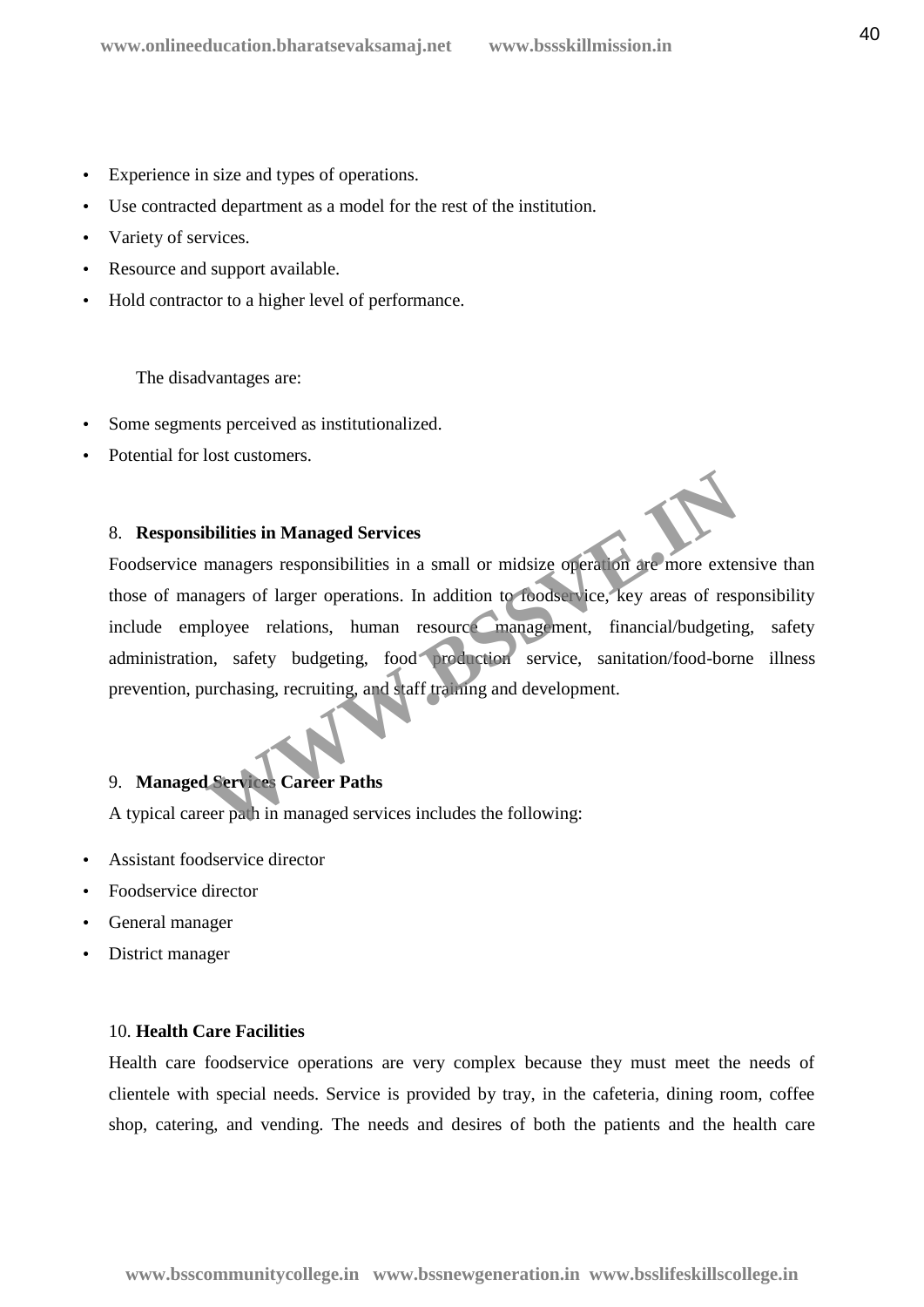- Experience in size and types of operations.
- Use contracted department as a model for the rest of the institution.
- Variety of services.
- Resource and support available.
- Hold contractor to a higher level of performance.

The disadvantages are:

- Some segments perceived as institutionalized.
- Potential for lost customers.

8. **Responsibilities in Managed Services**

Foodservice managers responsibilities in a small or midsize operation are more extensive than those of managers of larger operations. In addition to foodservice, key areas of responsibility include employee relations, human resource management, financial/budgeting, safety administration, safety budgeting, food production service, sanitation/food-borne illness prevention, purchasing, recruiting, and staff training and development.

9. **Managed Services Career Paths**

A typical career path in managed services includes the following:

- Assistant foodservice director
- Foodservice director
- General manager
- District manager

10. **Health Care Facilities**

Health care foodservice operations are very complex because they must meet the needs of clientele with special needs. Service is provided by tray, in the cafeteria, dining room, coffee shop, catering, and vending. The needs and desires of both the patients and the health care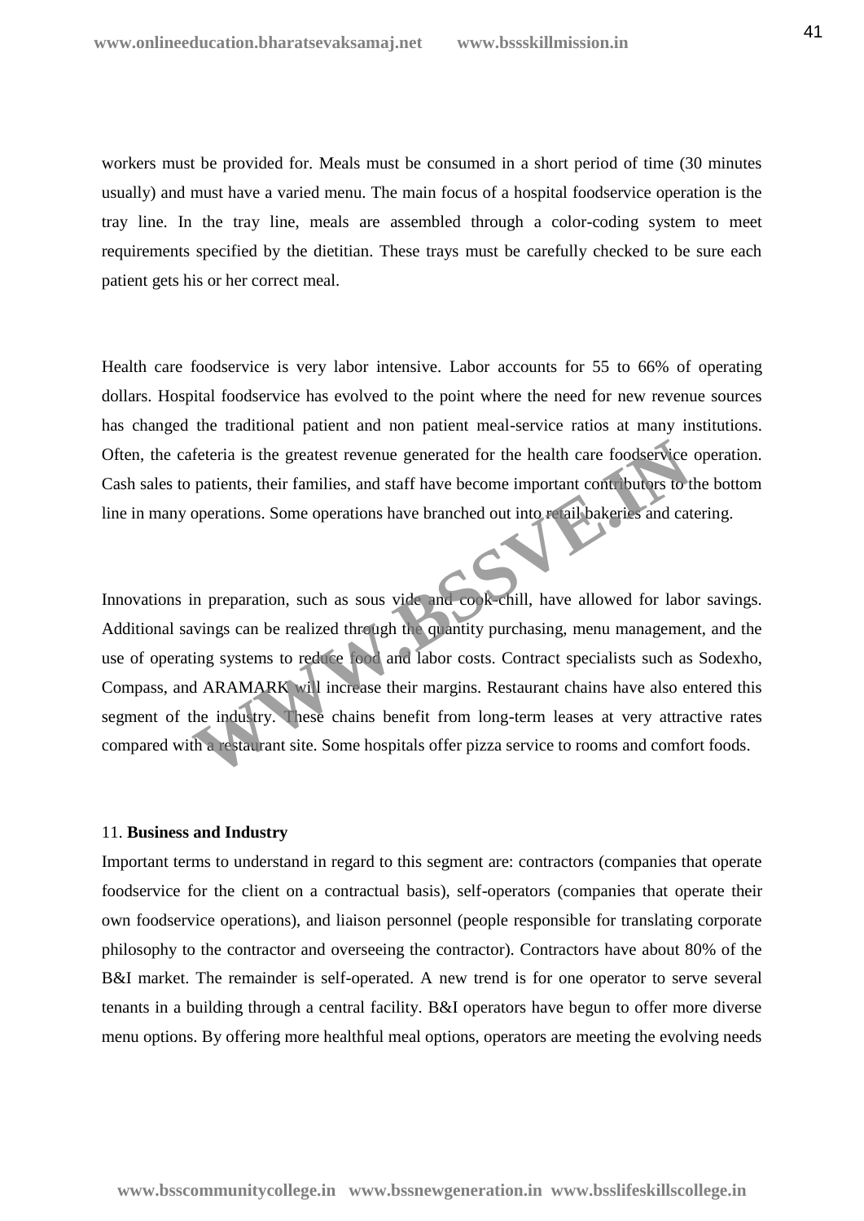workers must be provided for. Meals must be consumed in a short period of time (30 minutes usually) and must have a varied menu. The main focus of a hospital foodservice operation is the tray line. In the tray line, meals are assembled through a color-coding system to meet requirements specified by the dietitian. These trays must be carefully checked to be sure each patient gets his or her correct meal.

Health care foodservice is very labor intensive. Labor accounts for 55 to 66% of operating dollars. Hospital foodservice has evolved to the point where the need for new revenue sources has changed the traditional patient and non patient meal-service ratios at many institutions. Often, the cafeteria is the greatest revenue generated for the health care foodservice operation. Cash sales to patients, their families, and staff have become important contributors to the bottom line in many operations. Some operations have branched out into retail bakeries and catering.

Innovations in preparation, such as sous vide and cook-chill, have allowed for labor savings. Additional savings can be realized through the quantity purchasing, menu management, and the use of operating systems to reduce food and labor costs. Contract specialists such as Sodexho, Compass, and ARAMARK will increase their margins. Restaurant chains have also entered this segment of the industry. These chains benefit from long-term leases at very attractive rates compared with a restaurant site. Some hospitals offer pizza service to rooms and comfort foods.

11. **Business and Industry**

Important terms to understand in regard to this segment are: contractors (companies that operate foodservice for the client on a contractual basis), self-operators (companies that operate their own foodservice operations), and liaison personnel (people responsible for translating corporate philosophy to the contractor and overseeing the contractor). Contractors have about 80% of the B&I market. The remainder is self-operated. A new trend is for one operator to serve several tenants in a building through a central facility. B&I operators have begun to offer more diverse menu options. By offering more healthful meal options, operators are meeting the evolving needs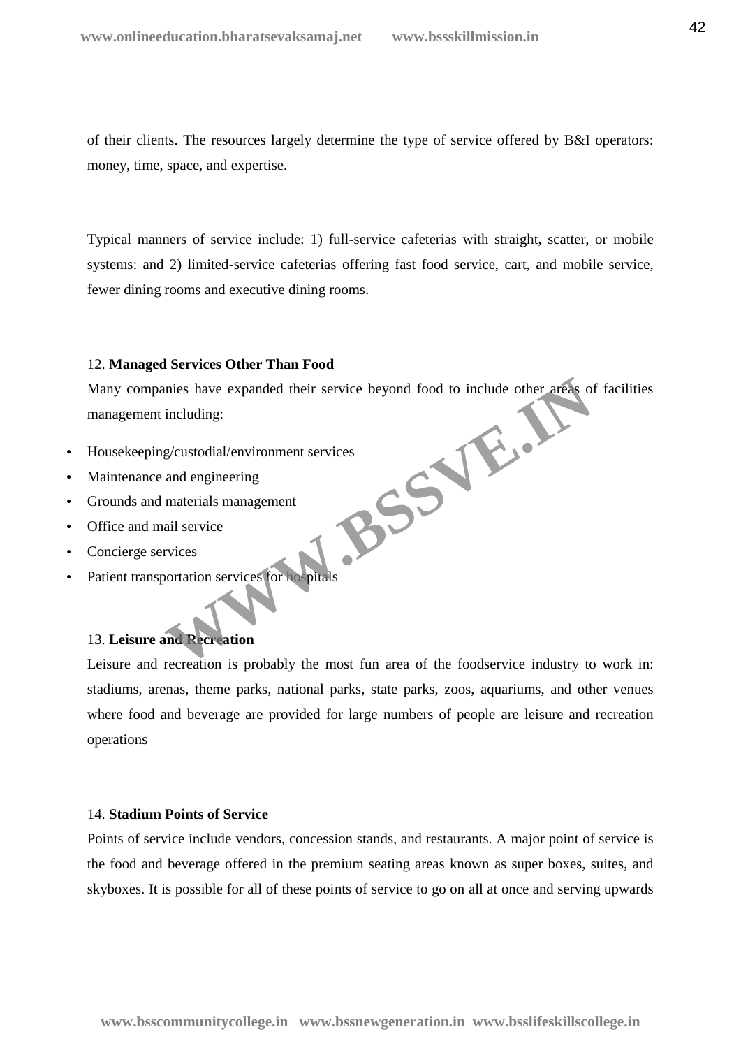of their clients. The resources largely determine the type of service offered by B&I operators: money, time, space, and expertise.

Typical manners of service include: 1) full-service cafeterias with straight, scatter, or mobile systems: and 2) limited-service cafeterias offering fast food service, cart, and mobile service, fewer dining rooms and executive dining rooms.

12. **Managed Services Other Than Food**

Many companies have expanded their service beyond food to include other areas of facilities management including:

- Housekeeping/custodial/environment services
- Maintenance and engineering
- Grounds and materials management
- Office and mail service
- Concierge services
- Patient transportation services for hospitals

13. **Leisure and Recreation**

Leisure and recreation is probably the most fun area of the foodservice industry to work in: stadiums, arenas, theme parks, national parks, state parks, zoos, aquariums, and other venues where food and beverage are provided for large numbers of people are leisure and recreation operations

14. **Stadium Points of Service**

Points of service include vendors, concession stands, and restaurants. A major point of service is the food and beverage offered in the premium seating areas known as super boxes, suites, and skyboxes. It is possible for all of these points of service to go on all at once and serving upwards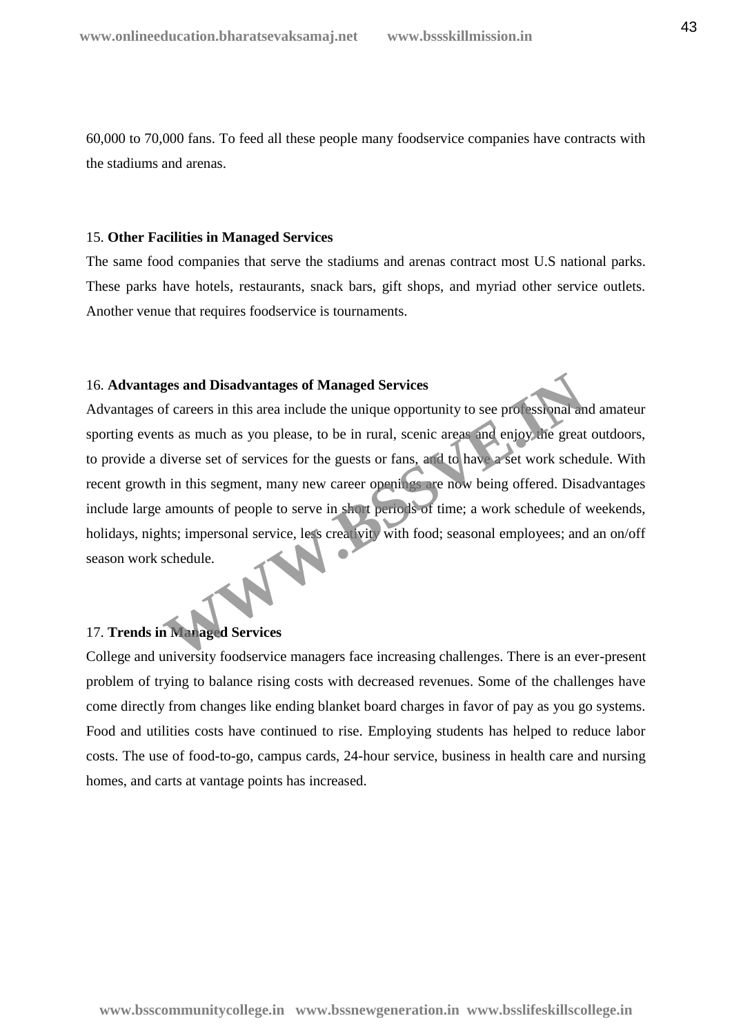60,000 to 70,000 fans. To feed all these people many foodservice companies have contracts with the stadiums and arenas.

15. **Other Facilities in Managed Services**

The same food companies that serve the stadiums and arenas contract most U.S national parks. These parks have hotels, restaurants, snack bars, gift shops, and myriad other service outlets. Another venue that requires foodservice is tournaments.

16. **Advantages and Disadvantages of Managed Services**

Advantages of careers in this area include the unique opportunity to see professional and amateur sporting events as much as you please, to be in rural, scenic areas and enjoy the great outdoors, to provide a diverse set of services for the guests or fans, and to have a set work schedule. With recent growth in this segment, many new career openings are now being offered. Disadvantages include large amounts of people to serve in short periods of time; a work schedule of weekends, holidays, nights; impersonal service, less creativity with food; seasonal employees; and an on/off season work schedule.

17. **Trends in Managed Services**

College and university foodservice managers face increasing challenges. There is an ever-present problem of trying to balance rising costs with decreased revenues. Some of the challenges have come directly from changes like ending blanket board charges in favor of pay as you go systems. Food and utilities costs have continued to rise. Employing students has helped to reduce labor costs. The use of food-to-go, campus cards, 24-hour service, business in health care and nursing homes, and carts at vantage points has increased.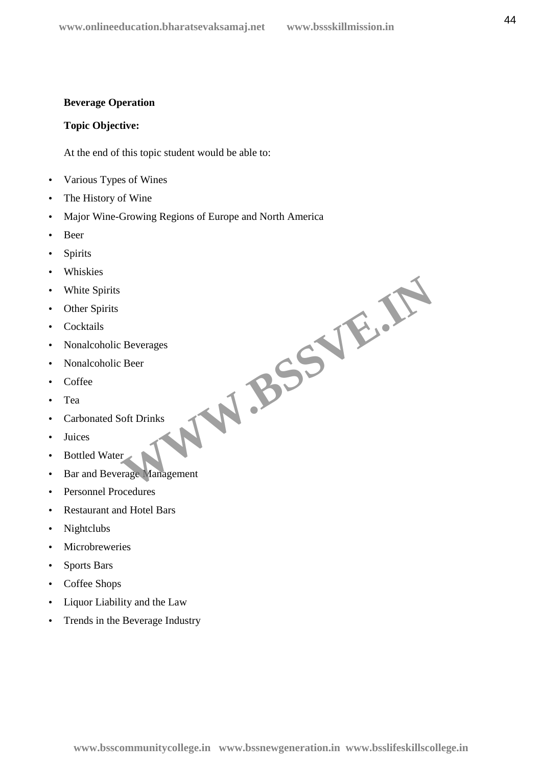**Beverage Operation**

**Topic Objective:**

At the end of this topic student would be able to:

- Various Types of Wines
- The History of Wine
- Major Wine-Growing Regions of Europe and North America
- Beer
- Spirits
- Whiskies
- White Spirits
- Other Spirits
- Cocktails
- Nonalcoholic Beverages
- Nonalcoholic Beer
- Coffee
- Tea
- Carbonated Soft Drinks
- Juices
- Bottled Water
- Bar and Beverage Management
- Personnel Procedures
- Restaurant and Hotel Bars
- Nightclubs
- Microbreweries
- Sports Bars
- Coffee Shops
- Liquor Liability and the Law
- Trends in the Beverage Industry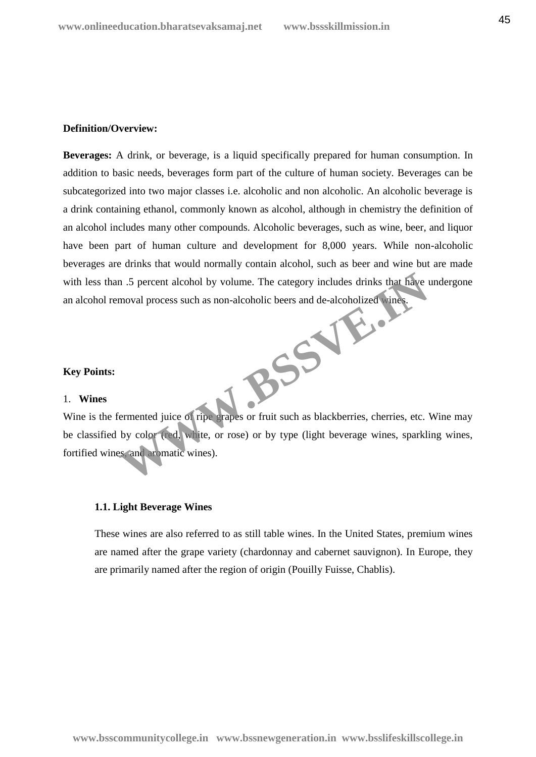**Definition/Overview:**

**Beverages:** A drink, or beverage, is a liquid specifically prepared for human consumption. In addition to basic needs, beverages form part of the culture of human society. Beverages can be subcategorized into two major classes i.e. alcoholic and non alcoholic. An alcoholic beverage is a drink containing ethanol, commonly known as alcohol, although in chemistry the definition of an alcohol includes many other compounds. Alcoholic beverages, such as wine, beer, and liquor have been part of human culture and development for 8,000 years. While non-alcoholic beverages are drinks that would normally contain alcohol, such as beer and wine but are made with less than .5 percent alcohol by volume. The category includes drinks that have undergone an alcohol removal process such as non-alcoholic beers and de-alcoholized wines.

**Key Points:**

1. **Wines**

Wine is the fermented juice of ripe grapes or fruit such as blackberries, cherries, etc. Wine may be classified by color (red, white, or rose) or by type (light beverage wines, sparkling wines, fortified wines, and aromatic wines).

**1.1. Light Beverage Wines**

These wines are also referred to as still table wines. In the United States, premium wines are named after the grape variety (chardonnay and cabernet sauvignon). In Europe, they are primarily named after the region of origin (Pouilly Fuisse, Chablis).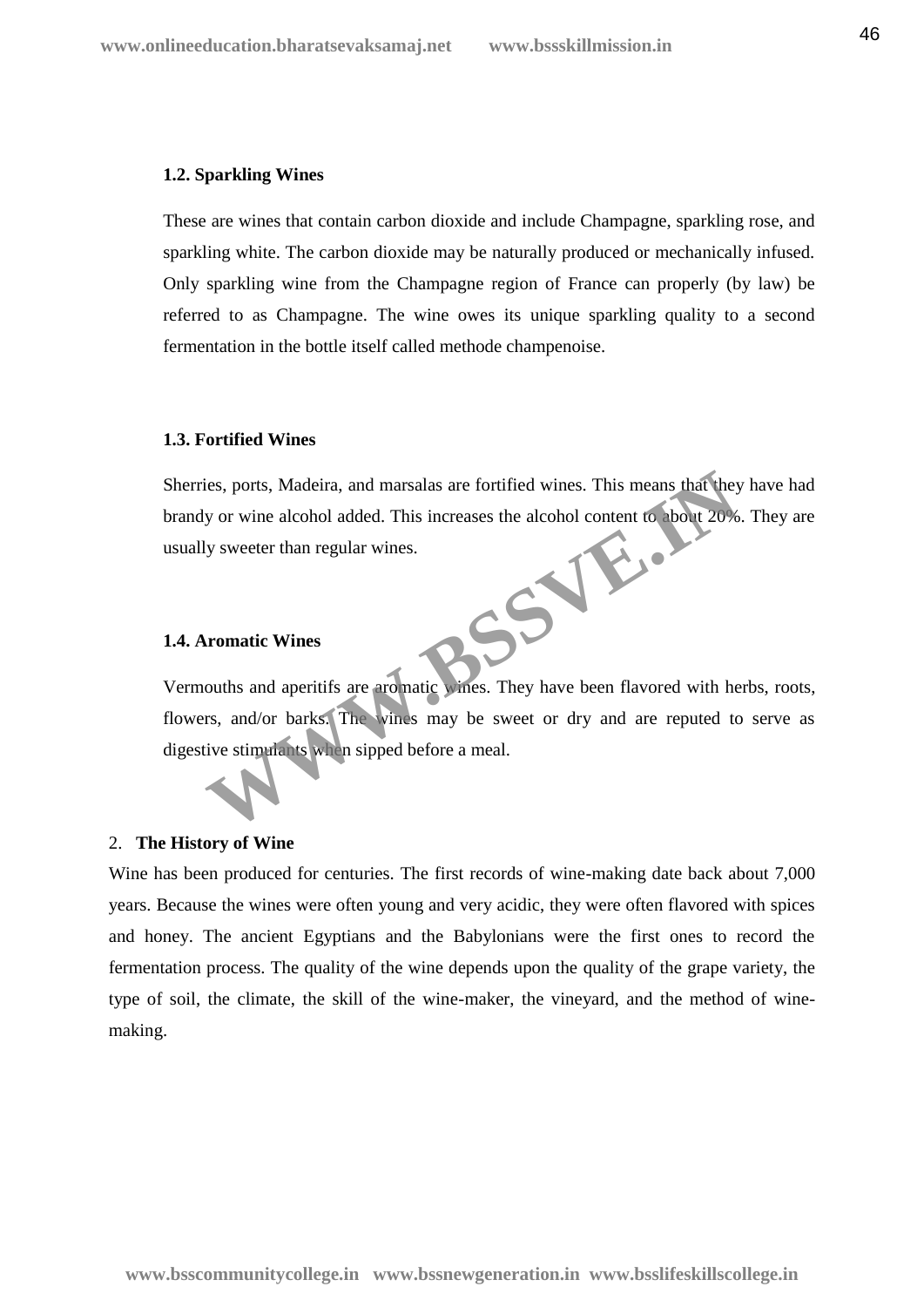### 1.2. Sparkling Wines

These are wines that contain carbon dioxide and include Champagne, sparkling rose, and sparkling white. The carbon dioxide may be naturally produced or mechanically infused. Only sparkling wine from the Champagne region of France can properly (by law) be referred to as Champagne. The wine owes its unique sparkling quality to a second fermentation in the bottle itself called methode champenoise.

### 1.3. Fortified Wines

Sherries, ports, Madeira, and marsalas are fortified wines. This means that they have had brandy or wine alcohol added. This increases the alcohol content to about 20%. They are usually sweeter than regular wines.

### 1.4. Aromatic Wines

Vermouths and aperitifs are aromatic wines. They have been flavored with herbs, roots, flowers, and/or barks. The wines may be sweet or dry and are reputed to serve as digestive stimulants when sipped before a meal.

## 2. The History of Wine

Wine has been produced for centuries. The first records of wine-making date back about 7,000 years. Because the wines were often young and very acidic, they were often flavored with spices and honey. The ancient Egyptians and the Babylonians were the first ones to record the fermentation process. The quality of the wine depends upon the quality of the grape variety, the type of soil, the climate, the skill of the wine-maker, the vineyard, and the method of wine-making.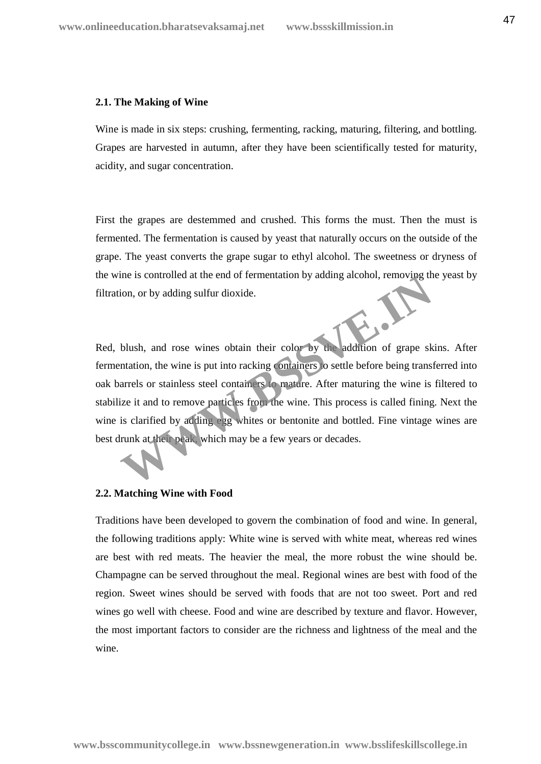## 2.1. The Making of Wine

Wine is made in six steps: crushing, fermenting, racking, maturing, filtering, and bottling. Grapes are harvested in autumn, after they have been scientifically tested for maturity, acidity, and sugar concentration.

First the grapes are destemmed and crushed. This forms the must. Then the must is fermented. The fermentation is caused by yeast that naturally occurs on the outside of the grape. The yeast converts the grape sugar to ethyl alcohol. The sweetness or dryness of the wine is controlled at the end of fermentation by adding alcohol, removing the yeast by filtration, or by adding sulfur dioxide.

Red, blush, and rose wines obtain their color by the addition of grape skins. After fermentation, the wine is put into racking containers to settle before being transferred into oak barrels or stainless steel containers to mature. After maturing the wine is filtered to stabilize it and to remove particles from the wine. This process is called fining. Next the wine is clarified by adding egg whites or bentonite and bottled. Fine vintage wines are best drunk at their peak, which may be a few years or decades.

## 2.2. Matching Wine with Food

Traditions have been developed to govern the combination of food and wine. In general, the following traditions apply: White wine is served with white meat, whereas red wines are best with red meats. The heavier the meal, the more robust the wine should be. Champagne can be served throughout the meal. Regional wines are best with food of the region. Sweet wines should be served with foods that are not too sweet. Port and red wines go well with cheese. Food and wine are described by texture and flavor. However, the most important factors to consider are the richness and lightness of the meal and the wine.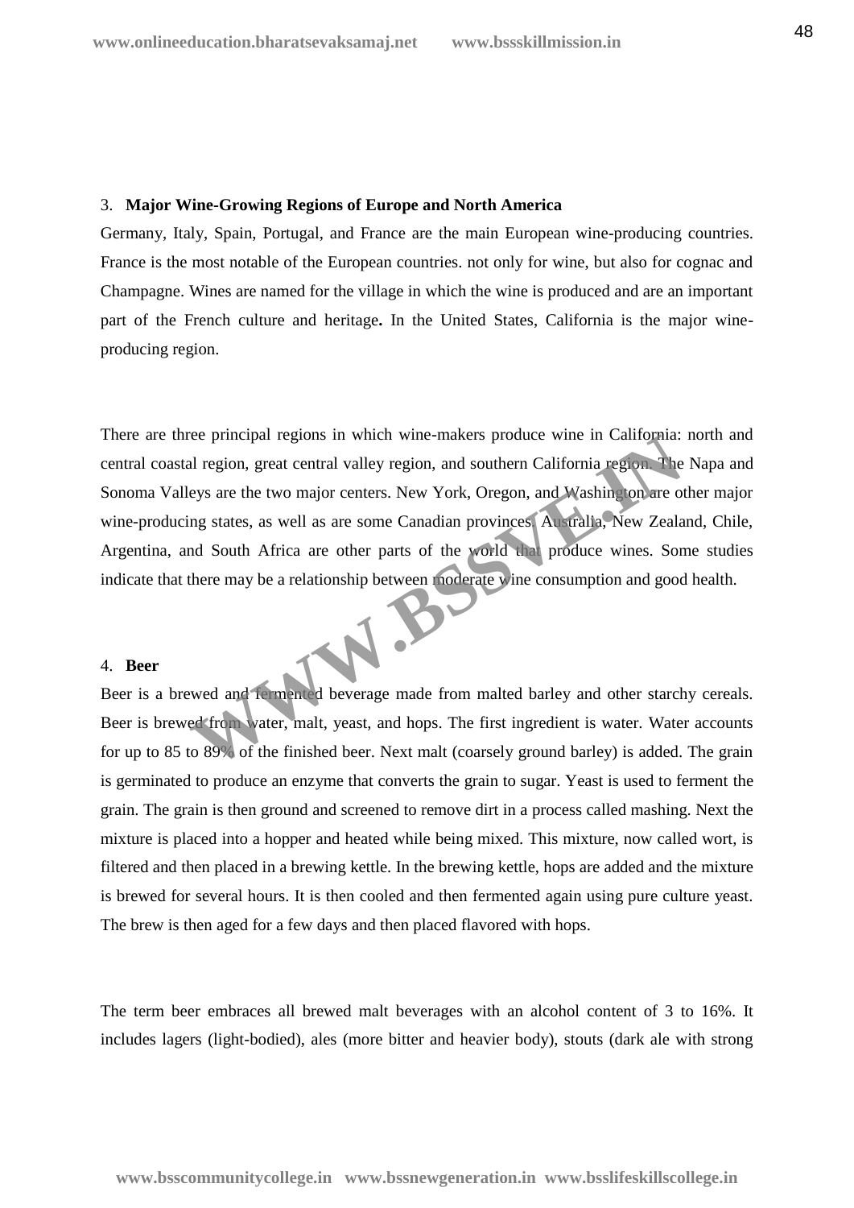### 3. Major Wine-Growing Regions of Europe and North America

Germany, Italy, Spain, Portugal, and France are the main European wine-producing countries. France is the most notable of the European countries. not only for wine, but also for cognac and Champagne. Wines are named for the village in which the wine is produced and are an important part of the French culture and heritage**.** In the United States, California is the major wine-producing region.

There are three principal regions in which wine-makers produce wine in California: north and central coastal region, great central valley region, and southern California region. The Napa and Sonoma Valleys are the two major centers. New York, Oregon, and Washington are other major wine-producing states, as well as are some Canadian provinces. Australia, New Zealand, Chile, Argentina, and South Africa are other parts of the world that produce wines. Some studies indicate that there may be a relationship between moderate wine consumption and good health.

### 4. Beer

Beer is a brewed and fermented beverage made from malted barley and other starchy cereals. Beer is brewed from water, malt, yeast, and hops. The first ingredient is water. Water accounts for up to 85 to 89% of the finished beer. Next malt (coarsely ground barley) is added. The grain is germinated to produce an enzyme that converts the grain to sugar. Yeast is used to ferment the grain. The grain is then ground and screened to remove dirt in a process called mashing. Next the mixture is placed into a hopper and heated while being mixed. This mixture, now called wort, is filtered and then placed in a brewing kettle. In the brewing kettle, hops are added and the mixture is brewed for several hours. It is then cooled and then fermented again using pure culture yeast. The brew is then aged for a few days and then placed flavored with hops.

The term beer embraces all brewed malt beverages with an alcohol content of 3 to 16%. It includes lagers (light-bodied), ales (more bitter and heavier body), stouts (dark ale with strong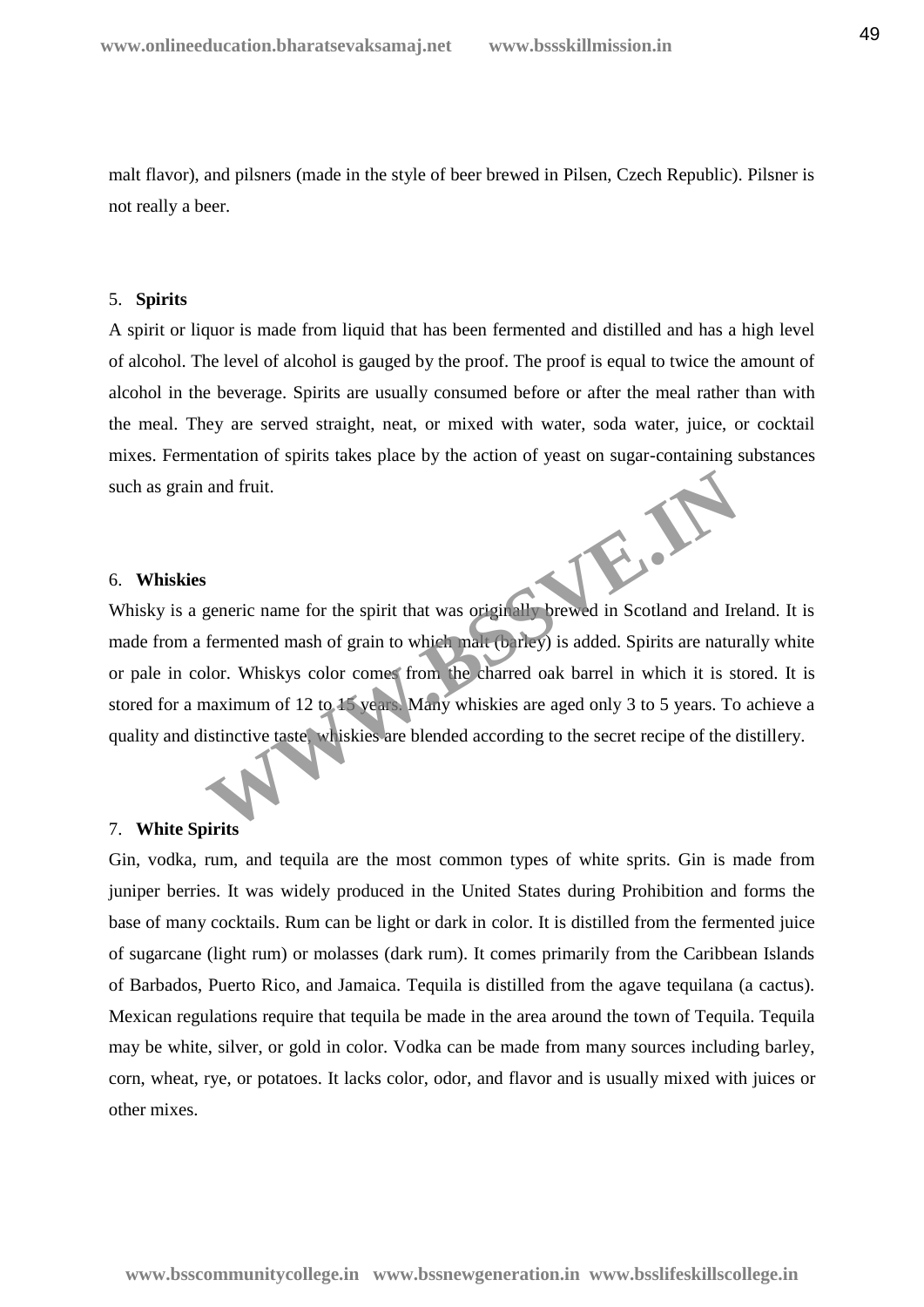malt flavor), and pilsners (made in the style of beer brewed in Pilsen, Czech Republic). Pilsner is not really a beer.

5. **Spirits**

A spirit or liquor is made from liquid that has been fermented and distilled and has a high level of alcohol. The level of alcohol is gauged by the proof. The proof is equal to twice the amount of alcohol in the beverage. Spirits are usually consumed before or after the meal rather than with the meal. They are served straight, neat, or mixed with water, soda water, juice, or cocktail mixes. Fermentation of spirits takes place by the action of yeast on sugar-containing substances such as grain and fruit.

6. **Whiskies**

Whisky is a generic name for the spirit that was originally brewed in Scotland and Ireland. It is made from a fermented mash of grain to which malt (barley) is added. Spirits are naturally white or pale in color. Whiskys color comes from the charred oak barrel in which it is stored. It is stored for a maximum of 12 to 15 years. Many whiskies are aged only 3 to 5 years. To achieve a quality and distinctive taste, whiskies are blended according to the secret recipe of the distillery.

7. **White Spirits**

Gin, vodka, rum, and tequila are the most common types of white sprits. Gin is made from juniper berries. It was widely produced in the United States during Prohibition and forms the base of many cocktails. Rum can be light or dark in color. It is distilled from the fermented juice of sugarcane (light rum) or molasses (dark rum). It comes primarily from the Caribbean Islands of Barbados, Puerto Rico, and Jamaica. Tequila is distilled from the agave tequilana (a cactus). Mexican regulations require that tequila be made in the area around the town of Tequila. Tequila may be white, silver, or gold in color. Vodka can be made from many sources including barley, corn, wheat, rye, or potatoes. It lacks color, odor, and flavor and is usually mixed with juices or other mixes.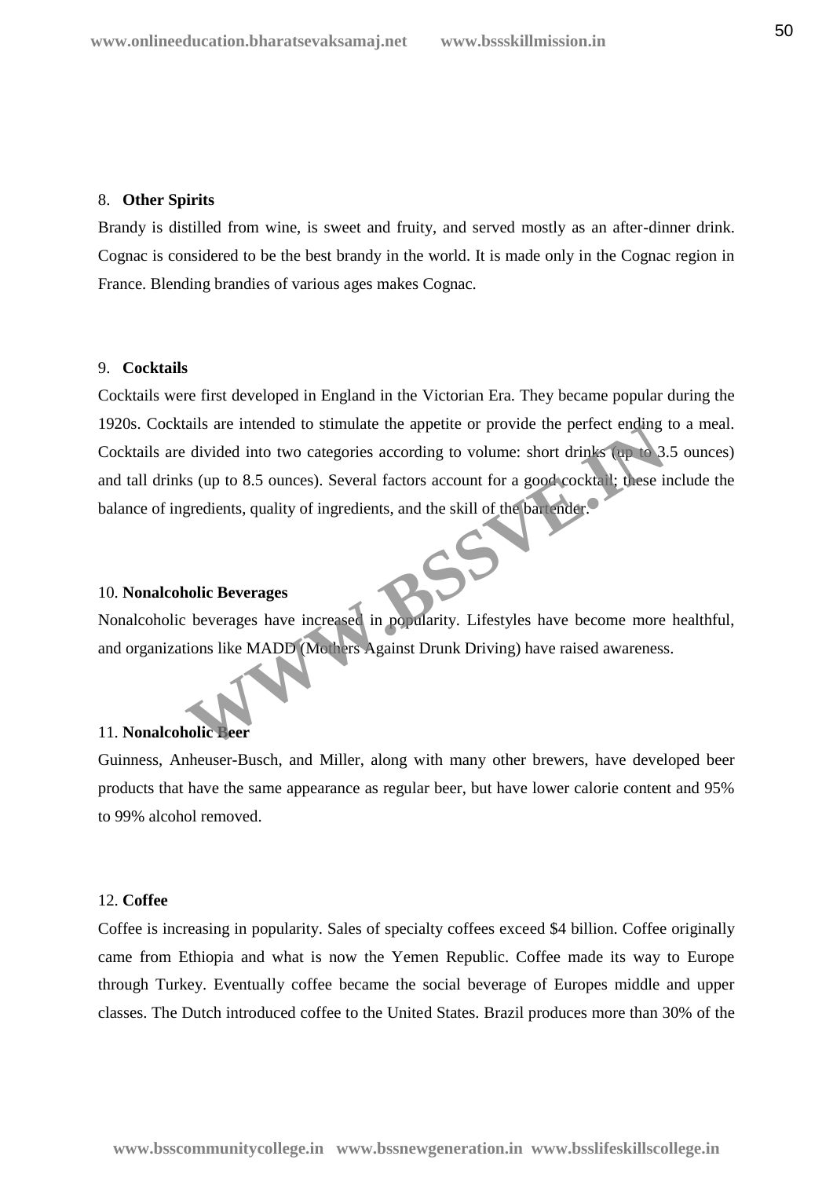8. **Other Spirits**

Brandy is distilled from wine, is sweet and fruity, and served mostly as an after-dinner drink. Cognac is considered to be the best brandy in the world. It is made only in the Cognac region in France. Blending brandies of various ages makes Cognac.

9. **Cocktails**

Cocktails were first developed in England in the Victorian Era. They became popular during the 1920s. Cocktails are intended to stimulate the appetite or provide the perfect ending to a meal. Cocktails are divided into two categories according to volume: short drinks (up to 3.5 ounces) and tall drinks (up to 8.5 ounces). Several factors account for a good cocktail; these include the balance of ingredients, quality of ingredients, and the skill of the bartender.

10. **Nonalcoholic Beverages**

Nonalcoholic beverages have increased in popularity. Lifestyles have become more healthful, and organizations like MADD (Mothers Against Drunk Driving) have raised awareness.

11. **Nonalcoholic Beer**

Guinness, Anheuser-Busch, and Miller, along with many other brewers, have developed beer products that have the same appearance as regular beer, but have lower calorie content and 95% to 99% alcohol removed.

12. **Coffee**

Coffee is increasing in popularity. Sales of specialty coffees exceed $4 billion. Coffee originally came from Ethiopia and what is now the Yemen Republic. Coffee made its way to Europe through Turkey. Eventually coffee became the social beverage of Europes middle and upper classes. The Dutch introduced coffee to the United States. Brazil produces more than 30% of the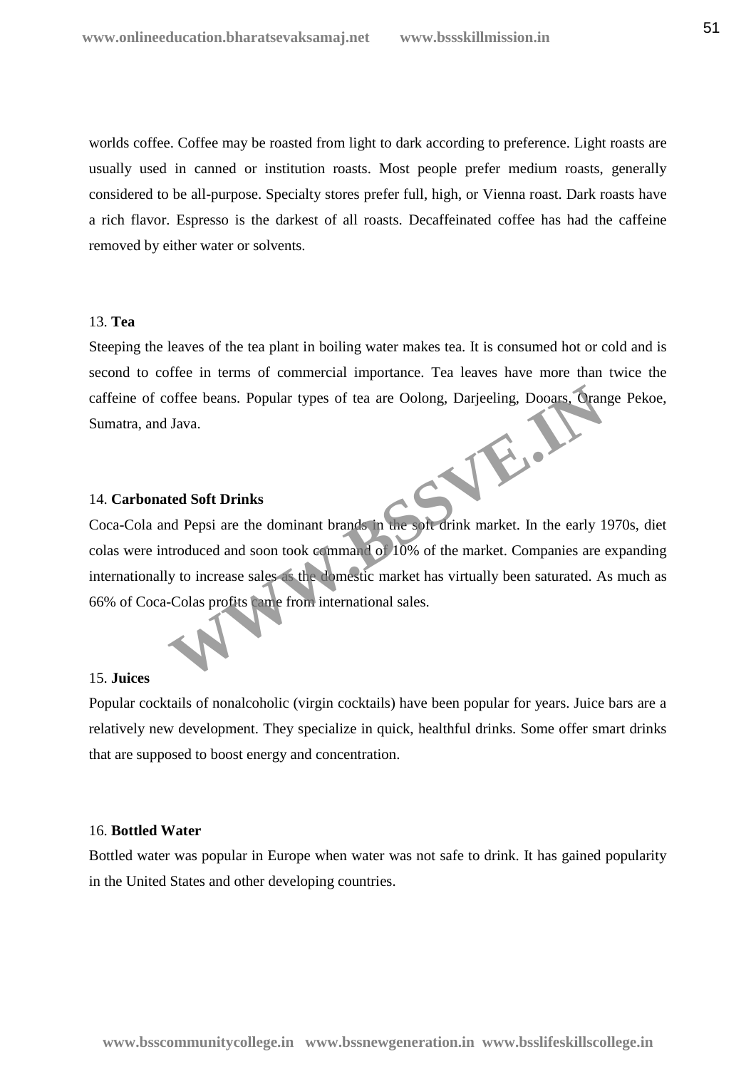worlds coffee. Coffee may be roasted from light to dark according to preference. Light roasts are usually used in canned or institution roasts. Most people prefer medium roasts, generally considered to be all-purpose. Specialty stores prefer full, high, or Vienna roast. Dark roasts have a rich flavor. Espresso is the darkest of all roasts. Decaffeinated coffee has had the caffeine removed by either water or solvents.

13. **Tea**

Steeping the leaves of the tea plant in boiling water makes tea. It is consumed hot or cold and is second to coffee in terms of commercial importance. Tea leaves have more than twice the caffeine of coffee beans. Popular types of tea are Oolong, Darjeeling, Dooars, Orange Pekoe, Sumatra, and Java.

14. **Carbonated Soft Drinks**

Coca-Cola and Pepsi are the dominant brands in the soft drink market. In the early 1970s, diet colas were introduced and soon took command of 10% of the market. Companies are expanding internationally to increase sales as the domestic market has virtually been saturated. As much as 66% of Coca-Colas profits came from international sales.

15. **Juices**

Popular cocktails of nonalcoholic (virgin cocktails) have been popular for years. Juice bars are a relatively new development. They specialize in quick, healthful drinks. Some offer smart drinks that are supposed to boost energy and concentration.

16. **Bottled Water**

Bottled water was popular in Europe when water was not safe to drink. It has gained popularity in the United States and other developing countries.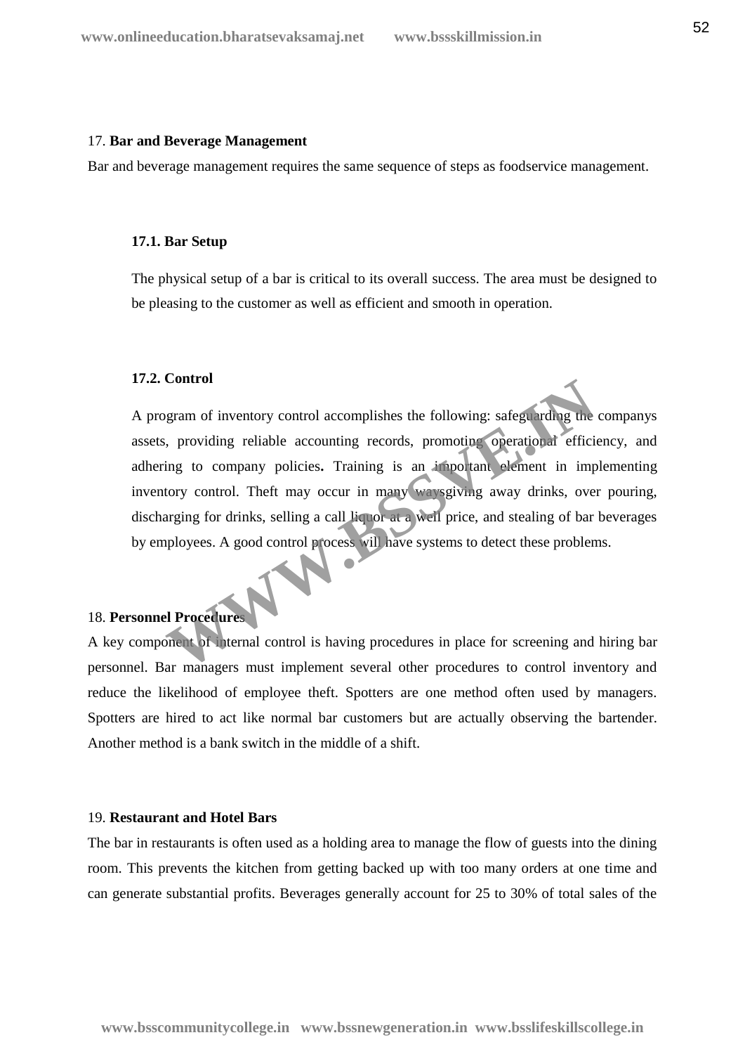## 17. Bar and Beverage Management

Bar and beverage management requires the same sequence of steps as foodservice management.

### 17.1. Bar Setup

The physical setup of a bar is critical to its overall success. The area must be designed to be pleasing to the customer as well as efficient and smooth in operation.

### 17.2. Control

A program of inventory control accomplishes the following: safeguarding the companys assets, providing reliable accounting records, promoting operational efficiency, and adhering to company policies**.** Training is an important element in implementing inventory control. Theft may occur in many waysgiving away drinks, over pouring, discharging for drinks, selling a call liquor at a well price, and stealing of bar beverages by employees. A good control process will have systems to detect these problems.

## 18. Personnel Procedures

A key component of internal control is having procedures in place for screening and hiring bar personnel. Bar managers must implement several other procedures to control inventory and reduce the likelihood of employee theft. Spotters are one method often used by managers. Spotters are hired to act like normal bar customers but are actually observing the bartender. Another method is a bank switch in the middle of a shift.

## 19. Restaurant and Hotel Bars

The bar in restaurants is often used as a holding area to manage the flow of guests into the dining room. This prevents the kitchen from getting backed up with too many orders at one time and can generate substantial profits. Beverages generally account for 25 to 30% of total sales of the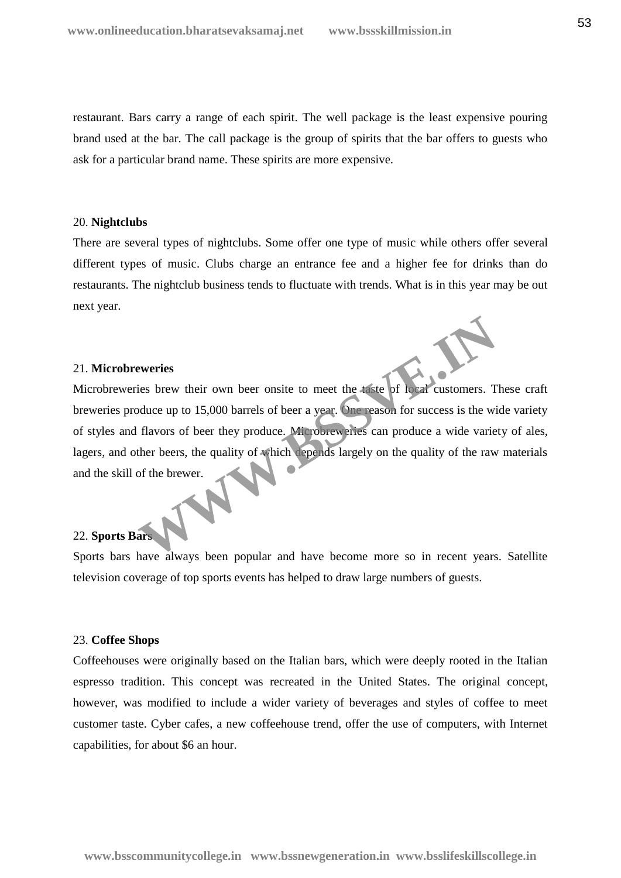restaurant. Bars carry a range of each spirit. The well package is the least expensive pouring brand used at the bar. The call package is the group of spirits that the bar offers to guests who ask for a particular brand name. These spirits are more expensive.

20. **Nightclubs**

There are several types of nightclubs. Some offer one type of music while others offer several different types of music. Clubs charge an entrance fee and a higher fee for drinks than do restaurants. The nightclub business tends to fluctuate with trends. What is in this year may be out next year.

21. **Microbreweries**

Microbreweries brew their own beer onsite to meet the taste of local customers. These craft breweries produce up to 15,000 barrels of beer a year. One reason for success is the wide variety of styles and flavors of beer they produce. Microbreweries can produce a wide variety of ales, lagers, and other beers, the quality of which depends largely on the quality of the raw materials and the skill of the brewer.

22. **Sports Bars**

Sports bars have always been popular and have become more so in recent years. Satellite television coverage of top sports events has helped to draw large numbers of guests.

23. **Coffee Shops**

Coffeehouses were originally based on the Italian bars, which were deeply rooted in the Italian espresso tradition. This concept was recreated in the United States. The original concept, however, was modified to include a wider variety of beverages and styles of coffee to meet customer taste. Cyber cafes, a new coffeehouse trend, offer the use of computers, with Internet capabilities, for about $6 an hour.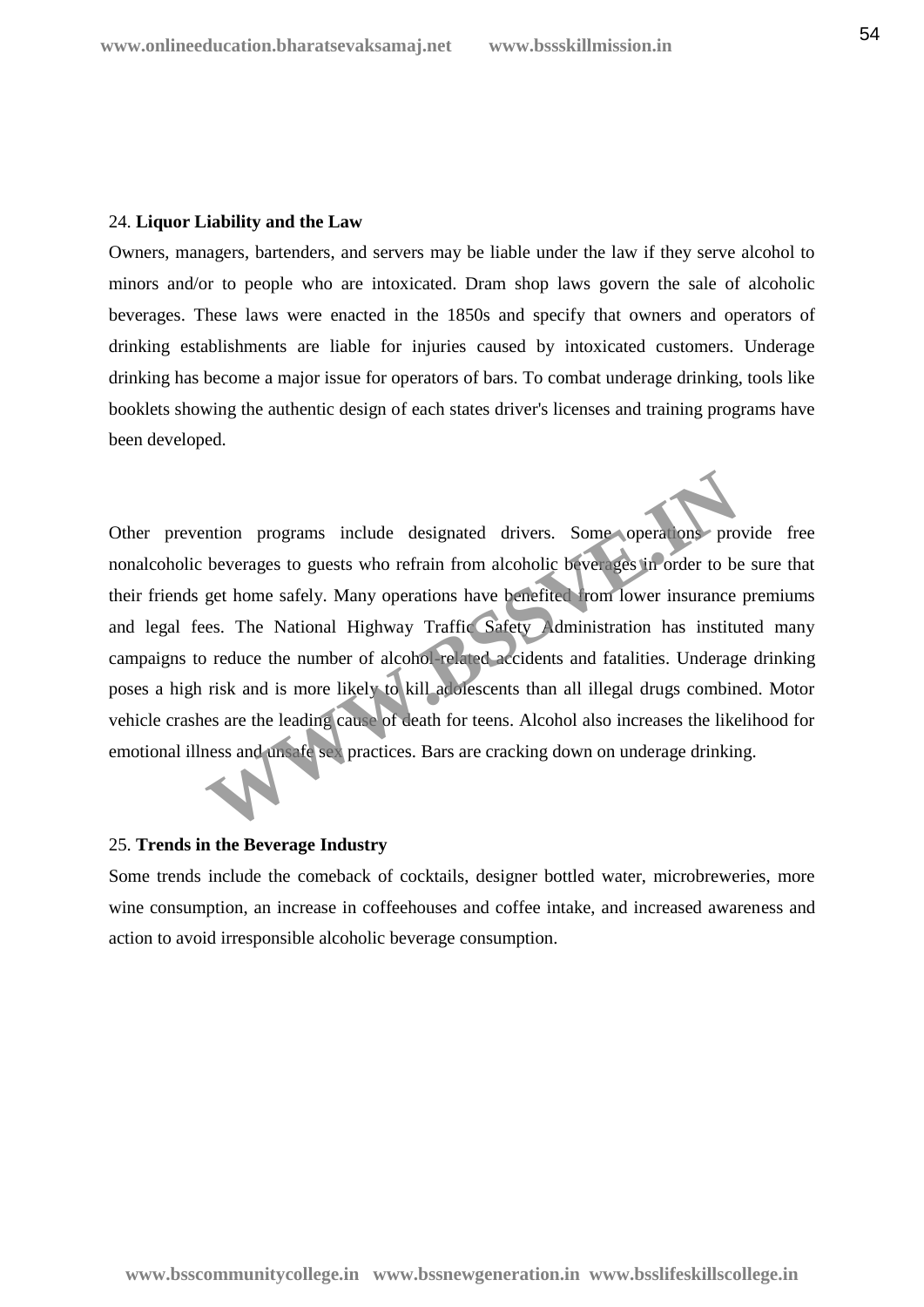24. **Liquor Liability and the Law**

Owners, managers, bartenders, and servers may be liable under the law if they serve alcohol to minors and/or to people who are intoxicated. Dram shop laws govern the sale of alcoholic beverages. These laws were enacted in the 1850s and specify that owners and operators of drinking establishments are liable for injuries caused by intoxicated customers. Underage drinking has become a major issue for operators of bars. To combat underage drinking, tools like booklets showing the authentic design of each states driver's licenses and training programs have been developed.

Other prevention programs include designated drivers. Some operations provide free nonalcoholic beverages to guests who refrain from alcoholic beverages in order to be sure that their friends get home safely. Many operations have benefited from lower insurance premiums and legal fees. The National Highway Traffic Safety Administration has instituted many campaigns to reduce the number of alcohol-related accidents and fatalities. Underage drinking poses a high risk and is more likely to kill adolescents than all illegal drugs combined. Motor vehicle crashes are the leading cause of death for teens. Alcohol also increases the likelihood for emotional illness and unsafe sex practices. Bars are cracking down on underage drinking.

25. **Trends in the Beverage Industry**

Some trends include the comeback of cocktails, designer bottled water, microbreweries, more wine consumption, an increase in coffeehouses and coffee intake, and increased awareness and action to avoid irresponsible alcoholic beverage consumption.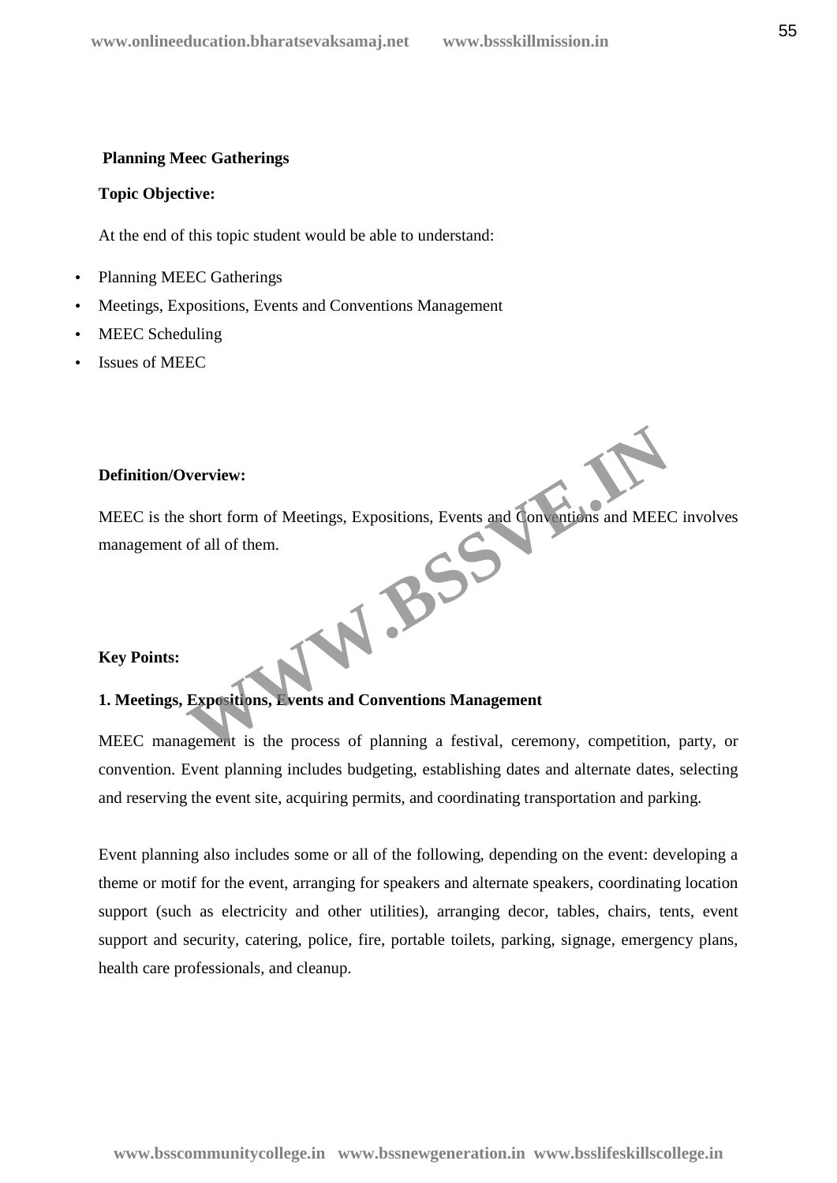**Planning Meec Gatherings**

**Topic Objective:**

At the end of this topic student would be able to understand:

- Planning MEEC Gatherings
- Meetings, Expositions, Events and Conventions Management
- MEEC Scheduling
- Issues of MEEC

**Definition/Overview:**

MEEC is the short form of Meetings, Expositions, Events and Conventions and MEEC involves management of all of them.

**Key Points:**

**1. Meetings, Expositions, Events and Conventions Management**

MEEC management is the process of planning a festival, ceremony, competition, party, or convention. Event planning includes budgeting, establishing dates and alternate dates, selecting and reserving the event site, acquiring permits, and coordinating transportation and parking.

Event planning also includes some or all of the following, depending on the event: developing a theme or motif for the event, arranging for speakers and alternate speakers, coordinating location support (such as electricity and other utilities), arranging decor, tables, chairs, tents, event support and security, catering, police, fire, portable toilets, parking, signage, emergency plans, health care professionals, and cleanup.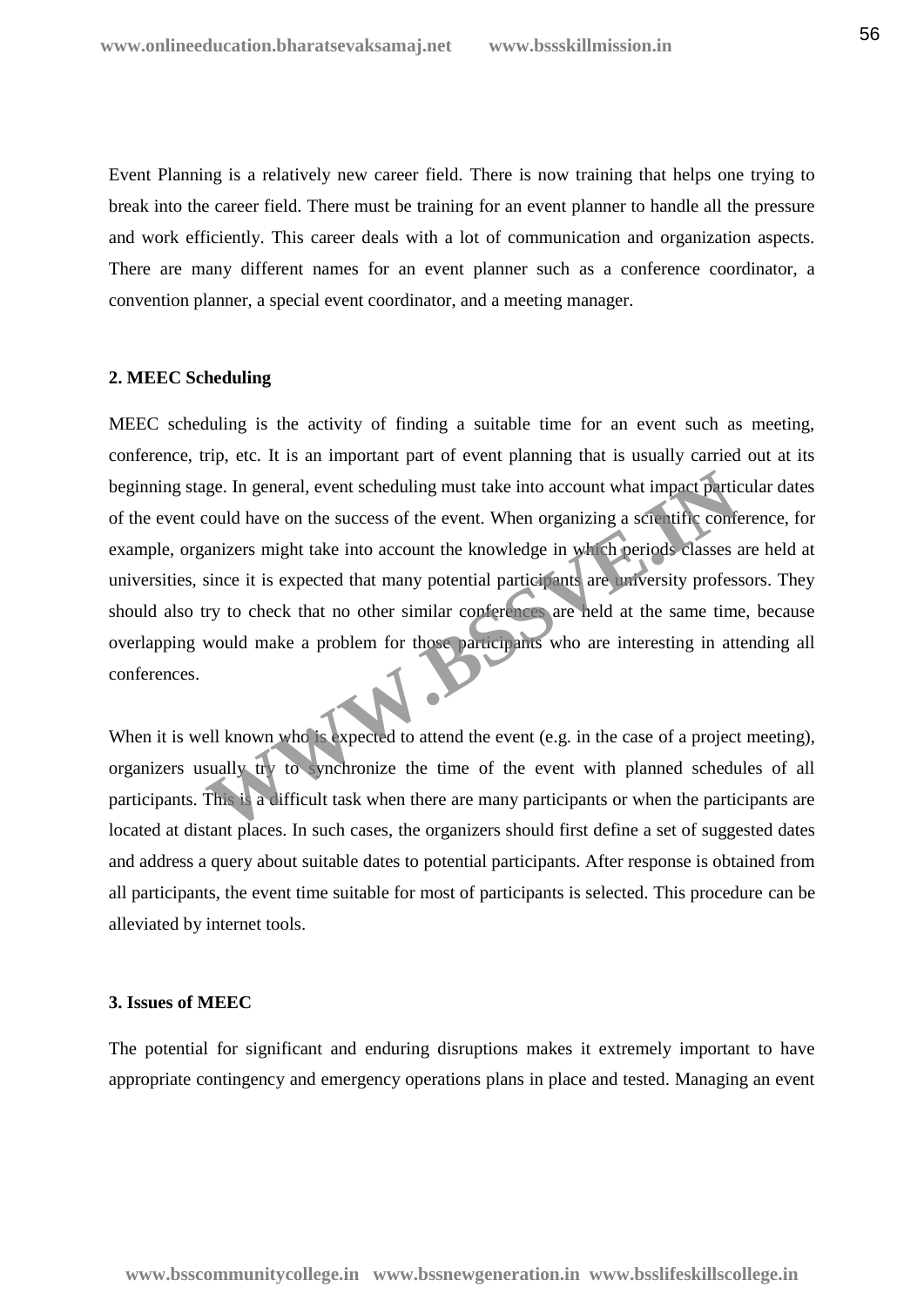Event Planning is a relatively new career field. There is now training that helps one trying to break into the career field. There must be training for an event planner to handle all the pressure and work efficiently. This career deals with a lot of communication and organization aspects. There are many different names for an event planner such as a conference coordinator, a convention planner, a special event coordinator, and a meeting manager.

**2. MEEC Scheduling**

MEEC scheduling is the activity of finding a suitable time for an event such as meeting, conference, trip, etc. It is an important part of event planning that is usually carried out at its beginning stage. In general, event scheduling must take into account what impact particular dates of the event could have on the success of the event. When organizing a scientific conference, for example, organizers might take into account the knowledge in which periods classes are held at universities, since it is expected that many potential participants are university professors. They should also try to check that no other similar conferences are held at the same time, because overlapping would make a problem for those participants who are interesting in attending all conferences.

When it is well known who is expected to attend the event (e.g. in the case of a project meeting), organizers usually try to synchronize the time of the event with planned schedules of all participants. This is a difficult task when there are many participants or when the participants are located at distant places. In such cases, the organizers should first define a set of suggested dates and address a query about suitable dates to potential participants. After response is obtained from all participants, the event time suitable for most of participants is selected. This procedure can be alleviated by internet tools.

**3. Issues of MEEC**

The potential for significant and enduring disruptions makes it extremely important to have appropriate contingency and emergency operations plans in place and tested. Managing an event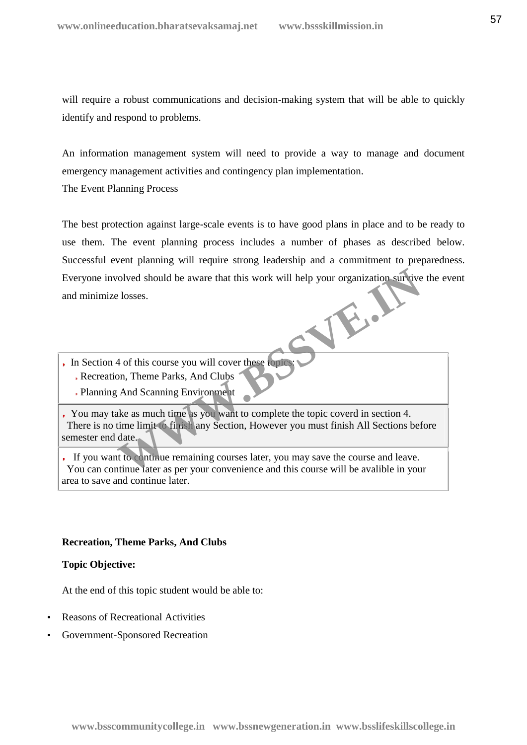will require a robust communications and decision-making system that will be able to quickly identify and respond to problems.

An information management system will need to provide a way to manage and document emergency management activities and contingency plan implementation.

The Event Planning Process

The best protection against large-scale events is to have good plans in place and to be ready to use them. The event planning process includes a number of phases as described below. Successful event planning will require strong leadership and a commitment to preparedness. Everyone involved should be aware that this work will help your organization survive the event and minimize losses.

- In Section 4 of this course you will cover these topics:
  - Recreation, Theme Parks, And Clubs
  - Planning And Scanning Environment

- You may take as much time as you want to complete the topic coverd in section 4. There is no time limit to finish any Section, However you must finish All Sections before semester end date.

- If you want to continue remaining courses later, you may save the course and leave. You can continue later as per your convenience and this course will be avalible in your area to save and continue later.

**Recreation, Theme Parks, And Clubs**

**Topic Objective:**

At the end of this topic student would be able to:

- Reasons of Recreational Activities
- Government-Sponsored Recreation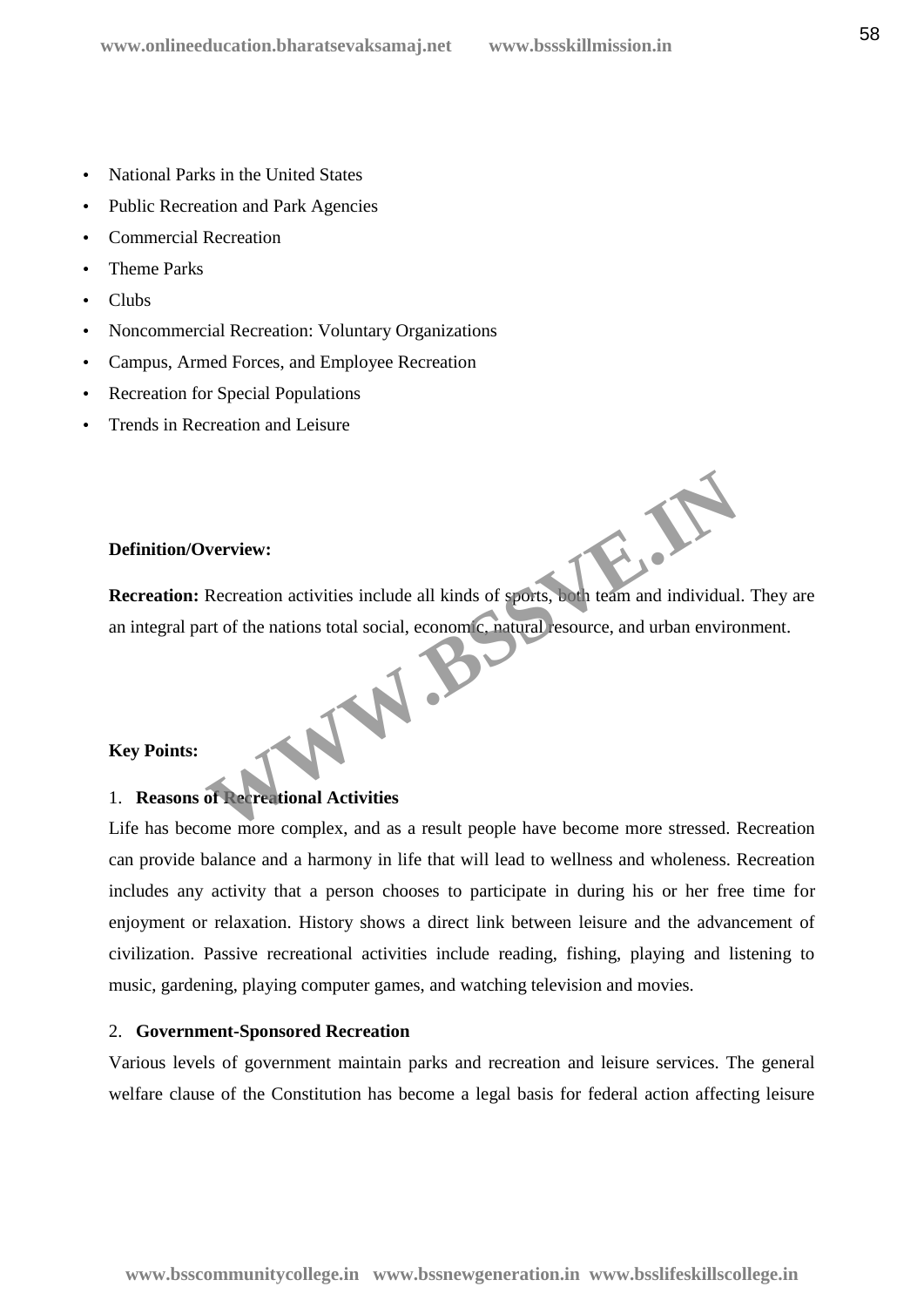- National Parks in the United States
- Public Recreation and Park Agencies
- Commercial Recreation
- Theme Parks
- Clubs
- Noncommercial Recreation: Voluntary Organizations
- Campus, Armed Forces, and Employee Recreation
- Recreation for Special Populations
- Trends in Recreation and Leisure

**Definition/Overview:**

**Recreation:** Recreation activities include all kinds of sports, both team and individual. They are an integral part of the nations total social, economic, natural resource, and urban environment.

**Key Points:**

1. **Reasons of Recreational Activities**

Life has become more complex, and as a result people have become more stressed. Recreation can provide balance and a harmony in life that will lead to wellness and wholeness. Recreation includes any activity that a person chooses to participate in during his or her free time for enjoyment or relaxation. History shows a direct link between leisure and the advancement of civilization. Passive recreational activities include reading, fishing, playing and listening to music, gardening, playing computer games, and watching television and movies.

2. **Government-Sponsored Recreation**

Various levels of government maintain parks and recreation and leisure services. The general welfare clause of the Constitution has become a legal basis for federal action affecting leisure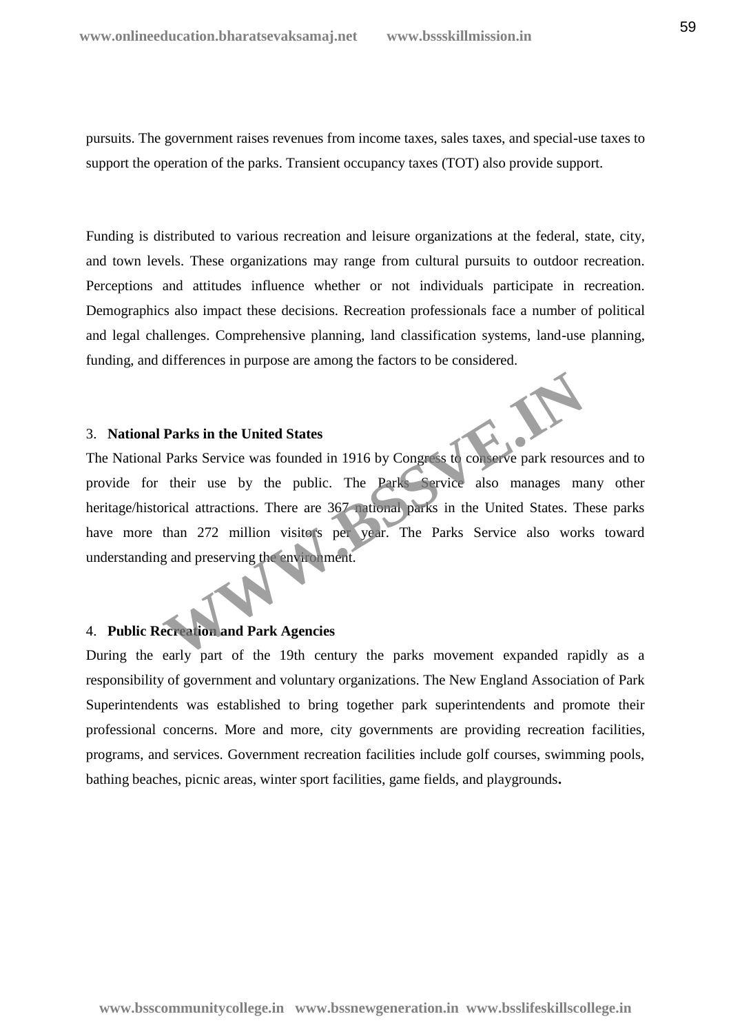pursuits. The government raises revenues from income taxes, sales taxes, and special-use taxes to support the operation of the parks. Transient occupancy taxes (TOT) also provide support.

Funding is distributed to various recreation and leisure organizations at the federal, state, city, and town levels. These organizations may range from cultural pursuits to outdoor recreation. Perceptions and attitudes influence whether or not individuals participate in recreation. Demographics also impact these decisions. Recreation professionals face a number of political and legal challenges. Comprehensive planning, land classification systems, land-use planning, funding, and differences in purpose are among the factors to be considered.

3. **National Parks in the United States**

The National Parks Service was founded in 1916 by Congress to conserve park resources and to provide for their use by the public. The Parks Service also manages many other heritage/historical attractions. There are 367 national parks in the United States. These parks have more than 272 million visitors per year. The Parks Service also works toward understanding and preserving the environment.

4. **Public Recreation and Park Agencies**

During the early part of the 19th century the parks movement expanded rapidly as a responsibility of government and voluntary organizations. The New England Association of Park Superintendents was established to bring together park superintendents and promote their professional concerns. More and more, city governments are providing recreation facilities, programs, and services. Government recreation facilities include golf courses, swimming pools, bathing beaches, picnic areas, winter sport facilities, game fields, and playgrounds**.**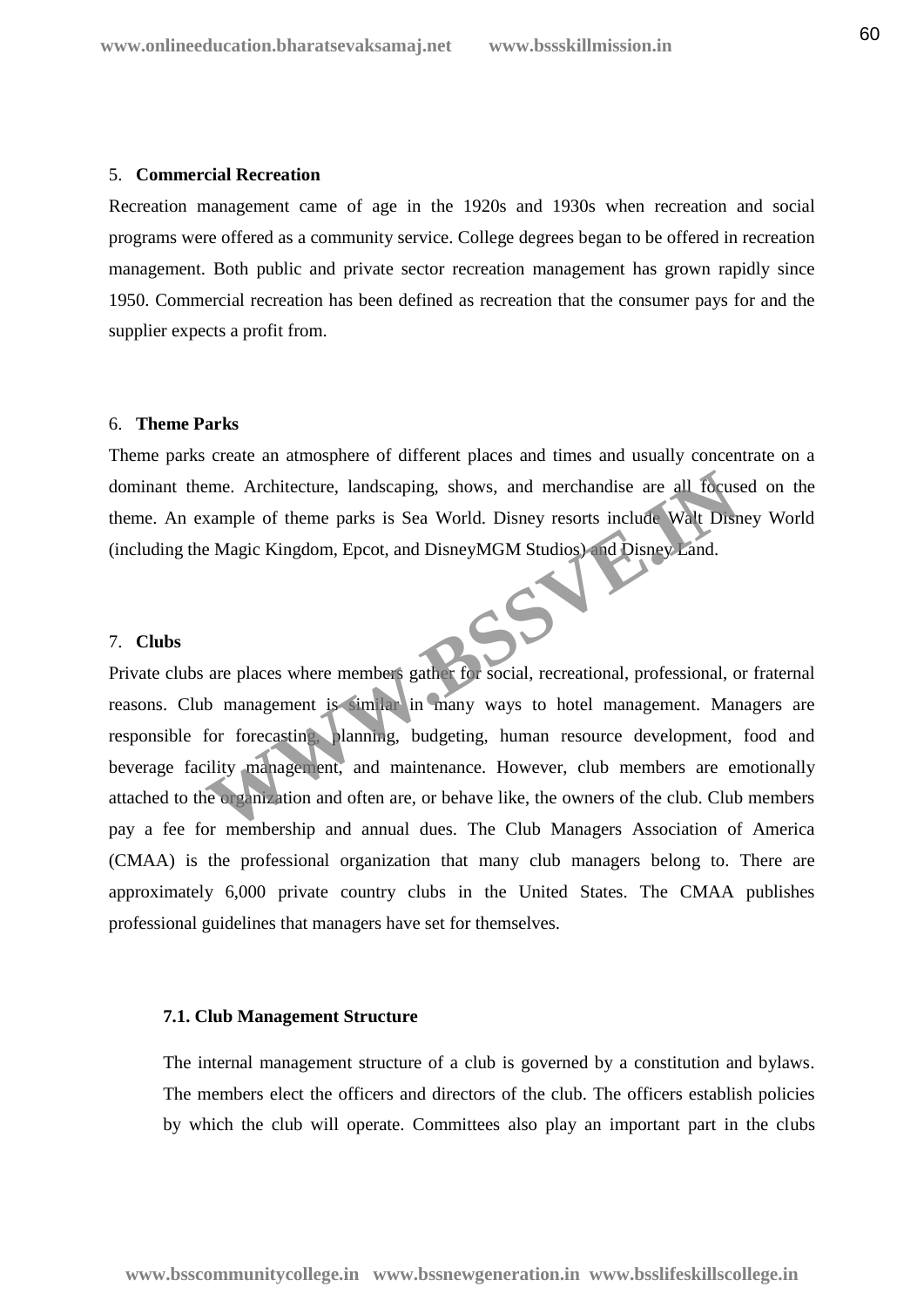5. **Commercial Recreation**

Recreation management came of age in the 1920s and 1930s when recreation and social programs were offered as a community service. College degrees began to be offered in recreation management. Both public and private sector recreation management has grown rapidly since 1950. Commercial recreation has been defined as recreation that the consumer pays for and the supplier expects a profit from.

6. **Theme Parks**

Theme parks create an atmosphere of different places and times and usually concentrate on a dominant theme. Architecture, landscaping, shows, and merchandise are all focused on the theme. An example of theme parks is Sea World. Disney resorts include Walt Disney World (including the Magic Kingdom, Epcot, and DisneyMGM Studios) and Disney Land.

7. **Clubs**

Private clubs are places where members gather for social, recreational, professional, or fraternal reasons. Club management is similar in many ways to hotel management. Managers are responsible for forecasting, planning, budgeting, human resource development, food and beverage facility management, and maintenance. However, club members are emotionally attached to the organization and often are, or behave like, the owners of the club. Club members pay a fee for membership and annual dues. The Club Managers Association of America (CMAA) is the professional organization that many club managers belong to. There are approximately 6,000 private country clubs in the United States. The CMAA publishes professional guidelines that managers have set for themselves.

**7.1. Club Management Structure**

The internal management structure of a club is governed by a constitution and bylaws. The members elect the officers and directors of the club. The officers establish policies by which the club will operate. Committees also play an important part in the clubs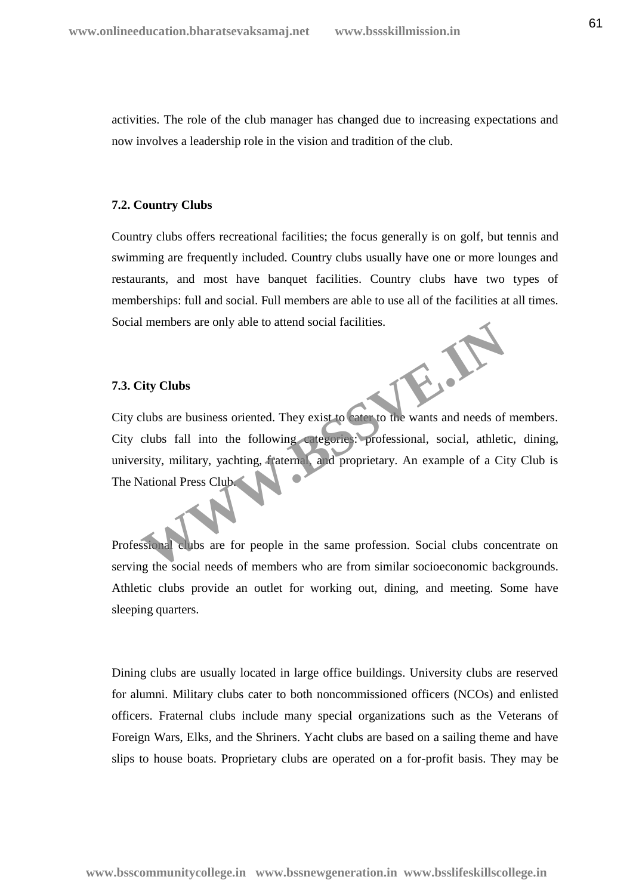activities. The role of the club manager has changed due to increasing expectations and now involves a leadership role in the vision and tradition of the club.

### 7.2. Country Clubs

Country clubs offers recreational facilities; the focus generally is on golf, but tennis and swimming are frequently included. Country clubs usually have one or more lounges and restaurants, and most have banquet facilities. Country clubs have two types of memberships: full and social. Full members are able to use all of the facilities at all times. Social members are only able to attend social facilities.

### 7.3. City Clubs

City clubs are business oriented. They exist to cater to the wants and needs of members. City clubs fall into the following categories: professional, social, athletic, dining, university, military, yachting, fraternal, and proprietary. An example of a City Club is The National Press Club.

Professional clubs are for people in the same profession. Social clubs concentrate on serving the social needs of members who are from similar socioeconomic backgrounds. Athletic clubs provide an outlet for working out, dining, and meeting. Some have sleeping quarters.

Dining clubs are usually located in large office buildings. University clubs are reserved for alumni. Military clubs cater to both noncommissioned officers (NCOs) and enlisted officers. Fraternal clubs include many special organizations such as the Veterans of Foreign Wars, Elks, and the Shriners. Yacht clubs are based on a sailing theme and have slips to house boats. Proprietary clubs are operated on a for-profit basis. They may be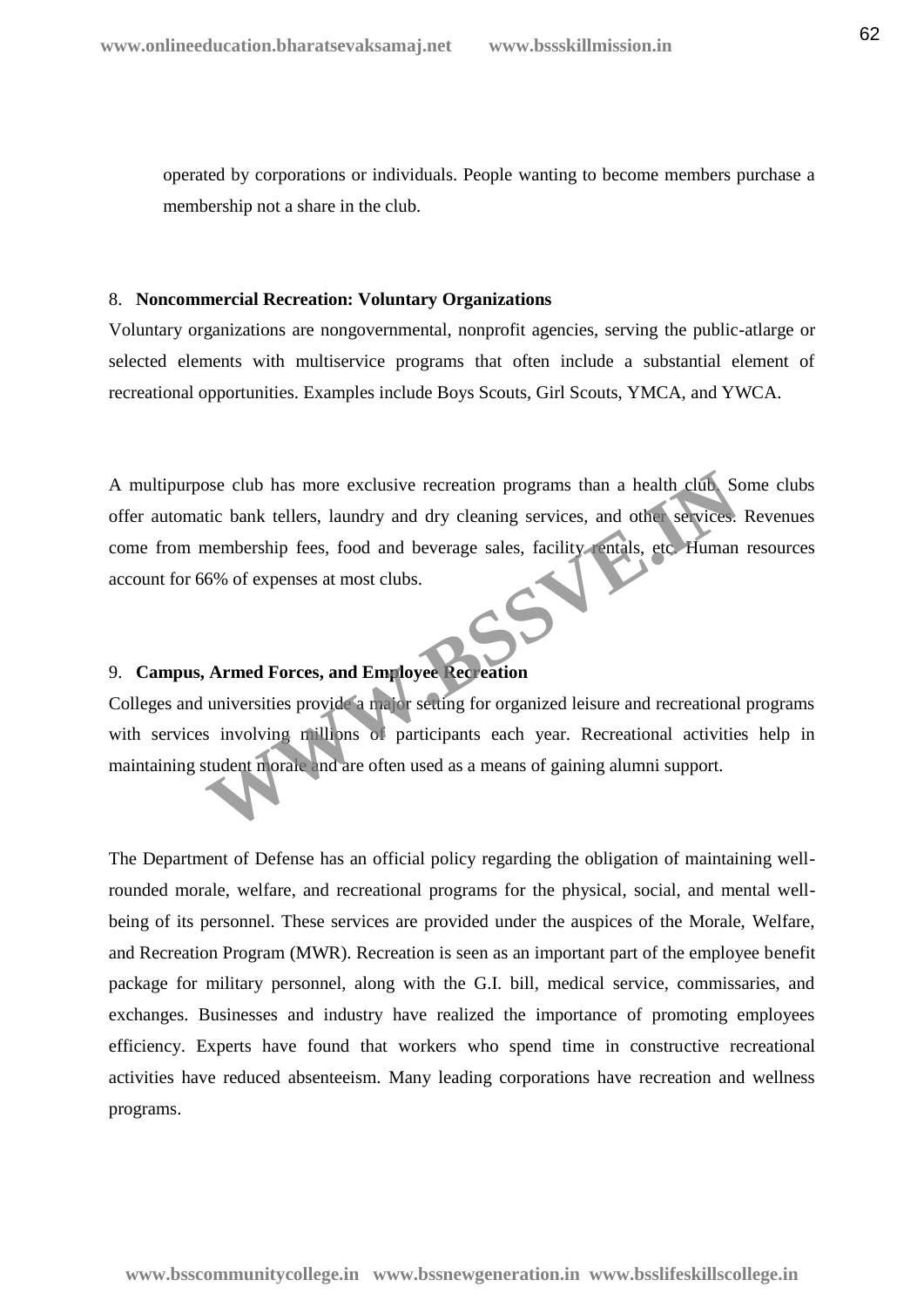operated by corporations or individuals. People wanting to become members purchase a membership not a share in the club.

8. **Noncommercial Recreation: Voluntary Organizations**

Voluntary organizations are nongovernmental, nonprofit agencies, serving the public-atlarge or selected elements with multiservice programs that often include a substantial element of recreational opportunities. Examples include Boys Scouts, Girl Scouts, YMCA, and YWCA.

A multipurpose club has more exclusive recreation programs than a health club. Some clubs offer automatic bank tellers, laundry and dry cleaning services, and other services. Revenues come from membership fees, food and beverage sales, facility rentals, etc. Human resources account for 66% of expenses at most clubs.

9. **Campus, Armed Forces, and Employee Recreation**

Colleges and universities provide a major setting for organized leisure and recreational programs with services involving millions of participants each year. Recreational activities help in maintaining student morale and are often used as a means of gaining alumni support.

The Department of Defense has an official policy regarding the obligation of maintaining well-rounded morale, welfare, and recreational programs for the physical, social, and mental well-being of its personnel. These services are provided under the auspices of the Morale, Welfare, and Recreation Program (MWR). Recreation is seen as an important part of the employee benefit package for military personnel, along with the G.I. bill, medical service, commissaries, and exchanges. Businesses and industry have realized the importance of promoting employees efficiency. Experts have found that workers who spend time in constructive recreational activities have reduced absenteeism. Many leading corporations have recreation and wellness programs.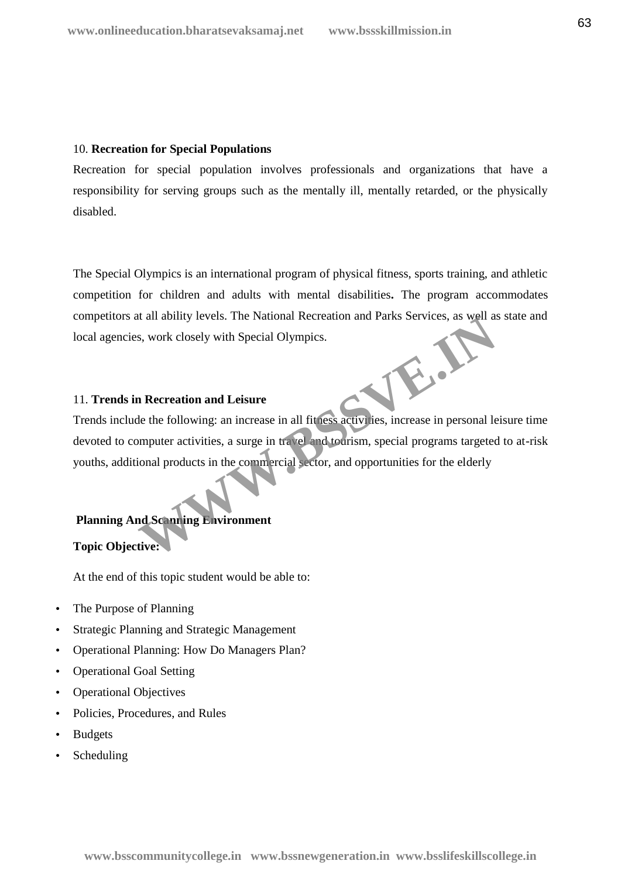10. **Recreation for Special Populations**

Recreation for special population involves professionals and organizations that have a responsibility for serving groups such as the mentally ill, mentally retarded, or the physically disabled.

The Special Olympics is an international program of physical fitness, sports training, and athletic competition for children and adults with mental disabilities**.** The program accommodates competitors at all ability levels. The National Recreation and Parks Services, as well as state and local agencies, work closely with Special Olympics.

11. **Trends in Recreation and Leisure**

Trends include the following: an increase in all fitness activities, increase in personal leisure time devoted to computer activities, a surge in travel and tourism, special programs targeted to at-risk youths, additional products in the commercial sector, and opportunities for the elderly

**Planning And Scanning Environment**

**Topic Objective:**

At the end of this topic student would be able to:

- The Purpose of Planning
- Strategic Planning and Strategic Management
- Operational Planning: How Do Managers Plan?
- Operational Goal Setting
- Operational Objectives
- Policies, Procedures, and Rules
- Budgets
- Scheduling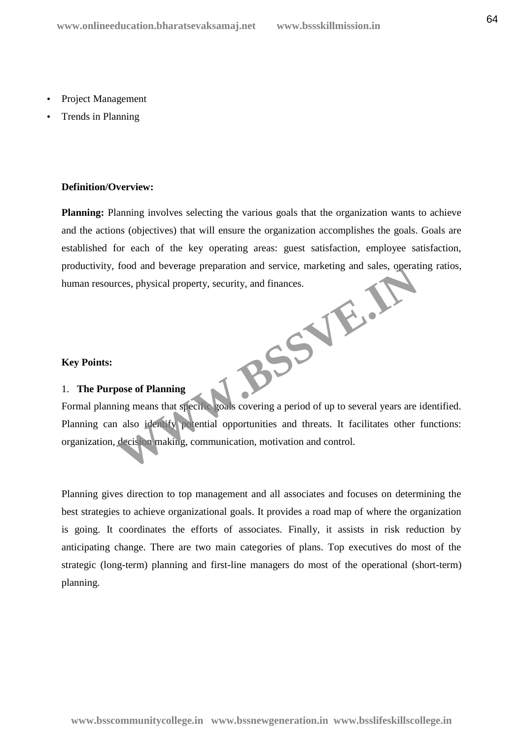- Project Management
- Trends in Planning

**Definition/Overview:**

**Planning:** Planning involves selecting the various goals that the organization wants to achieve and the actions (objectives) that will ensure the organization accomplishes the goals. Goals are established for each of the key operating areas: guest satisfaction, employee satisfaction, productivity, food and beverage preparation and service, marketing and sales, operating ratios, human resources, physical property, security, and finances.

**Key Points:**

1. **The Purpose of Planning**

Formal planning means that specific goals covering a period of up to several years are identified. Planning can also identify potential opportunities and threats. It facilitates other functions: organization, decision making, communication, motivation and control.

Planning gives direction to top management and all associates and focuses on determining the best strategies to achieve organizational goals. It provides a road map of where the organization is going. It coordinates the efforts of associates. Finally, it assists in risk reduction by anticipating change. There are two main categories of plans. Top executives do most of the strategic (long-term) planning and first-line managers do most of the operational (short-term) planning.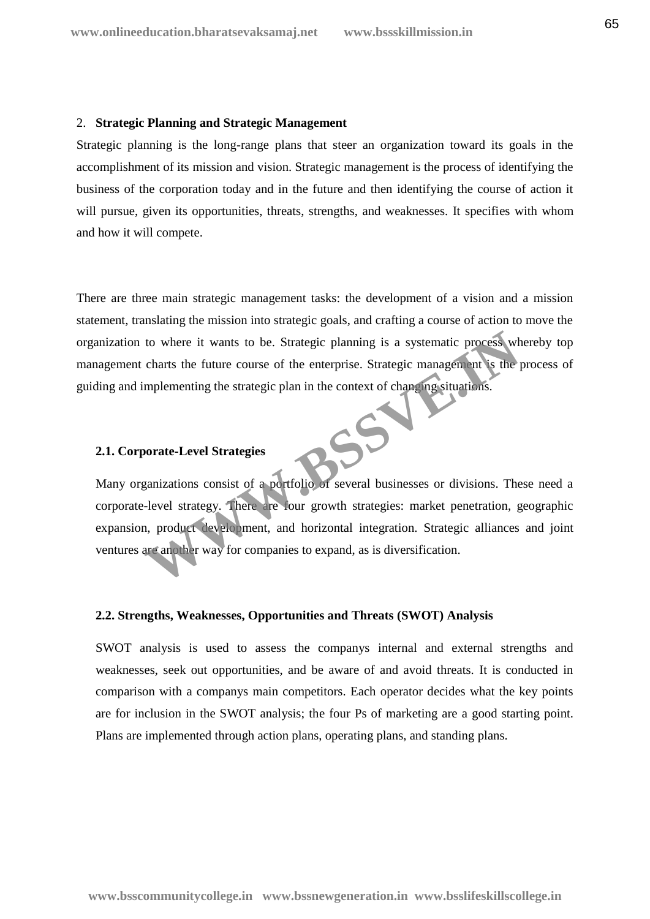## 2. **Strategic Planning and Strategic Management**

Strategic planning is the long-range plans that steer an organization toward its goals in the accomplishment of its mission and vision. Strategic management is the process of identifying the business of the corporation today and in the future and then identifying the course of action it will pursue, given its opportunities, threats, strengths, and weaknesses. It specifies with whom and how it will compete.

There are three main strategic management tasks: the development of a vision and a mission statement, translating the mission into strategic goals, and crafting a course of action to move the organization to where it wants to be. Strategic planning is a systematic process whereby top management charts the future course of the enterprise. Strategic management is the process of guiding and implementing the strategic plan in the context of changing situations.

### 2.1. Corporate-Level Strategies

Many organizations consist of a portfolio of several businesses or divisions. These need a corporate-level strategy. There are four growth strategies: market penetration, geographic expansion, product development, and horizontal integration. Strategic alliances and joint ventures are another way for companies to expand, as is diversification.

### 2.2. Strengths, Weaknesses, Opportunities and Threats (SWOT) Analysis

SWOT analysis is used to assess the companys internal and external strengths and weaknesses, seek out opportunities, and be aware of and avoid threats. It is conducted in comparison with a companys main competitors. Each operator decides what the key points are for inclusion in the SWOT analysis; the four Ps of marketing are a good starting point. Plans are implemented through action plans, operating plans, and standing plans.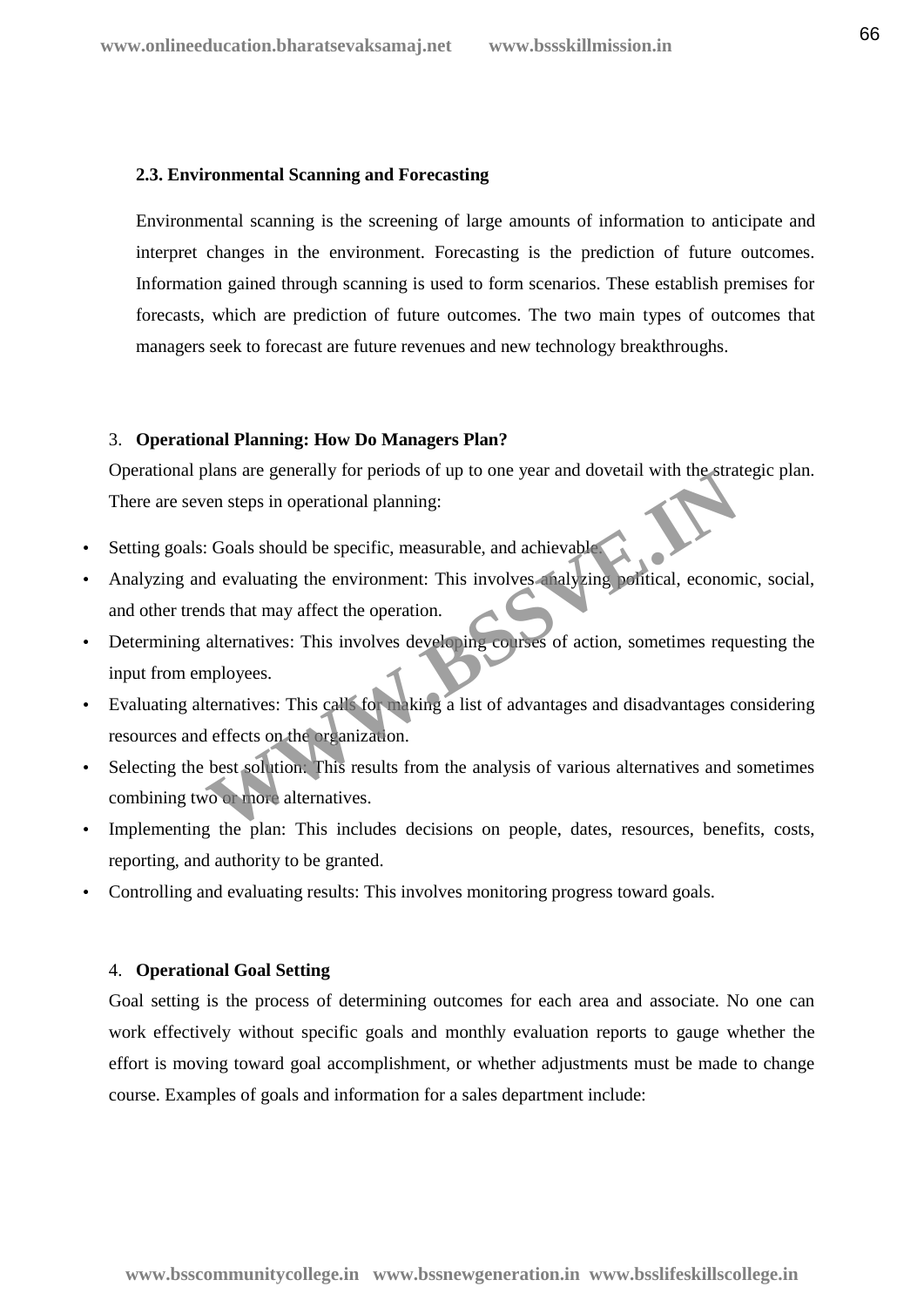### 2.3. Environmental Scanning and Forecasting

Environmental scanning is the screening of large amounts of information to anticipate and interpret changes in the environment. Forecasting is the prediction of future outcomes. Information gained through scanning is used to form scenarios. These establish premises for forecasts, which are prediction of future outcomes. The two main types of outcomes that managers seek to forecast are future revenues and new technology breakthroughs.

## 3. Operational Planning: How Do Managers Plan?

Operational plans are generally for periods of up to one year and dovetail with the strategic plan. There are seven steps in operational planning:

- Setting goals: Goals should be specific, measurable, and achievable.
- Analyzing and evaluating the environment: This involves analyzing political, economic, social, and other trends that may affect the operation.
- Determining alternatives: This involves developing courses of action, sometimes requesting the input from employees.
- Evaluating alternatives: This calls for making a list of advantages and disadvantages considering resources and effects on the organization.
- Selecting the best solution: This results from the analysis of various alternatives and sometimes combining two or more alternatives.
- Implementing the plan: This includes decisions on people, dates, resources, benefits, costs, reporting, and authority to be granted.
- Controlling and evaluating results: This involves monitoring progress toward goals.

## 4. Operational Goal Setting

Goal setting is the process of determining outcomes for each area and associate. No one can work effectively without specific goals and monthly evaluation reports to gauge whether the effort is moving toward goal accomplishment, or whether adjustments must be made to change course. Examples of goals and information for a sales department include: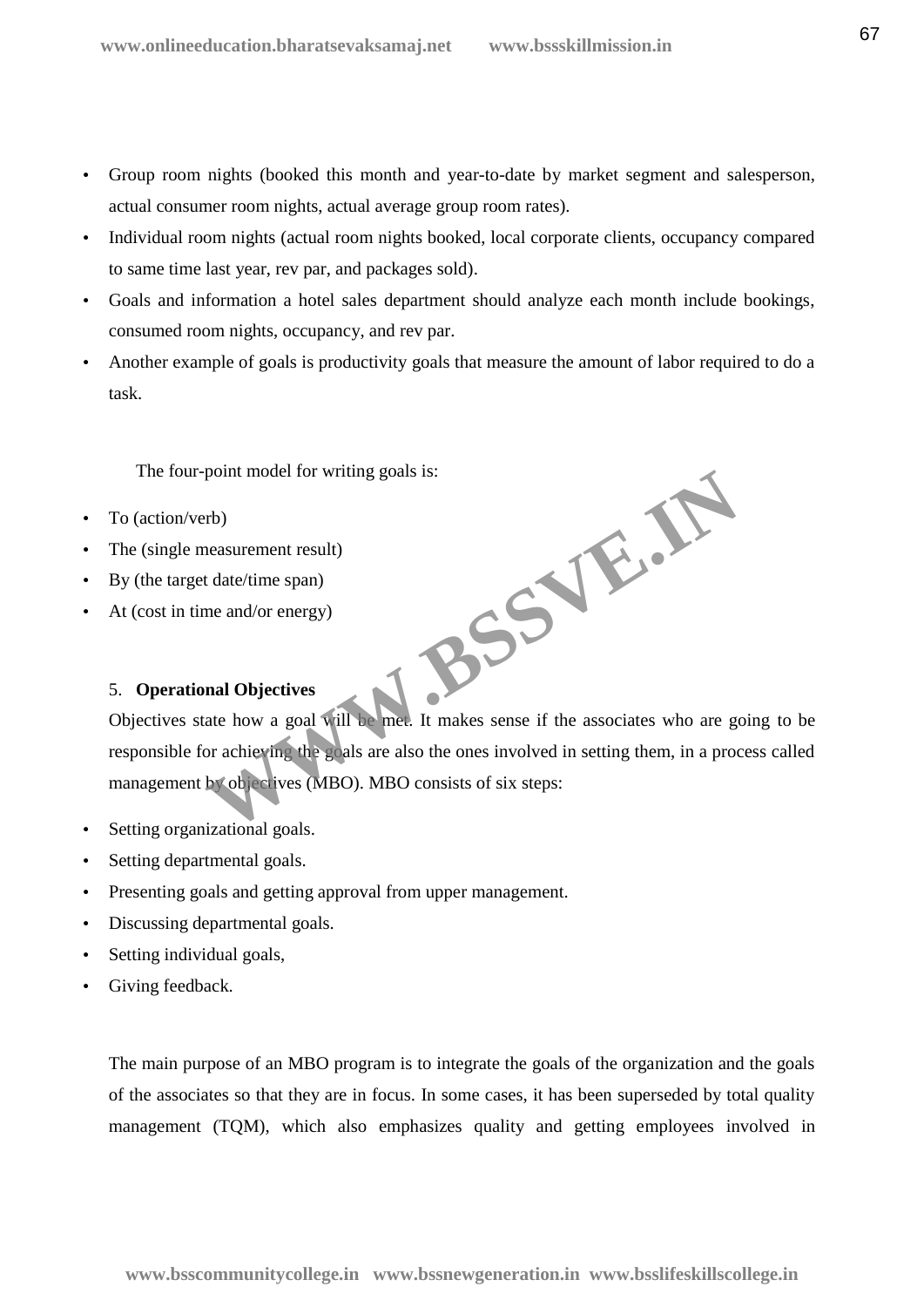- Group room nights (booked this month and year-to-date by market segment and salesperson, actual consumer room nights, actual average group room rates).
- Individual room nights (actual room nights booked, local corporate clients, occupancy compared to same time last year, rev par, and packages sold).
- Goals and information a hotel sales department should analyze each month include bookings, consumed room nights, occupancy, and rev par.
- Another example of goals is productivity goals that measure the amount of labor required to do a task.

The four-point model for writing goals is:

- To (action/verb)
- The (single measurement result)
- By (the target date/time span)
- At (cost in time and/or energy)

5. **Operational Objectives**

Objectives state how a goal will be met. It makes sense if the associates who are going to be responsible for achieving the goals are also the ones involved in setting them, in a process called management by objectives (MBO). MBO consists of six steps:

- Setting organizational goals.
- Setting departmental goals.
- Presenting goals and getting approval from upper management.
- Discussing departmental goals.
- Setting individual goals,
- Giving feedback.

The main purpose of an MBO program is to integrate the goals of the organization and the goals of the associates so that they are in focus. In some cases, it has been superseded by total quality management (TQM), which also emphasizes quality and getting employees involved in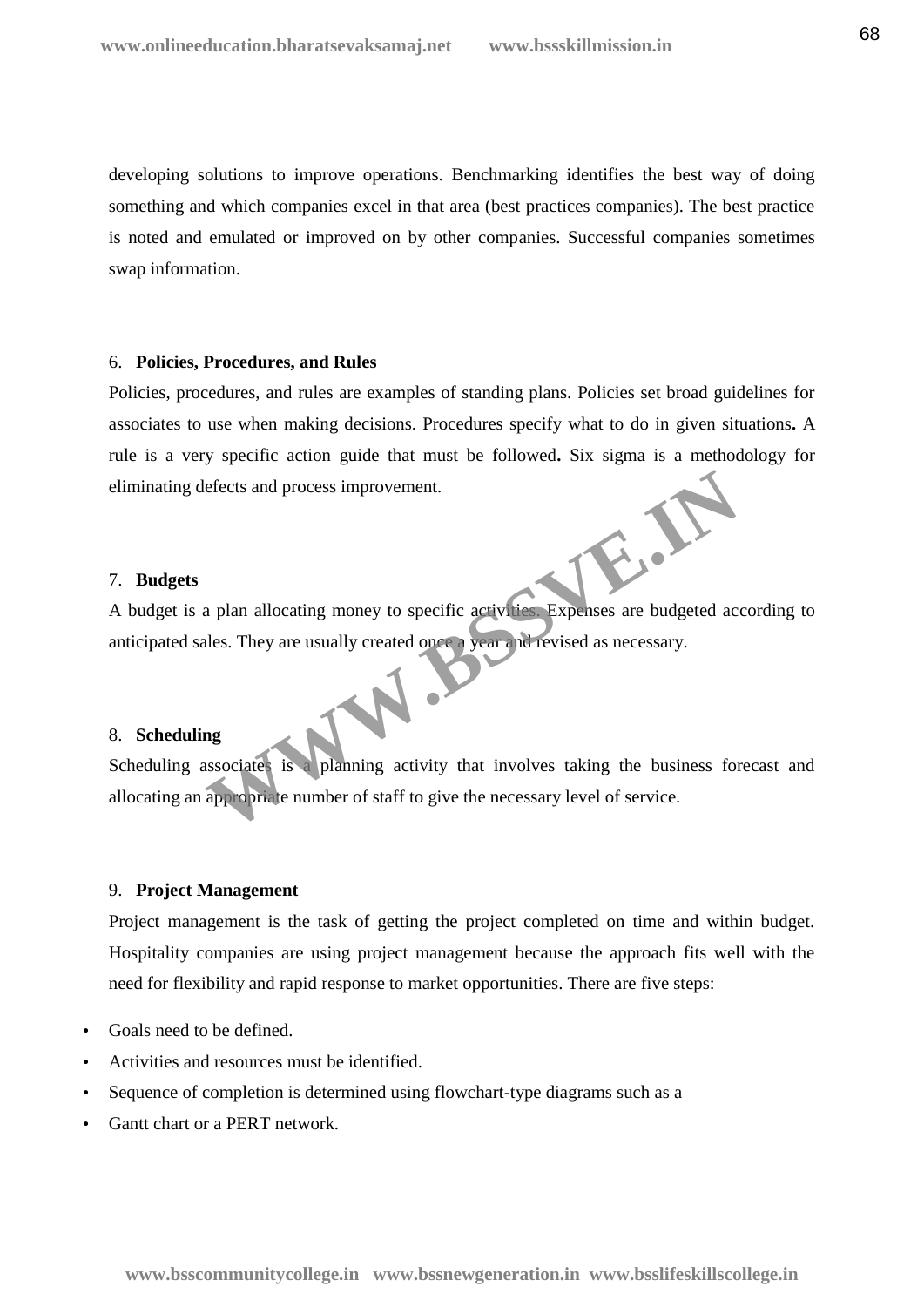developing solutions to improve operations. Benchmarking identifies the best way of doing something and which companies excel in that area (best practices companies). The best practice is noted and emulated or improved on by other companies. Successful companies sometimes swap information.

6. **Policies, Procedures, and Rules**

Policies, procedures, and rules are examples of standing plans. Policies set broad guidelines for associates to use when making decisions. Procedures specify what to do in given situations**.** A rule is a very specific action guide that must be followed**.** Six sigma is a methodology for eliminating defects and process improvement.

7. **Budgets**

A budget is a plan allocating money to specific activities. Expenses are budgeted according to anticipated sales. They are usually created once a year and revised as necessary.

8. **Scheduling**

Scheduling associates is a planning activity that involves taking the business forecast and allocating an appropriate number of staff to give the necessary level of service.

9. **Project Management**

Project management is the task of getting the project completed on time and within budget. Hospitality companies are using project management because the approach fits well with the need for flexibility and rapid response to market opportunities. There are five steps:

- Goals need to be defined.
- Activities and resources must be identified.
- Sequence of completion is determined using flowchart-type diagrams such as a
- Gantt chart or a PERT network.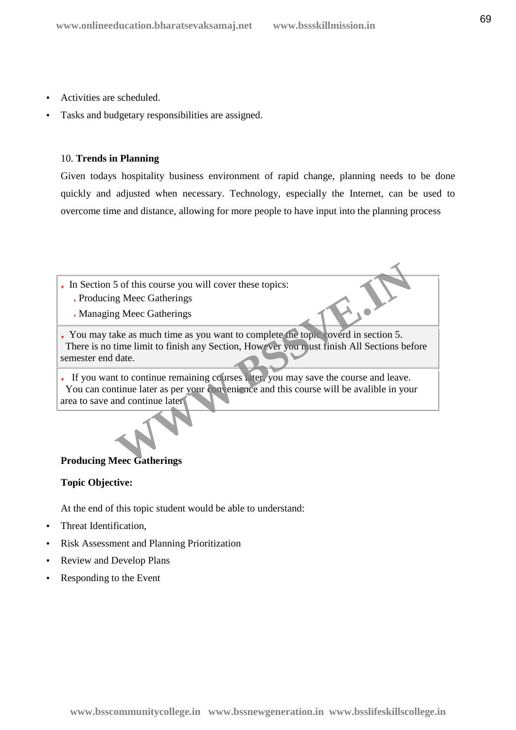- Activities are scheduled.
- Tasks and budgetary responsibilities are assigned.

10. **Trends in Planning**

Given todays hospitality business environment of rapid change, planning needs to be done quickly and adjusted when necessary. Technology, especially the Internet, can be used to overcome time and distance, allowing for more people to have input into the planning process

- In Section 5 of this course you will cover these topics:
  - Producing Meec Gatherings
  - Managing Meec Gatherings

- You may take as much time as you want to complete the topic coverd in section 5. There is no time limit to finish any Section, However you must finish All Sections before semester end date.

- If you want to continue remaining courses later, you may save the course and leave. You can continue later as per your convenience and this course will be avalible in your area to save and continue later.

**Producing Meec Gatherings**

**Topic Objective:**

At the end of this topic student would be able to understand:

- Threat Identification,
- Risk Assessment and Planning Prioritization
- Review and Develop Plans
- Responding to the Event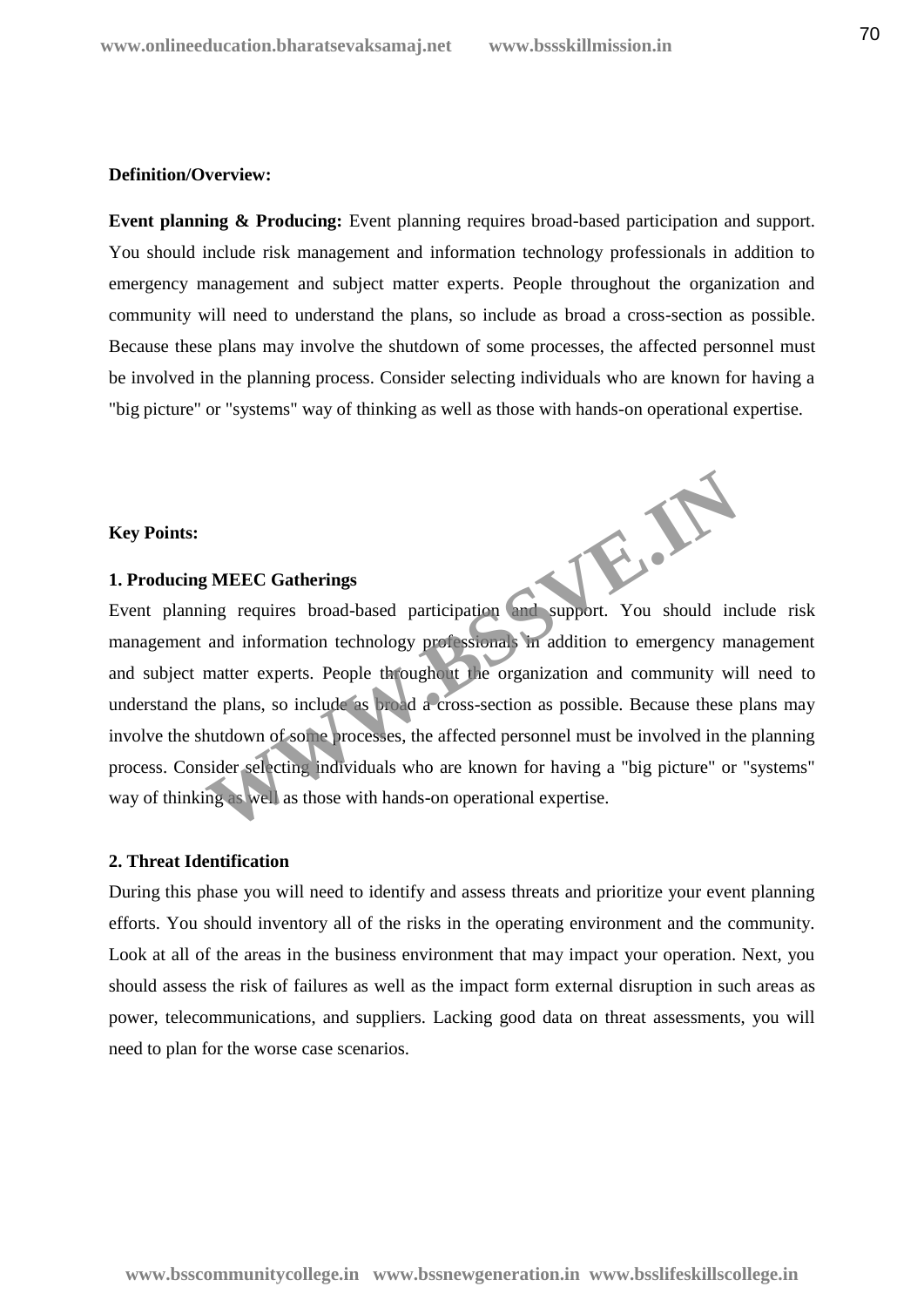**Definition/Overview:**

**Event planning & Producing:** Event planning requires broad-based participation and support. You should include risk management and information technology professionals in addition to emergency management and subject matter experts. People throughout the organization and community will need to understand the plans, so include as broad a cross-section as possible. Because these plans may involve the shutdown of some processes, the affected personnel must be involved in the planning process. Consider selecting individuals who are known for having a "big picture" or "systems" way of thinking as well as those with hands-on operational expertise.

**Key Points:**

**1. Producing MEEC Gatherings**

Event planning requires broad-based participation and support. You should include risk management and information technology professionals in addition to emergency management and subject matter experts. People throughout the organization and community will need to understand the plans, so include as broad a cross-section as possible. Because these plans may involve the shutdown of some processes, the affected personnel must be involved in the planning process. Consider selecting individuals who are known for having a "big picture" or "systems" way of thinking as well as those with hands-on operational expertise.

**2. Threat Identification**

During this phase you will need to identify and assess threats and prioritize your event planning efforts. You should inventory all of the risks in the operating environment and the community. Look at all of the areas in the business environment that may impact your operation. Next, you should assess the risk of failures as well as the impact form external disruption in such areas as power, telecommunications, and suppliers. Lacking good data on threat assessments, you will need to plan for the worse case scenarios.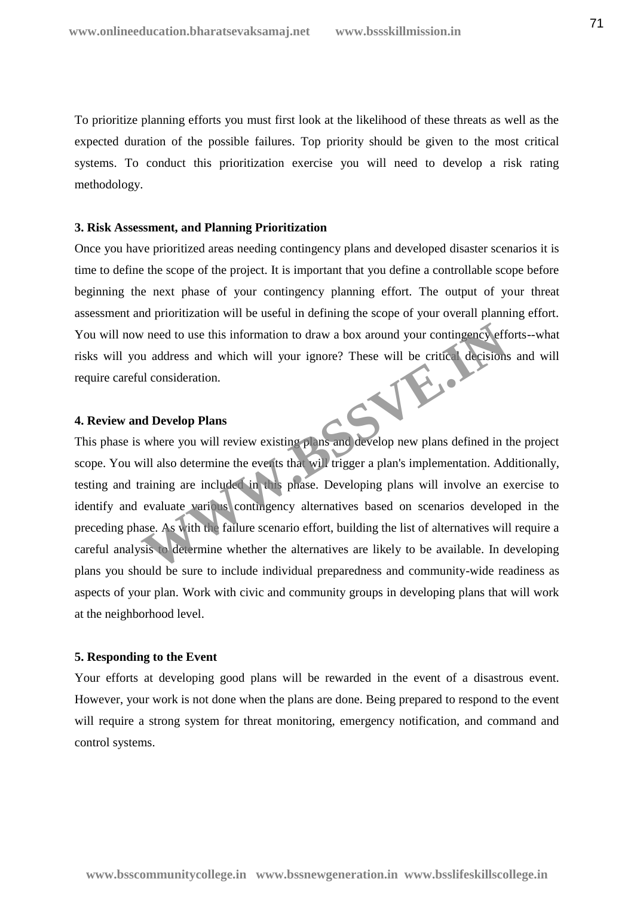To prioritize planning efforts you must first look at the likelihood of these threats as well as the expected duration of the possible failures. Top priority should be given to the most critical systems. To conduct this prioritization exercise you will need to develop a risk rating methodology.

**3. Risk Assessment, and Planning Prioritization**

Once you have prioritized areas needing contingency plans and developed disaster scenarios it is time to define the scope of the project. It is important that you define a controllable scope before beginning the next phase of your contingency planning effort. The output of your threat assessment and prioritization will be useful in defining the scope of your overall planning effort. You will now need to use this information to draw a box around your contingency efforts--what risks will you address and which will your ignore? These will be critical decisions and will require careful consideration.

**4. Review and Develop Plans**

This phase is where you will review existing plans and develop new plans defined in the project scope. You will also determine the events that will trigger a plan's implementation. Additionally, testing and training are included in this phase. Developing plans will involve an exercise to identify and evaluate various contingency alternatives based on scenarios developed in the preceding phase. As with the failure scenario effort, building the list of alternatives will require a careful analysis to determine whether the alternatives are likely to be available. In developing plans you should be sure to include individual preparedness and community-wide readiness as aspects of your plan. Work with civic and community groups in developing plans that will work at the neighborhood level.

**5. Responding to the Event**

Your efforts at developing good plans will be rewarded in the event of a disastrous event. However, your work is not done when the plans are done. Being prepared to respond to the event will require a strong system for threat monitoring, emergency notification, and command and control systems.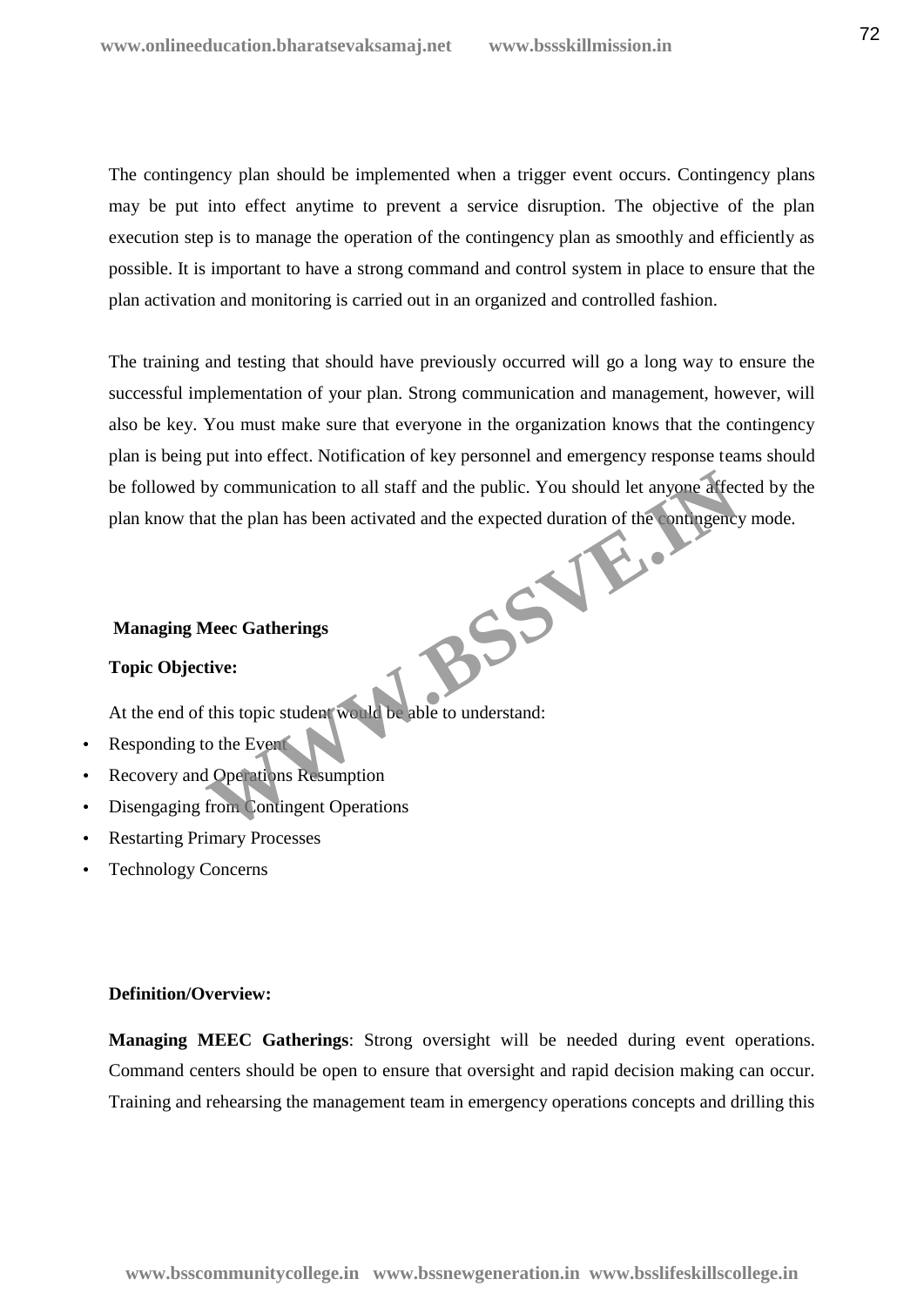The contingency plan should be implemented when a trigger event occurs. Contingency plans may be put into effect anytime to prevent a service disruption. The objective of the plan execution step is to manage the operation of the contingency plan as smoothly and efficiently as possible. It is important to have a strong command and control system in place to ensure that the plan activation and monitoring is carried out in an organized and controlled fashion.

The training and testing that should have previously occurred will go a long way to ensure the successful implementation of your plan. Strong communication and management, however, will also be key. You must make sure that everyone in the organization knows that the contingency plan is being put into effect. Notification of key personnel and emergency response teams should be followed by communication to all staff and the public. You should let anyone affected by the plan know that the plan has been activated and the expected duration of the contingency mode.

**Managing Meec Gatherings**

**Topic Objective:**

At the end of this topic student would be able to understand:

- Responding to the Event
- Recovery and Operations Resumption
- Disengaging from Contingent Operations
- Restarting Primary Processes
- Technology Concerns

**Definition/Overview:**

**Managing MEEC Gatherings**: Strong oversight will be needed during event operations. Command centers should be open to ensure that oversight and rapid decision making can occur. Training and rehearsing the management team in emergency operations concepts and drilling this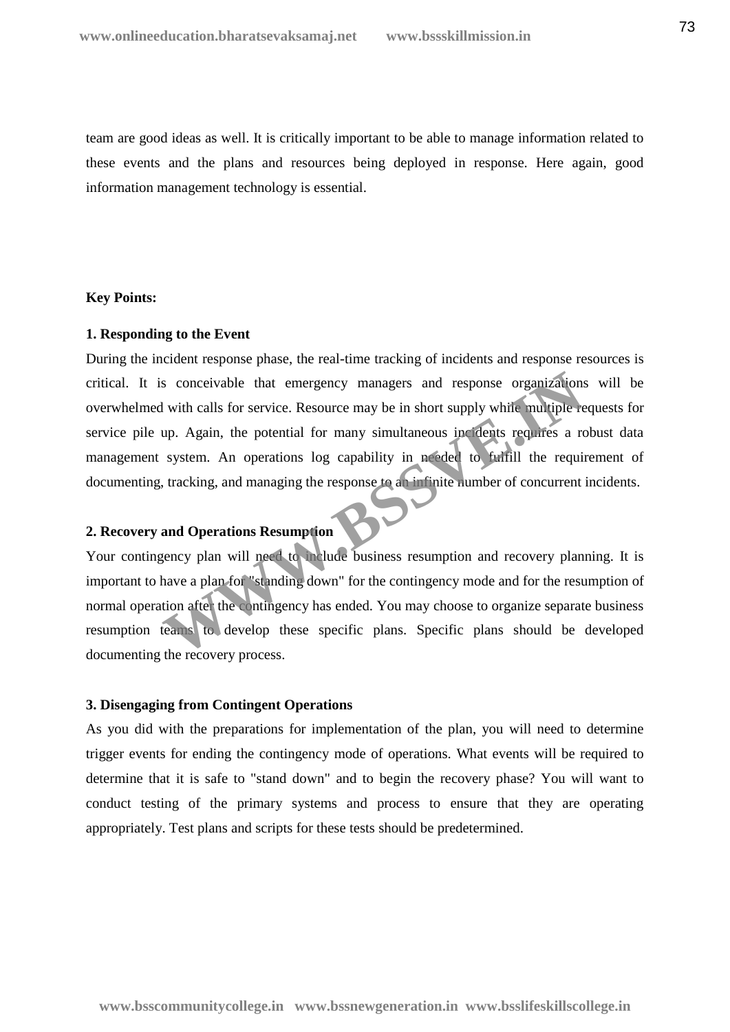team are good ideas as well. It is critically important to be able to manage information related to these events and the plans and resources being deployed in response. Here again, good information management technology is essential.

**Key Points:**

**1. Responding to the Event**

During the incident response phase, the real-time tracking of incidents and response resources is critical. It is conceivable that emergency managers and response organizations will be overwhelmed with calls for service. Resource may be in short supply while multiple requests for service pile up. Again, the potential for many simultaneous incidents requires a robust data management system. An operations log capability in needed to fulfill the requirement of documenting, tracking, and managing the response to an infinite number of concurrent incidents.

**2. Recovery and Operations Resumption**

Your contingency plan will need to include business resumption and recovery planning. It is important to have a plan for "standing down" for the contingency mode and for the resumption of normal operation after the contingency has ended. You may choose to organize separate business resumption teams to develop these specific plans. Specific plans should be developed documenting the recovery process.

**3. Disengaging from Contingent Operations**

As you did with the preparations for implementation of the plan, you will need to determine trigger events for ending the contingency mode of operations. What events will be required to determine that it is safe to "stand down" and to begin the recovery phase? You will want to conduct testing of the primary systems and process to ensure that they are operating appropriately. Test plans and scripts for these tests should be predetermined.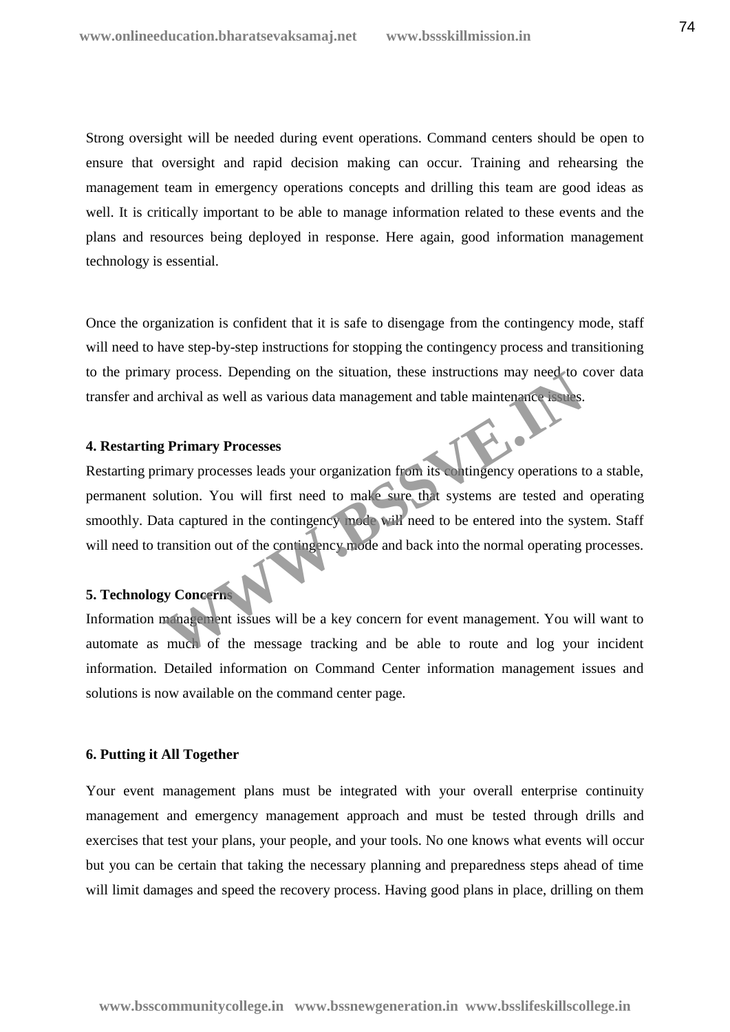Strong oversight will be needed during event operations. Command centers should be open to ensure that oversight and rapid decision making can occur. Training and rehearsing the management team in emergency operations concepts and drilling this team are good ideas as well. It is critically important to be able to manage information related to these events and the plans and resources being deployed in response. Here again, good information management technology is essential.

Once the organization is confident that it is safe to disengage from the contingency mode, staff will need to have step-by-step instructions for stopping the contingency process and transitioning to the primary process. Depending on the situation, these instructions may need to cover data transfer and archival as well as various data management and table maintenance issues.

**4. Restarting Primary Processes**

Restarting primary processes leads your organization from its contingency operations to a stable, permanent solution. You will first need to make sure that systems are tested and operating smoothly. Data captured in the contingency mode will need to be entered into the system. Staff will need to transition out of the contingency mode and back into the normal operating processes.

**5. Technology Concerns**

Information management issues will be a key concern for event management. You will want to automate as much of the message tracking and be able to route and log your incident information. Detailed information on Command Center information management issues and solutions is now available on the command center page.

**6. Putting it All Together**

Your event management plans must be integrated with your overall enterprise continuity management and emergency management approach and must be tested through drills and exercises that test your plans, your people, and your tools. No one knows what events will occur but you can be certain that taking the necessary planning and preparedness steps ahead of time will limit damages and speed the recovery process. Having good plans in place, drilling on them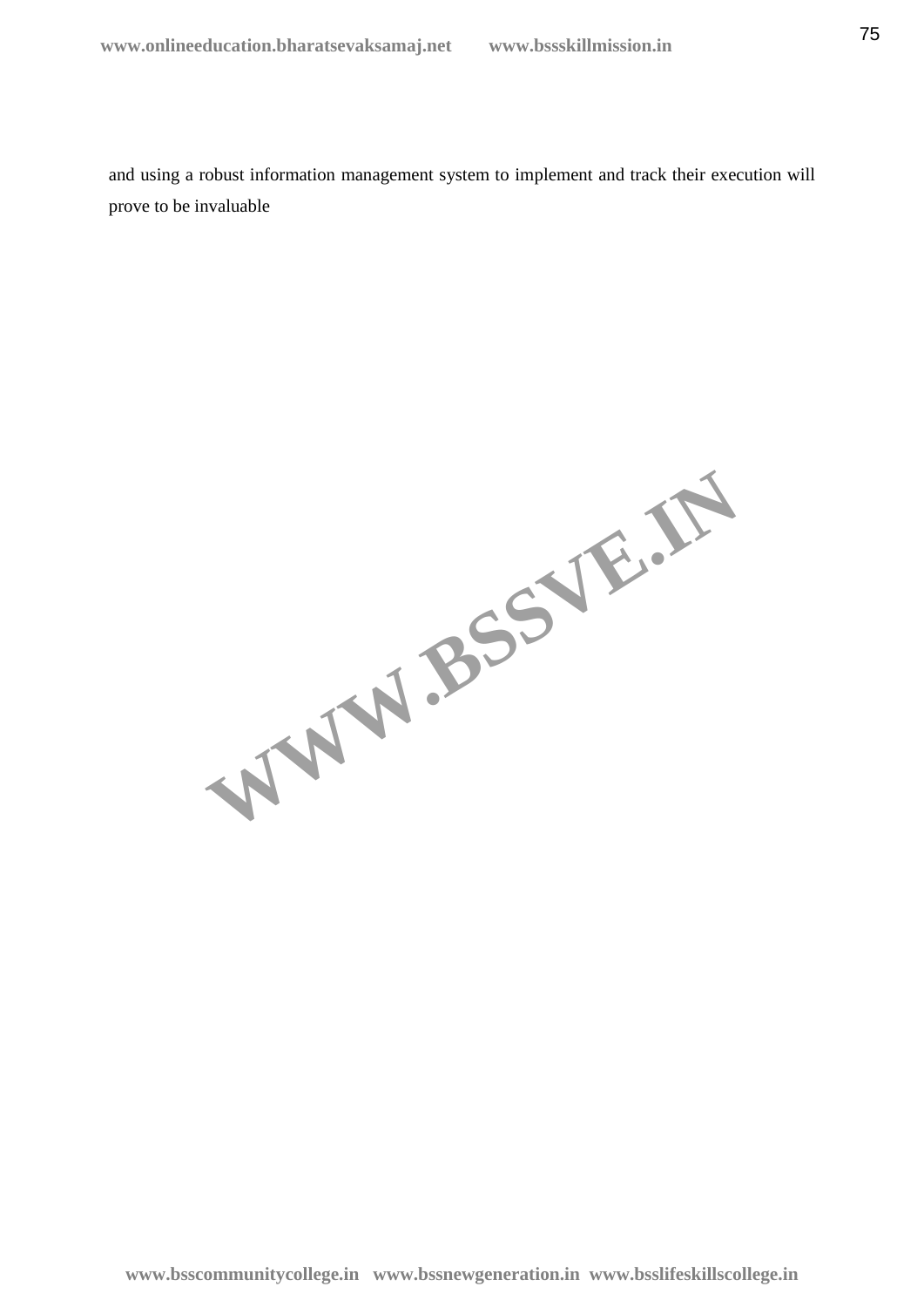and using a robust information management system to implement and track their execution will prove to be invaluable